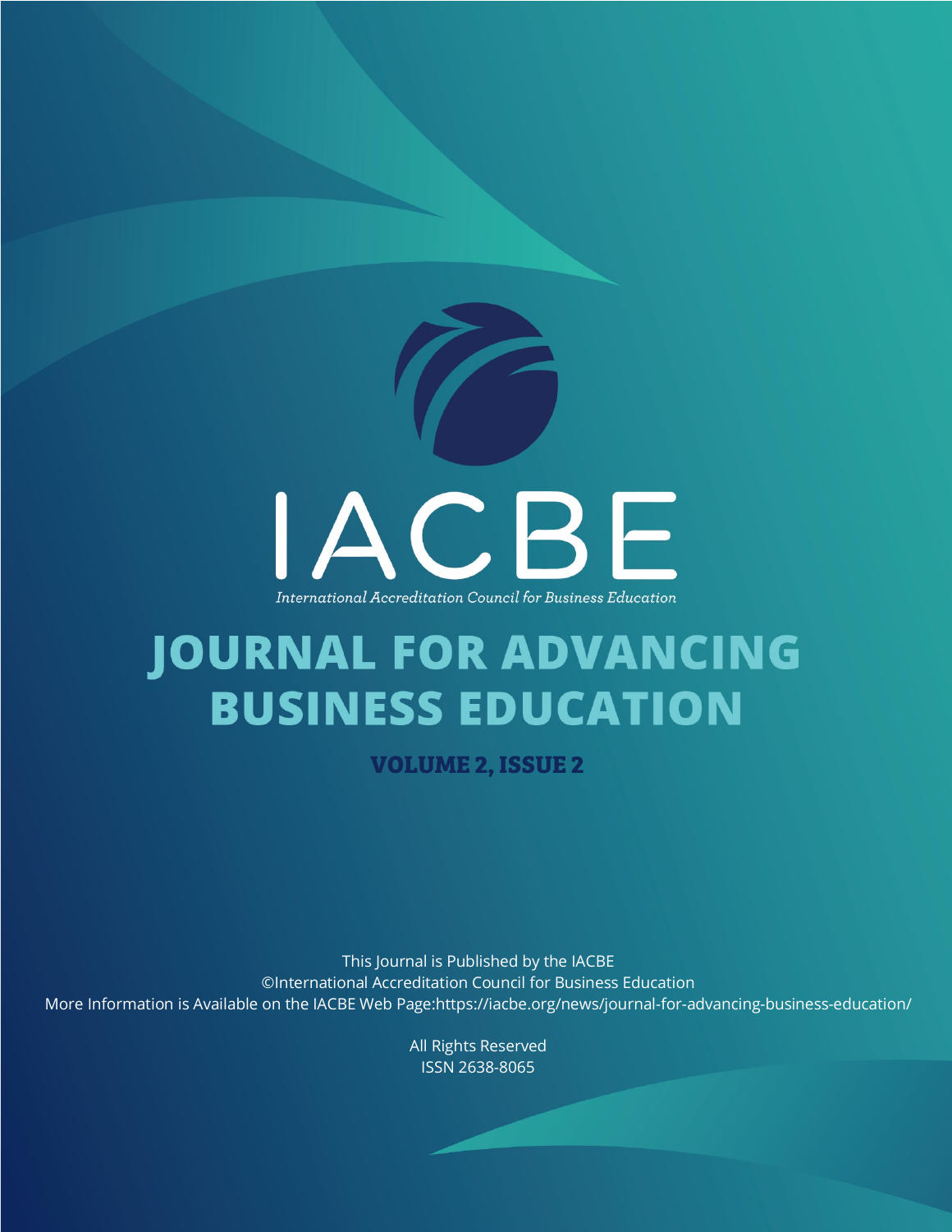IACBE

*International Accreditation Council for Business Education*

# JOURNAL FOR ADVANCING BUSINESS EDUCATION

## VOLUME 2, ISSUE 2

This Journal is Published by the IACBE
©International Accreditation Council for Business Education
More Information is Available on the IACBE Web Page:https://iacbe.org/news/journal-for-advancing-business-education/

All Rights Reserved
ISSN 2638-8065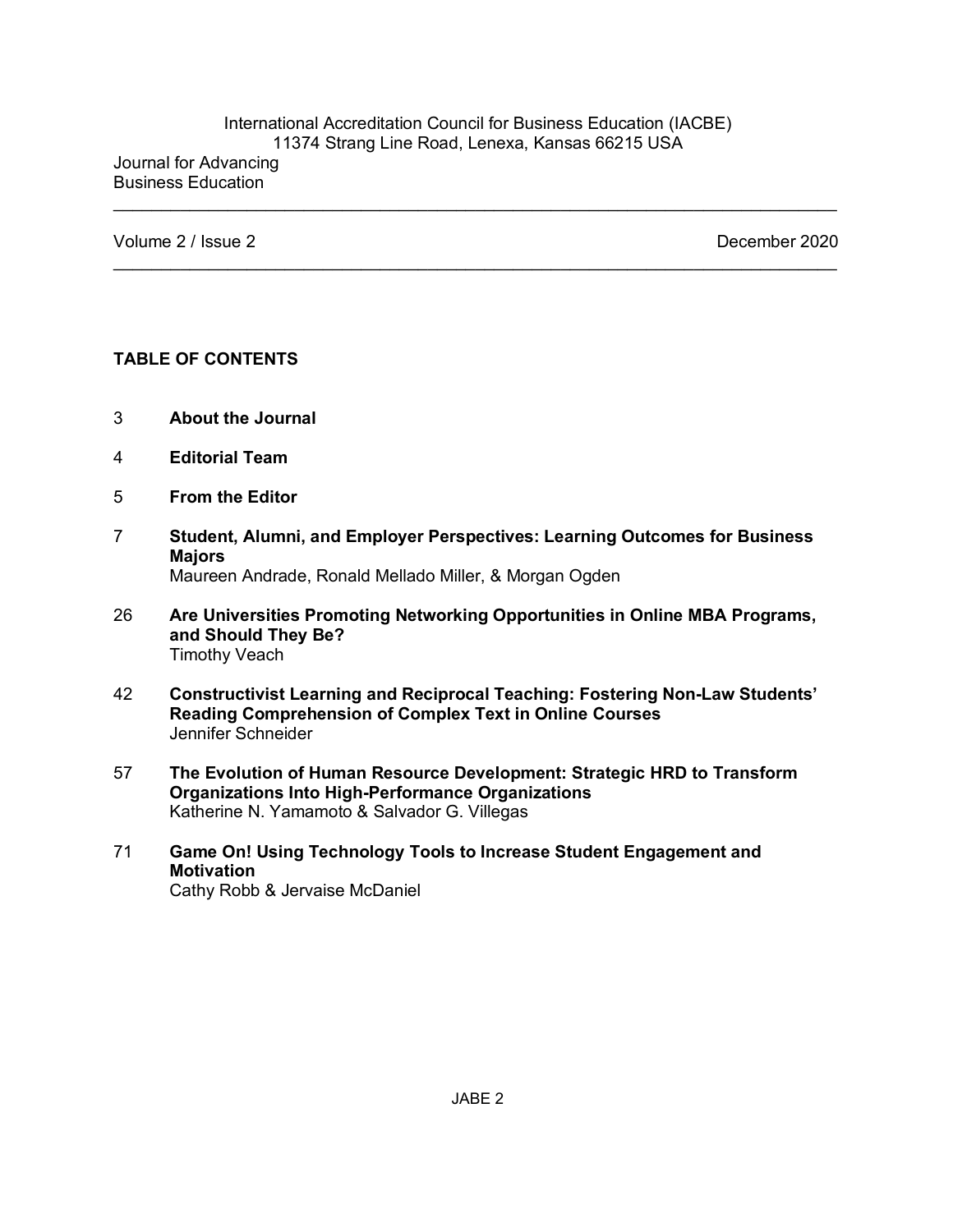International Accreditation Council for Business Education (IACBE)
11374 Strang Line Road, Lenexa, Kansas 66215 USA

Journal for Advancing Business Education

Volume 2 / Issue 2 — December 2020

## TABLE OF CONTENTS

3 **About the Journal**

4 **Editorial Team**

5 **From the Editor**

7 **Student, Alumni, and Employer Perspectives: Learning Outcomes for Business Majors**
Maureen Andrade, Ronald Mellado Miller, & Morgan Ogden

26 **Are Universities Promoting Networking Opportunities in Online MBA Programs, and Should They Be?**
Timothy Veach

42 **Constructivist Learning and Reciprocal Teaching: Fostering Non-Law Students' Reading Comprehension of Complex Text in Online Courses**
Jennifer Schneider

57 **The Evolution of Human Resource Development: Strategic HRD to Transform Organizations Into High-Performance Organizations**
Katherine N. Yamamoto & Salvador G. Villegas

71 **Game On! Using Technology Tools to Increase Student Engagement and Motivation**
Cathy Robb & Jervaise McDaniel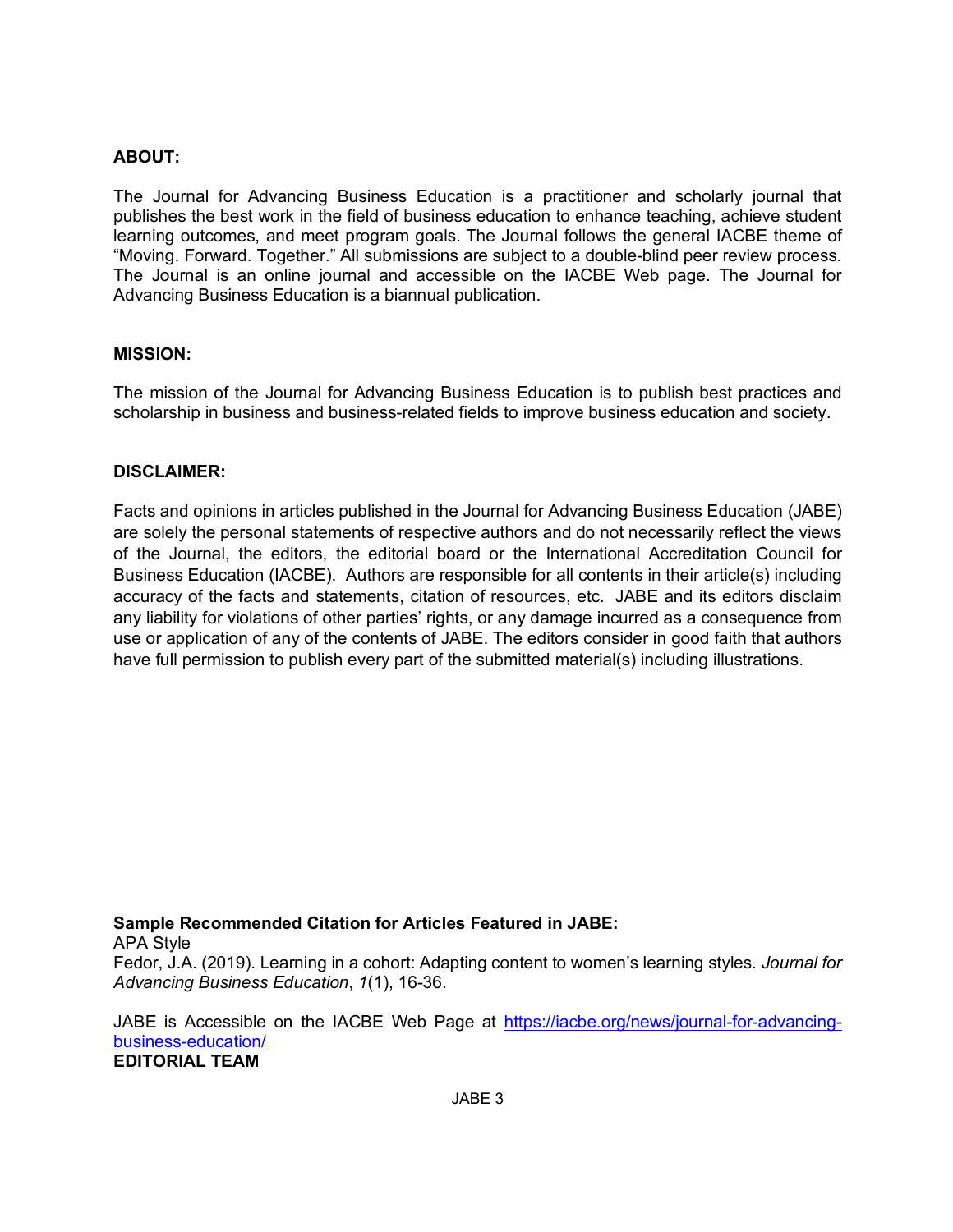**ABOUT:**

The Journal for Advancing Business Education is a practitioner and scholarly journal that publishes the best work in the field of business education to enhance teaching, achieve student learning outcomes, and meet program goals. The Journal follows the general IACBE theme of "Moving. Forward. Together." All submissions are subject to a double-blind peer review process. The Journal is an online journal and accessible on the IACBE Web page. The Journal for Advancing Business Education is a biannual publication.

**MISSION:**

The mission of the Journal for Advancing Business Education is to publish best practices and scholarship in business and business-related fields to improve business education and society.

**DISCLAIMER:**

Facts and opinions in articles published in the Journal for Advancing Business Education (JABE) are solely the personal statements of respective authors and do not necessarily reflect the views of the Journal, the editors, the editorial board or the International Accreditation Council for Business Education (IACBE). Authors are responsible for all contents in their article(s) including accuracy of the facts and statements, citation of resources, etc. JABE and its editors disclaim any liability for violations of other parties' rights, or any damage incurred as a consequence from use or application of any of the contents of JABE. The editors consider in good faith that authors have full permission to publish every part of the submitted material(s) including illustrations.

**Sample Recommended Citation for Articles Featured in JABE:**
APA Style
Fedor, J.A. (2019). Learning in a cohort: Adapting content to women's learning styles. *Journal for Advancing Business Education*, *1*(1), 16-36.

JABE is Accessible on the IACBE Web Page at https://iacbe.org/news/journal-for-advancing-business-education/

**EDITORIAL TEAM**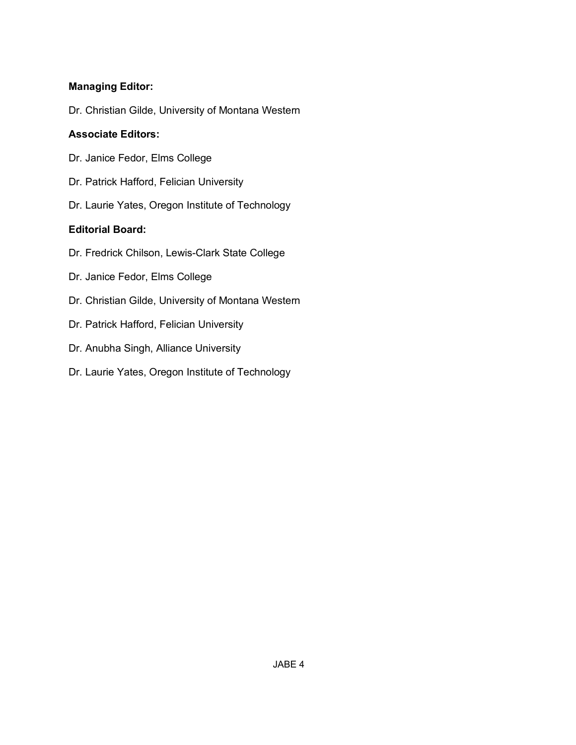**Managing Editor:**

Dr. Christian Gilde, University of Montana Western

**Associate Editors:**

Dr. Janice Fedor, Elms College

Dr. Patrick Hafford, Felician University

Dr. Laurie Yates, Oregon Institute of Technology

**Editorial Board:**

Dr. Fredrick Chilson, Lewis-Clark State College

Dr. Janice Fedor, Elms College

Dr. Christian Gilde, University of Montana Western

Dr. Patrick Hafford, Felician University

Dr. Anubha Singh, Alliance University

Dr. Laurie Yates, Oregon Institute of Technology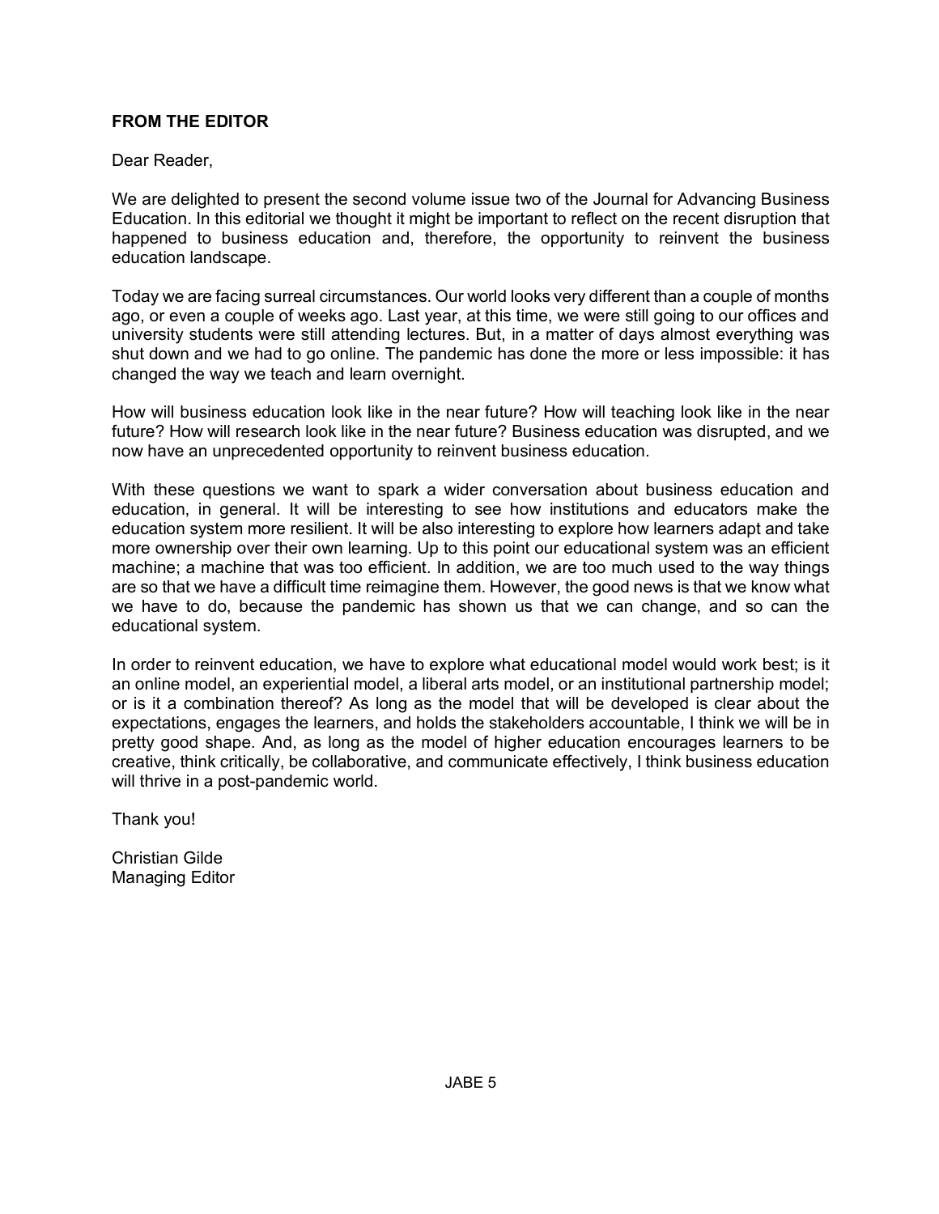**FROM THE EDITOR**

Dear Reader,

We are delighted to present the second volume issue two of the Journal for Advancing Business Education. In this editorial we thought it might be important to reflect on the recent disruption that happened to business education and, therefore, the opportunity to reinvent the business education landscape.

Today we are facing surreal circumstances. Our world looks very different than a couple of months ago, or even a couple of weeks ago. Last year, at this time, we were still going to our offices and university students were still attending lectures. But, in a matter of days almost everything was shut down and we had to go online. The pandemic has done the more or less impossible: it has changed the way we teach and learn overnight.

How will business education look like in the near future? How will teaching look like in the near future? How will research look like in the near future? Business education was disrupted, and we now have an unprecedented opportunity to reinvent business education.

With these questions we want to spark a wider conversation about business education and education, in general. It will be interesting to see how institutions and educators make the education system more resilient. It will be also interesting to explore how learners adapt and take more ownership over their own learning. Up to this point our educational system was an efficient machine; a machine that was too efficient. In addition, we are too much used to the way things are so that we have a difficult time reimagine them. However, the good news is that we know what we have to do, because the pandemic has shown us that we can change, and so can the educational system.

In order to reinvent education, we have to explore what educational model would work best; is it an online model, an experiential model, a liberal arts model, or an institutional partnership model; or is it a combination thereof? As long as the model that will be developed is clear about the expectations, engages the learners, and holds the stakeholders accountable, I think we will be in pretty good shape. And, as long as the model of higher education encourages learners to be creative, think critically, be collaborative, and communicate effectively, I think business education will thrive in a post-pandemic world.

Thank you!

Christian Gilde
Managing Editor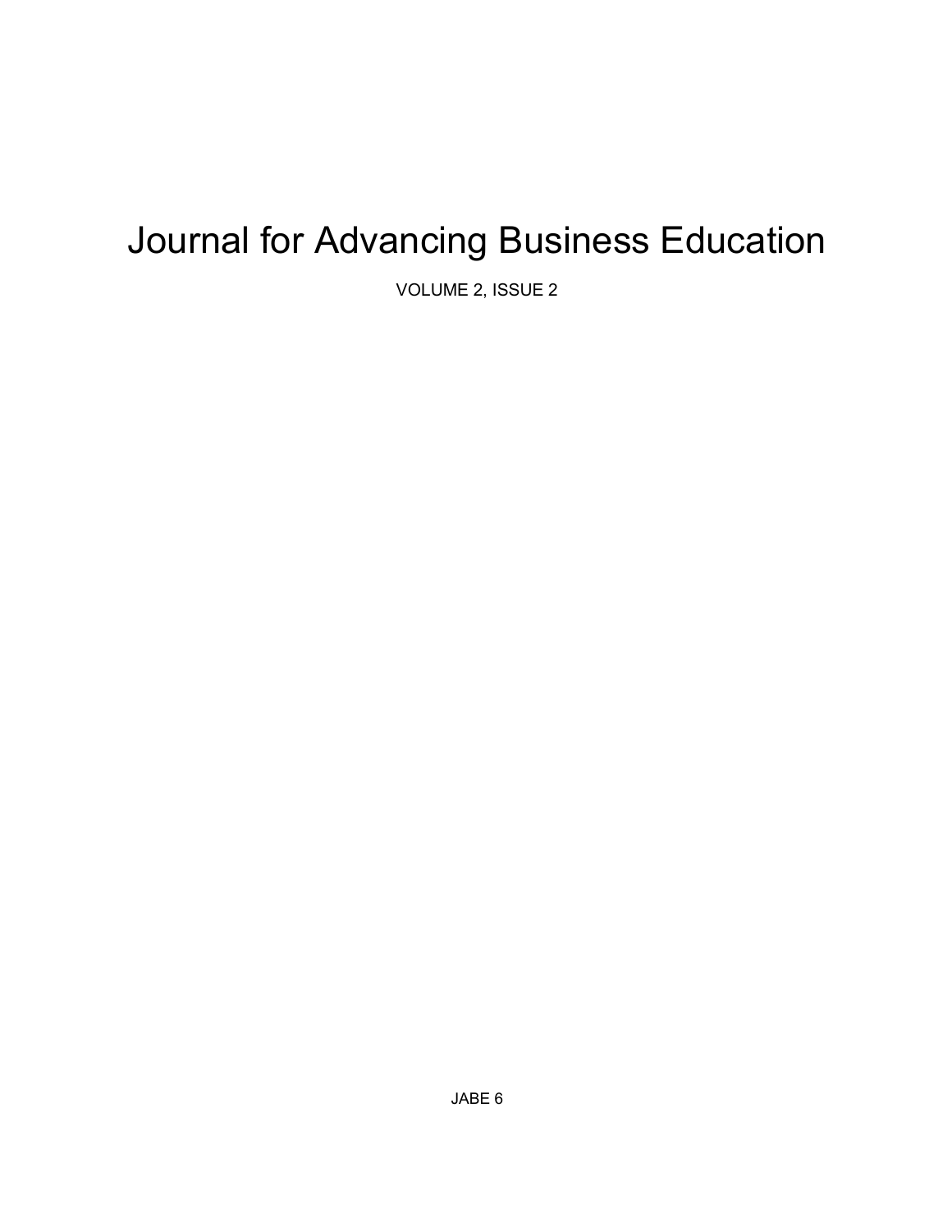# Journal for Advancing Business Education

VOLUME 2, ISSUE 2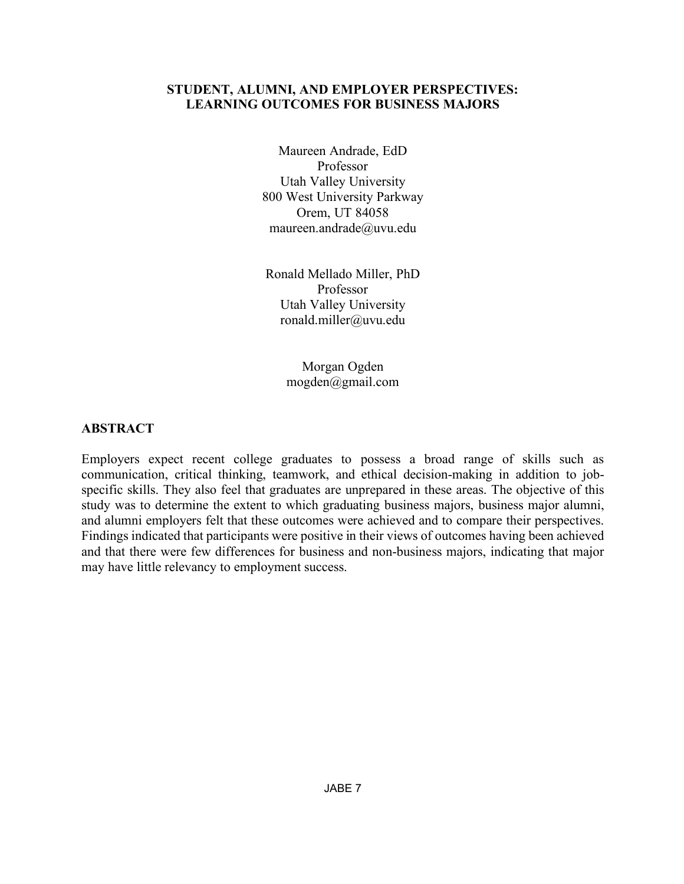**STUDENT, ALUMNI, AND EMPLOYER PERSPECTIVES: LEARNING OUTCOMES FOR BUSINESS MAJORS**

Maureen Andrade, EdD
Professor
Utah Valley University
800 West University Parkway
Orem, UT 84058
maureen.andrade@uvu.edu

Ronald Mellado Miller, PhD
Professor
Utah Valley University
ronald.miller@uvu.edu

Morgan Ogden
mogden@gmail.com

## ABSTRACT

Employers expect recent college graduates to possess a broad range of skills such as communication, critical thinking, teamwork, and ethical decision-making in addition to job-specific skills. They also feel that graduates are unprepared in these areas. The objective of this study was to determine the extent to which graduating business majors, business major alumni, and alumni employers felt that these outcomes were achieved and to compare their perspectives. Findings indicated that participants were positive in their views of outcomes having been achieved and that there were few differences for business and non-business majors, indicating that major may have little relevancy to employment success.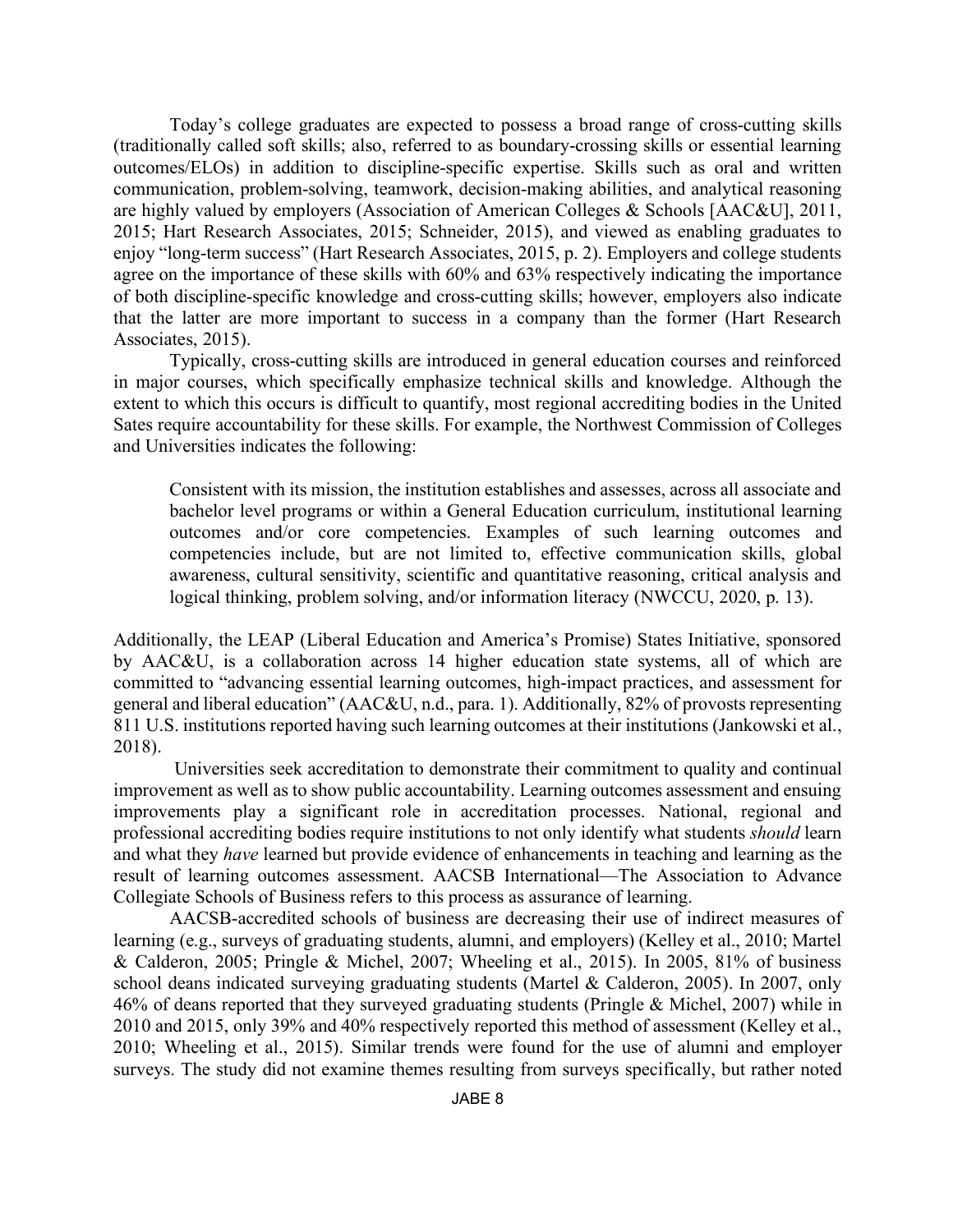Today's college graduates are expected to possess a broad range of cross-cutting skills (traditionally called soft skills; also, referred to as boundary-crossing skills or essential learning outcomes/ELOs) in addition to discipline-specific expertise. Skills such as oral and written communication, problem-solving, teamwork, decision-making abilities, and analytical reasoning are highly valued by employers (Association of American Colleges & Schools [AAC&U], 2011, 2015; Hart Research Associates, 2015; Schneider, 2015), and viewed as enabling graduates to enjoy "long-term success" (Hart Research Associates, 2015, p. 2). Employers and college students agree on the importance of these skills with 60% and 63% respectively indicating the importance of both discipline-specific knowledge and cross-cutting skills; however, employers also indicate that the latter are more important to success in a company than the former (Hart Research Associates, 2015).

Typically, cross-cutting skills are introduced in general education courses and reinforced in major courses, which specifically emphasize technical skills and knowledge. Although the extent to which this occurs is difficult to quantify, most regional accrediting bodies in the United Sates require accountability for these skills. For example, the Northwest Commission of Colleges and Universities indicates the following:

> Consistent with its mission, the institution establishes and assesses, across all associate and bachelor level programs or within a General Education curriculum, institutional learning outcomes and/or core competencies. Examples of such learning outcomes and competencies include, but are not limited to, effective communication skills, global awareness, cultural sensitivity, scientific and quantitative reasoning, critical analysis and logical thinking, problem solving, and/or information literacy (NWCCU, 2020, p. 13).

Additionally, the LEAP (Liberal Education and America's Promise) States Initiative, sponsored by AAC&U, is a collaboration across 14 higher education state systems, all of which are committed to "advancing essential learning outcomes, high-impact practices, and assessment for general and liberal education" (AAC&U, n.d., para. 1). Additionally, 82% of provosts representing 811 U.S. institutions reported having such learning outcomes at their institutions (Jankowski et al., 2018).

Universities seek accreditation to demonstrate their commitment to quality and continual improvement as well as to show public accountability. Learning outcomes assessment and ensuing improvements play a significant role in accreditation processes. National, regional and professional accrediting bodies require institutions to not only identify what students *should* learn and what they *have* learned but provide evidence of enhancements in teaching and learning as the result of learning outcomes assessment. AACSB International—The Association to Advance Collegiate Schools of Business refers to this process as assurance of learning.

AACSB-accredited schools of business are decreasing their use of indirect measures of learning (e.g., surveys of graduating students, alumni, and employers) (Kelley et al., 2010; Martel & Calderon, 2005; Pringle & Michel, 2007; Wheeling et al., 2015). In 2005, 81% of business school deans indicated surveying graduating students (Martel & Calderon, 2005). In 2007, only 46% of deans reported that they surveyed graduating students (Pringle & Michel, 2007) while in 2010 and 2015, only 39% and 40% respectively reported this method of assessment (Kelley et al., 2010; Wheeling et al., 2015). Similar trends were found for the use of alumni and employer surveys. The study did not examine themes resulting from surveys specifically, but rather noted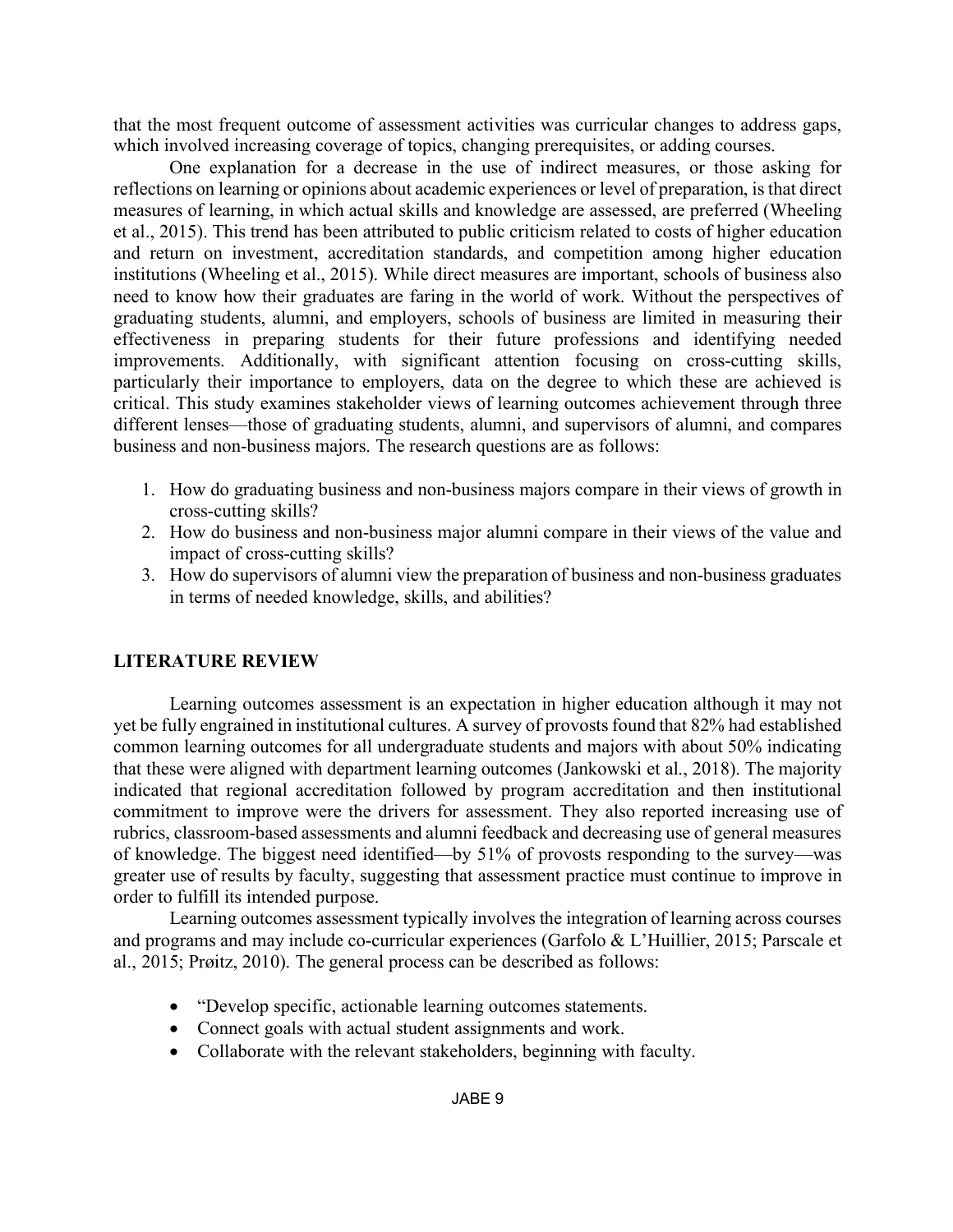that the most frequent outcome of assessment activities was curricular changes to address gaps, which involved increasing coverage of topics, changing prerequisites, or adding courses.

One explanation for a decrease in the use of indirect measures, or those asking for reflections on learning or opinions about academic experiences or level of preparation, is that direct measures of learning, in which actual skills and knowledge are assessed, are preferred (Wheeling et al., 2015). This trend has been attributed to public criticism related to costs of higher education and return on investment, accreditation standards, and competition among higher education institutions (Wheeling et al., 2015). While direct measures are important, schools of business also need to know how their graduates are faring in the world of work. Without the perspectives of graduating students, alumni, and employers, schools of business are limited in measuring their effectiveness in preparing students for their future professions and identifying needed improvements. Additionally, with significant attention focusing on cross-cutting skills, particularly their importance to employers, data on the degree to which these are achieved is critical. This study examines stakeholder views of learning outcomes achievement through three different lenses—those of graduating students, alumni, and supervisors of alumni, and compares business and non-business majors. The research questions are as follows:

1. How do graduating business and non-business majors compare in their views of growth in cross-cutting skills?
2. How do business and non-business major alumni compare in their views of the value and impact of cross-cutting skills?
3. How do supervisors of alumni view the preparation of business and non-business graduates in terms of needed knowledge, skills, and abilities?

## LITERATURE REVIEW

Learning outcomes assessment is an expectation in higher education although it may not yet be fully engrained in institutional cultures. A survey of provosts found that 82% had established common learning outcomes for all undergraduate students and majors with about 50% indicating that these were aligned with department learning outcomes (Jankowski et al., 2018). The majority indicated that regional accreditation followed by program accreditation and then institutional commitment to improve were the drivers for assessment. They also reported increasing use of rubrics, classroom-based assessments and alumni feedback and decreasing use of general measures of knowledge. The biggest need identified—by 51% of provosts responding to the survey—was greater use of results by faculty, suggesting that assessment practice must continue to improve in order to fulfill its intended purpose.

Learning outcomes assessment typically involves the integration of learning across courses and programs and may include co-curricular experiences (Garfolo & L'Huillier, 2015; Parscale et al., 2015; Prøitz, 2010). The general process can be described as follows:

- "Develop specific, actionable learning outcomes statements.
- Connect goals with actual student assignments and work.
- Collaborate with the relevant stakeholders, beginning with faculty.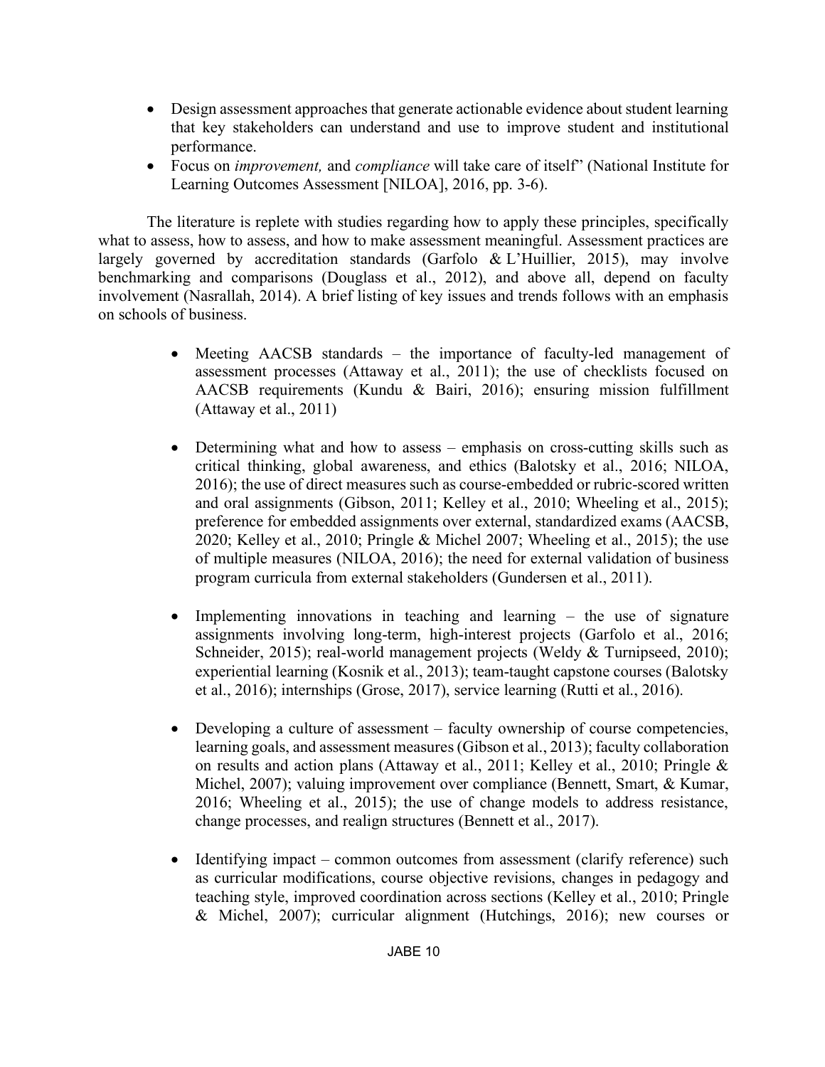- Design assessment approaches that generate actionable evidence about student learning that key stakeholders can understand and use to improve student and institutional performance.
- Focus on *improvement,* and *compliance* will take care of itself" (National Institute for Learning Outcomes Assessment [NILOA], 2016, pp. 3-6).

The literature is replete with studies regarding how to apply these principles, specifically what to assess, how to assess, and how to make assessment meaningful. Assessment practices are largely governed by accreditation standards (Garfolo & L'Huillier, 2015), may involve benchmarking and comparisons (Douglass et al., 2012), and above all, depend on faculty involvement (Nasrallah, 2014). A brief listing of key issues and trends follows with an emphasis on schools of business.

- Meeting AACSB standards – the importance of faculty-led management of assessment processes (Attaway et al., 2011); the use of checklists focused on AACSB requirements (Kundu & Bairi, 2016); ensuring mission fulfillment (Attaway et al., 2011)

- Determining what and how to assess – emphasis on cross-cutting skills such as critical thinking, global awareness, and ethics (Balotsky et al., 2016; NILOA, 2016); the use of direct measures such as course-embedded or rubric-scored written and oral assignments (Gibson, 2011; Kelley et al., 2010; Wheeling et al., 2015); preference for embedded assignments over external, standardized exams (AACSB, 2020; Kelley et al., 2010; Pringle & Michel 2007; Wheeling et al., 2015); the use of multiple measures (NILOA, 2016); the need for external validation of business program curricula from external stakeholders (Gundersen et al., 2011).

- Implementing innovations in teaching and learning – the use of signature assignments involving long-term, high-interest projects (Garfolo et al., 2016; Schneider, 2015); real-world management projects (Weldy & Turnipseed, 2010); experiential learning (Kosnik et al., 2013); team-taught capstone courses (Balotsky et al., 2016); internships (Grose, 2017), service learning (Rutti et al., 2016).

- Developing a culture of assessment – faculty ownership of course competencies, learning goals, and assessment measures (Gibson et al., 2013); faculty collaboration on results and action plans (Attaway et al., 2011; Kelley et al., 2010; Pringle & Michel, 2007); valuing improvement over compliance (Bennett, Smart, & Kumar, 2016; Wheeling et al., 2015); the use of change models to address resistance, change processes, and realign structures (Bennett et al., 2017).

- Identifying impact – common outcomes from assessment (clarify reference) such as curricular modifications, course objective revisions, changes in pedagogy and teaching style, improved coordination across sections (Kelley et al., 2010; Pringle & Michel, 2007); curricular alignment (Hutchings, 2016); new courses or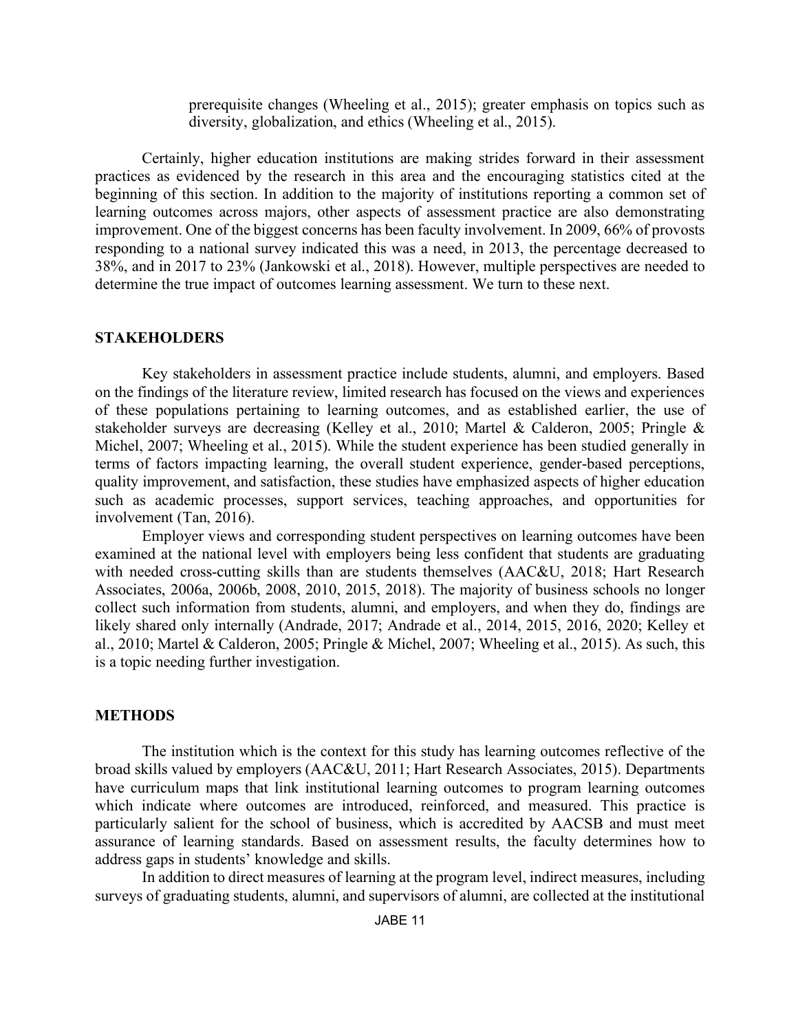prerequisite changes (Wheeling et al., 2015); greater emphasis on topics such as diversity, globalization, and ethics (Wheeling et al., 2015).

Certainly, higher education institutions are making strides forward in their assessment practices as evidenced by the research in this area and the encouraging statistics cited at the beginning of this section. In addition to the majority of institutions reporting a common set of learning outcomes across majors, other aspects of assessment practice are also demonstrating improvement. One of the biggest concerns has been faculty involvement. In 2009, 66% of provosts responding to a national survey indicated this was a need, in 2013, the percentage decreased to 38%, and in 2017 to 23% (Jankowski et al., 2018). However, multiple perspectives are needed to determine the true impact of outcomes learning assessment. We turn to these next.

## STAKEHOLDERS

Key stakeholders in assessment practice include students, alumni, and employers. Based on the findings of the literature review, limited research has focused on the views and experiences of these populations pertaining to learning outcomes, and as established earlier, the use of stakeholder surveys are decreasing (Kelley et al., 2010; Martel & Calderon, 2005; Pringle & Michel, 2007; Wheeling et al., 2015). While the student experience has been studied generally in terms of factors impacting learning, the overall student experience, gender-based perceptions, quality improvement, and satisfaction, these studies have emphasized aspects of higher education such as academic processes, support services, teaching approaches, and opportunities for involvement (Tan, 2016).

Employer views and corresponding student perspectives on learning outcomes have been examined at the national level with employers being less confident that students are graduating with needed cross-cutting skills than are students themselves (AAC&U, 2018; Hart Research Associates, 2006a, 2006b, 2008, 2010, 2015, 2018). The majority of business schools no longer collect such information from students, alumni, and employers, and when they do, findings are likely shared only internally (Andrade, 2017; Andrade et al., 2014, 2015, 2016, 2020; Kelley et al., 2010; Martel & Calderon, 2005; Pringle & Michel, 2007; Wheeling et al., 2015). As such, this is a topic needing further investigation.

## METHODS

The institution which is the context for this study has learning outcomes reflective of the broad skills valued by employers (AAC&U, 2011; Hart Research Associates, 2015). Departments have curriculum maps that link institutional learning outcomes to program learning outcomes which indicate where outcomes are introduced, reinforced, and measured. This practice is particularly salient for the school of business, which is accredited by AACSB and must meet assurance of learning standards. Based on assessment results, the faculty determines how to address gaps in students' knowledge and skills.

In addition to direct measures of learning at the program level, indirect measures, including surveys of graduating students, alumni, and supervisors of alumni, are collected at the institutional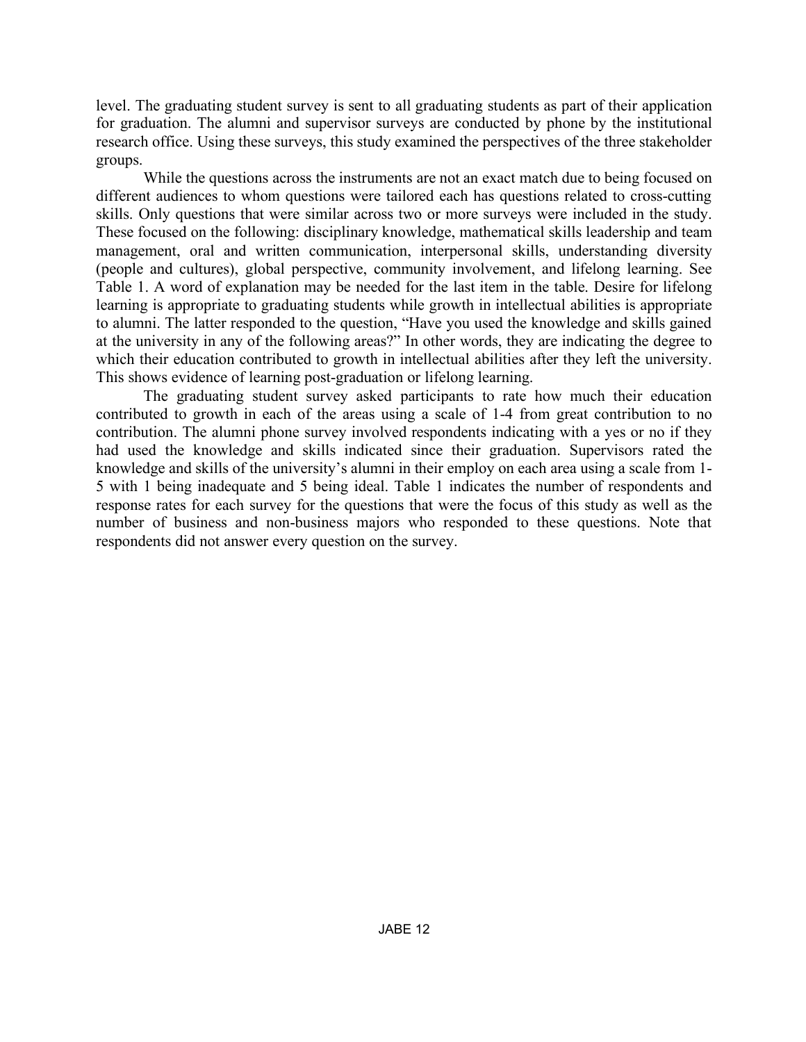level. The graduating student survey is sent to all graduating students as part of their application for graduation. The alumni and supervisor surveys are conducted by phone by the institutional research office. Using these surveys, this study examined the perspectives of the three stakeholder groups.

While the questions across the instruments are not an exact match due to being focused on different audiences to whom questions were tailored each has questions related to cross-cutting skills. Only questions that were similar across two or more surveys were included in the study. These focused on the following: disciplinary knowledge, mathematical skills leadership and team management, oral and written communication, interpersonal skills, understanding diversity (people and cultures), global perspective, community involvement, and lifelong learning. See Table 1. A word of explanation may be needed for the last item in the table. Desire for lifelong learning is appropriate to graduating students while growth in intellectual abilities is appropriate to alumni. The latter responded to the question, "Have you used the knowledge and skills gained at the university in any of the following areas?" In other words, they are indicating the degree to which their education contributed to growth in intellectual abilities after they left the university. This shows evidence of learning post-graduation or lifelong learning.

The graduating student survey asked participants to rate how much their education contributed to growth in each of the areas using a scale of 1-4 from great contribution to no contribution. The alumni phone survey involved respondents indicating with a yes or no if they had used the knowledge and skills indicated since their graduation. Supervisors rated the knowledge and skills of the university's alumni in their employ on each area using a scale from 1-5 with 1 being inadequate and 5 being ideal. Table 1 indicates the number of respondents and response rates for each survey for the questions that were the focus of this study as well as the number of business and non-business majors who responded to these questions. Note that respondents did not answer every question on the survey.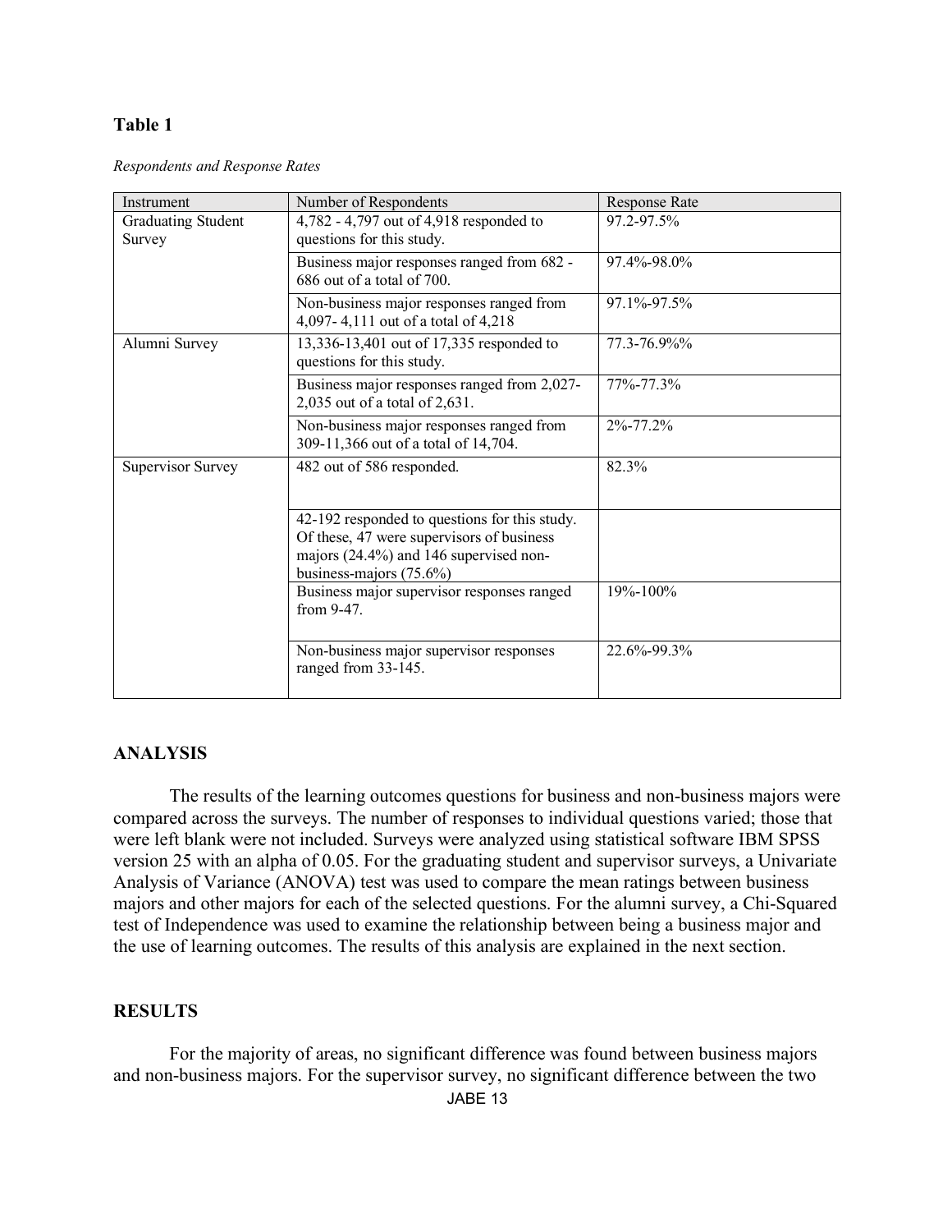**Table 1**

*Respondents and Response Rates*

| Instrument | Number of Respondents | Response Rate |
|---|---|---|
| Graduating Student Survey | 4,782 - 4,797 out of 4,918 responded to questions for this study. | 97.2-97.5% |
| | Business major responses ranged from 682 - 686 out of a total of 700. | 97.4%-98.0% |
| | Non-business major responses ranged from 4,097- 4,111 out of a total of 4,218 | 97.1%-97.5% |
| Alumni Survey | 13,336-13,401 out of 17,335 responded to questions for this study. | 77.3-76.9%% |
| | Business major responses ranged from 2,027-2,035 out of a total of 2,631. | 77%-77.3% |
| | Non-business major responses ranged from 309-11,366 out of a total of 14,704. | 2%-77.2% |
| Supervisor Survey | 482 out of 586 responded. | 82.3% |
| | 42-192 responded to questions for this study. Of these, 47 were supervisors of business majors (24.4%) and 146 supervised non-business-majors (75.6%) | |
| | Business major supervisor responses ranged from 9-47. | 19%-100% |
| | Non-business major supervisor responses ranged from 33-145. | 22.6%-99.3% |

## ANALYSIS

The results of the learning outcomes questions for business and non-business majors were compared across the surveys. The number of responses to individual questions varied; those that were left blank were not included. Surveys were analyzed using statistical software IBM SPSS version 25 with an alpha of 0.05. For the graduating student and supervisor surveys, a Univariate Analysis of Variance (ANOVA) test was used to compare the mean ratings between business majors and other majors for each of the selected questions. For the alumni survey, a Chi-Squared test of Independence was used to examine the relationship between being a business major and the use of learning outcomes. The results of this analysis are explained in the next section.

## RESULTS

For the majority of areas, no significant difference was found between business majors and non-business majors. For the supervisor survey, no significant difference between the two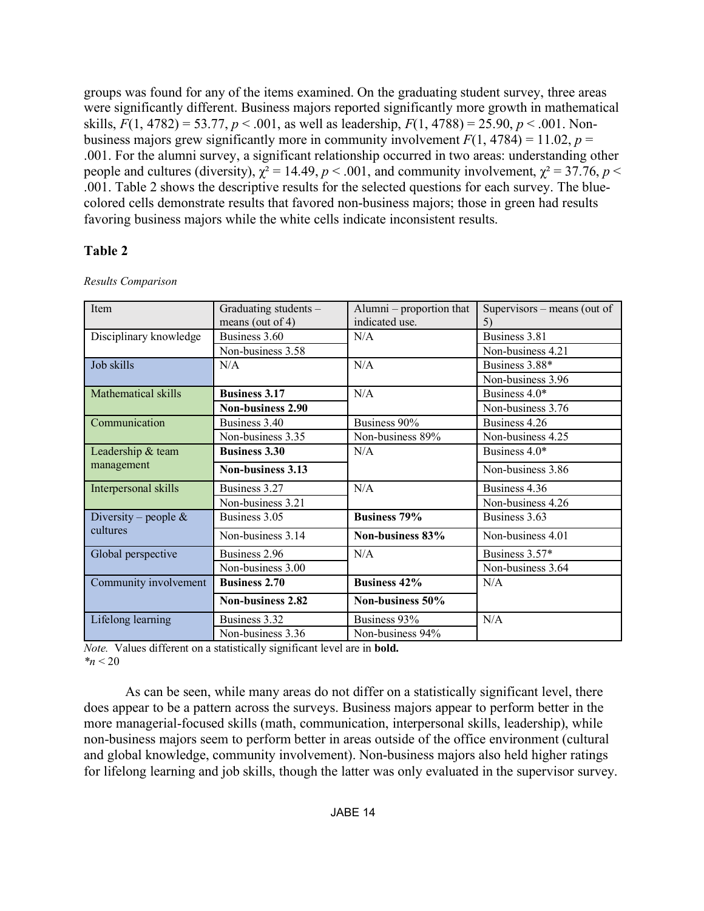groups was found for any of the items examined. On the graduating student survey, three areas were significantly different. Business majors reported significantly more growth in mathematical skills, $F(1, 4782) = 53.77$, $p < .001$, as well as leadership, $F(1, 4788) = 25.90$, $p < .001$. Non-business majors grew significantly more in community involvement $F(1, 4784) = 11.02$, $p = .001$. For the alumni survey, a significant relationship occurred in two areas: understanding other people and cultures (diversity), $\chi^2 = 14.49$, $p < .001$, and community involvement, $\chi^2 = 37.76$, $p < .001$. Table 2 shows the descriptive results for the selected questions for each survey. The blue-colored cells demonstrate results that favored non-business majors; those in green had results favoring business majors while the white cells indicate inconsistent results.

**Table 2**

*Results Comparison*

| Item | Graduating students – means (out of 4) | Alumni – proportion that indicated use. | Supervisors – means (out of 5) |
|---|---|---|---|
| Disciplinary knowledge | Business 3.60 | N/A | Business 3.81 |
| | Non-business 3.58 | | Non-business 4.21 |
| Job skills | N/A | N/A | Business 3.88* |
| | | | Non-business 3.96 |
| Mathematical skills | **Business 3.17** | N/A | Business 4.0* |
| | **Non-business 2.90** | | Non-business 3.76 |
| Communication | Business 3.40 | Business 90% | Business 4.26 |
| | Non-business 3.35 | Non-business 89% | Non-business 4.25 |
| Leadership & team management | **Business 3.30** | N/A | Business 4.0* |
| | **Non-business 3.13** | | Non-business 3.86 |
| Interpersonal skills | Business 3.27 | N/A | Business 4.36 |
| | Non-business 3.21 | | Non-business 4.26 |
| Diversity – people & cultures | Business 3.05 | **Business 79%** | Business 3.63 |
| | Non-business 3.14 | **Non-business 83%** | Non-business 4.01 |
| Global perspective | Business 2.96 | N/A | Business 3.57* |
| | Non-business 3.00 | | Non-business 3.64 |
| Community involvement | **Business 2.70** | **Business 42%** | N/A |
| | **Non-business 2.82** | **Non-business 50%** | |
| Lifelong learning | Business 3.32 | Business 93% | N/A |
| | Non-business 3.36 | Non-business 94% | |

*Note.* Values different on a statistically significant level are in **bold.**
*$n < 20$

As can be seen, while many areas do not differ on a statistically significant level, there does appear to be a pattern across the surveys. Business majors appear to perform better in the more managerial-focused skills (math, communication, interpersonal skills, leadership), while non-business majors seem to perform better in areas outside of the office environment (cultural and global knowledge, community involvement). Non-business majors also held higher ratings for lifelong learning and job skills, though the latter was only evaluated in the supervisor survey.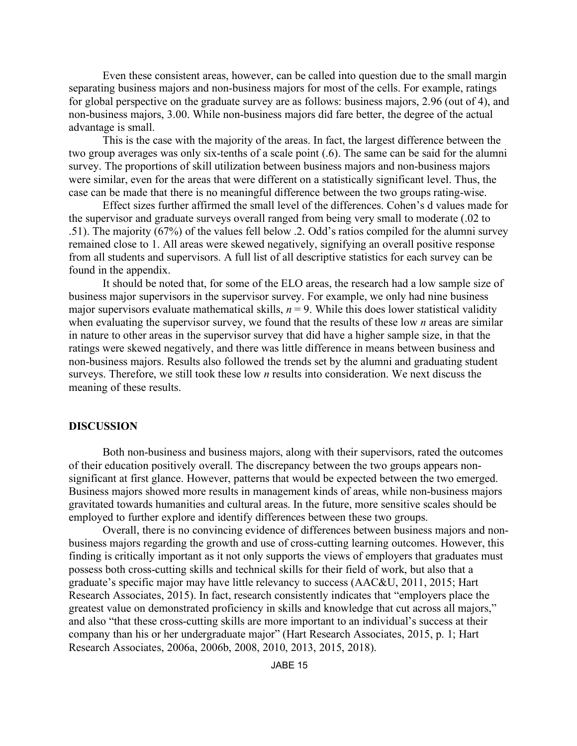Even these consistent areas, however, can be called into question due to the small margin separating business majors and non-business majors for most of the cells. For example, ratings for global perspective on the graduate survey are as follows: business majors, 2.96 (out of 4), and non-business majors, 3.00. While non-business majors did fare better, the degree of the actual advantage is small.

This is the case with the majority of the areas. In fact, the largest difference between the two group averages was only six-tenths of a scale point (.6). The same can be said for the alumni survey. The proportions of skill utilization between business majors and non-business majors were similar, even for the areas that were different on a statistically significant level. Thus, the case can be made that there is no meaningful difference between the two groups rating-wise.

Effect sizes further affirmed the small level of the differences. Cohen's d values made for the supervisor and graduate surveys overall ranged from being very small to moderate (.02 to .51). The majority (67%) of the values fell below .2. Odd's ratios compiled for the alumni survey remained close to 1. All areas were skewed negatively, signifying an overall positive response from all students and supervisors. A full list of all descriptive statistics for each survey can be found in the appendix.

It should be noted that, for some of the ELO areas, the research had a low sample size of business major supervisors in the supervisor survey. For example, we only had nine business major supervisors evaluate mathematical skills, $n = 9$. While this does lower statistical validity when evaluating the supervisor survey, we found that the results of these low $n$ areas are similar in nature to other areas in the supervisor survey that did have a higher sample size, in that the ratings were skewed negatively, and there was little difference in means between business and non-business majors. Results also followed the trends set by the alumni and graduating student surveys. Therefore, we still took these low $n$ results into consideration. We next discuss the meaning of these results.

## DISCUSSION

Both non-business and business majors, along with their supervisors, rated the outcomes of their education positively overall. The discrepancy between the two groups appears non-significant at first glance. However, patterns that would be expected between the two emerged. Business majors showed more results in management kinds of areas, while non-business majors gravitated towards humanities and cultural areas. In the future, more sensitive scales should be employed to further explore and identify differences between these two groups.

Overall, there is no convincing evidence of differences between business majors and non-business majors regarding the growth and use of cross-cutting learning outcomes. However, this finding is critically important as it not only supports the views of employers that graduates must possess both cross-cutting skills and technical skills for their field of work, but also that a graduate's specific major may have little relevancy to success (AAC&U, 2011, 2015; Hart Research Associates, 2015). In fact, research consistently indicates that "employers place the greatest value on demonstrated proficiency in skills and knowledge that cut across all majors," and also "that these cross-cutting skills are more important to an individual's success at their company than his or her undergraduate major" (Hart Research Associates, 2015, p. 1; Hart Research Associates, 2006a, 2006b, 2008, 2010, 2013, 2015, 2018).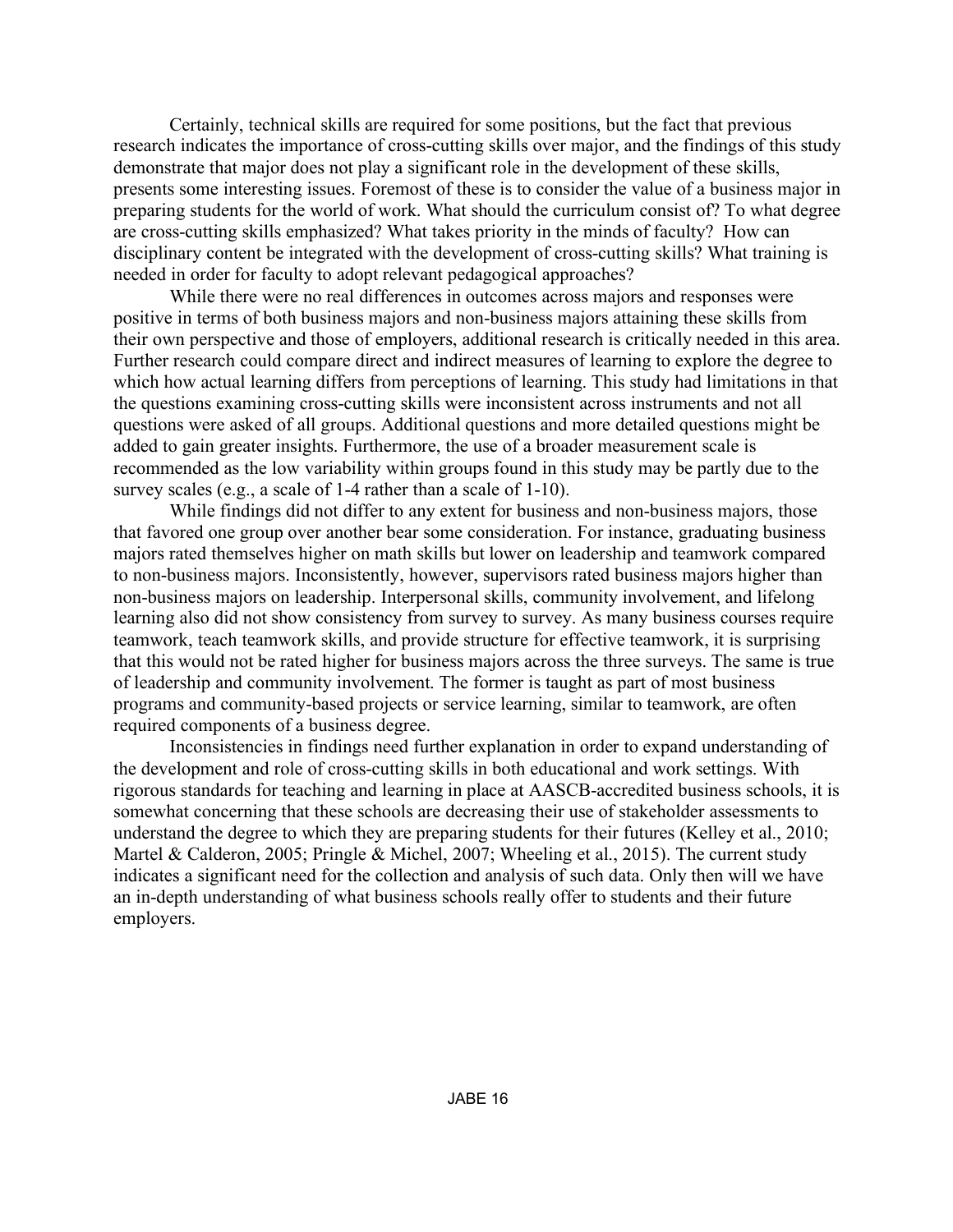Certainly, technical skills are required for some positions, but the fact that previous research indicates the importance of cross-cutting skills over major, and the findings of this study demonstrate that major does not play a significant role in the development of these skills, presents some interesting issues. Foremost of these is to consider the value of a business major in preparing students for the world of work. What should the curriculum consist of? To what degree are cross-cutting skills emphasized? What takes priority in the minds of faculty? How can disciplinary content be integrated with the development of cross-cutting skills? What training is needed in order for faculty to adopt relevant pedagogical approaches?

While there were no real differences in outcomes across majors and responses were positive in terms of both business majors and non-business majors attaining these skills from their own perspective and those of employers, additional research is critically needed in this area. Further research could compare direct and indirect measures of learning to explore the degree to which how actual learning differs from perceptions of learning. This study had limitations in that the questions examining cross-cutting skills were inconsistent across instruments and not all questions were asked of all groups. Additional questions and more detailed questions might be added to gain greater insights. Furthermore, the use of a broader measurement scale is recommended as the low variability within groups found in this study may be partly due to the survey scales (e.g., a scale of 1-4 rather than a scale of 1-10).

While findings did not differ to any extent for business and non-business majors, those that favored one group over another bear some consideration. For instance, graduating business majors rated themselves higher on math skills but lower on leadership and teamwork compared to non-business majors. Inconsistently, however, supervisors rated business majors higher than non-business majors on leadership. Interpersonal skills, community involvement, and lifelong learning also did not show consistency from survey to survey. As many business courses require teamwork, teach teamwork skills, and provide structure for effective teamwork, it is surprising that this would not be rated higher for business majors across the three surveys. The same is true of leadership and community involvement. The former is taught as part of most business programs and community-based projects or service learning, similar to teamwork, are often required components of a business degree.

Inconsistencies in findings need further explanation in order to expand understanding of the development and role of cross-cutting skills in both educational and work settings. With rigorous standards for teaching and learning in place at AASCB-accredited business schools, it is somewhat concerning that these schools are decreasing their use of stakeholder assessments to understand the degree to which they are preparing students for their futures (Kelley et al., 2010; Martel & Calderon, 2005; Pringle & Michel, 2007; Wheeling et al., 2015). The current study indicates a significant need for the collection and analysis of such data. Only then will we have an in-depth understanding of what business schools really offer to students and their future employers.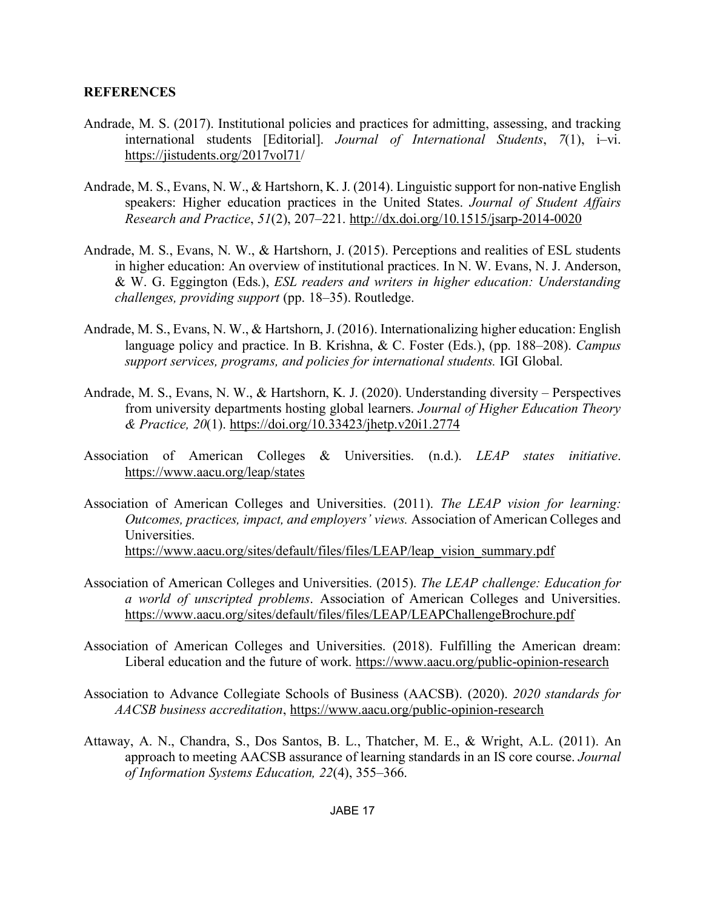**REFERENCES**

Andrade, M. S. (2017). Institutional policies and practices for admitting, assessing, and tracking international students [Editorial]. *Journal of International Students*, *7*(1), i–vi. https://jistudents.org/2017vol71/

Andrade, M. S., Evans, N. W., & Hartshorn, K. J. (2014). Linguistic support for non-native English speakers: Higher education practices in the United States. *Journal of Student Affairs Research and Practice*, *51*(2), 207–221. http://dx.doi.org/10.1515/jsarp-2014-0020

Andrade, M. S., Evans, N. W., & Hartshorn, J. (2015). Perceptions and realities of ESL students in higher education: An overview of institutional practices. In N. W. Evans, N. J. Anderson, & W. G. Eggington (Eds.), *ESL readers and writers in higher education: Understanding challenges, providing support* (pp. 18–35). Routledge.

Andrade, M. S., Evans, N. W., & Hartshorn, J. (2016). Internationalizing higher education: English language policy and practice. In B. Krishna, & C. Foster (Eds.), (pp. 188–208). *Campus support services, programs, and policies for international students.* IGI Global.

Andrade, M. S., Evans, N. W., & Hartshorn, K. J. (2020). Understanding diversity – Perspectives from university departments hosting global learners. *Journal of Higher Education Theory & Practice, 20*(1). https://doi.org/10.33423/jhetp.v20i1.2774

Association of American Colleges & Universities. (n.d.). *LEAP states initiative*. https://www.aacu.org/leap/states

Association of American Colleges and Universities. (2011). *The LEAP vision for learning: Outcomes, practices, impact, and employers' views.* Association of American Colleges and Universities. https://www.aacu.org/sites/default/files/files/LEAP/leap_vision_summary.pdf

Association of American Colleges and Universities. (2015). *The LEAP challenge: Education for a world of unscripted problems*. Association of American Colleges and Universities. https://www.aacu.org/sites/default/files/files/LEAP/LEAPChallengeBrochure.pdf

Association of American Colleges and Universities. (2018). Fulfilling the American dream: Liberal education and the future of work. https://www.aacu.org/public-opinion-research

Association to Advance Collegiate Schools of Business (AACSB). (2020). *2020 standards for AACSB business accreditation*, https://www.aacu.org/public-opinion-research

Attaway, A. N., Chandra, S., Dos Santos, B. L., Thatcher, M. E., & Wright, A.L. (2011). An approach to meeting AACSB assurance of learning standards in an IS core course. *Journal of Information Systems Education, 22*(4), 355–366.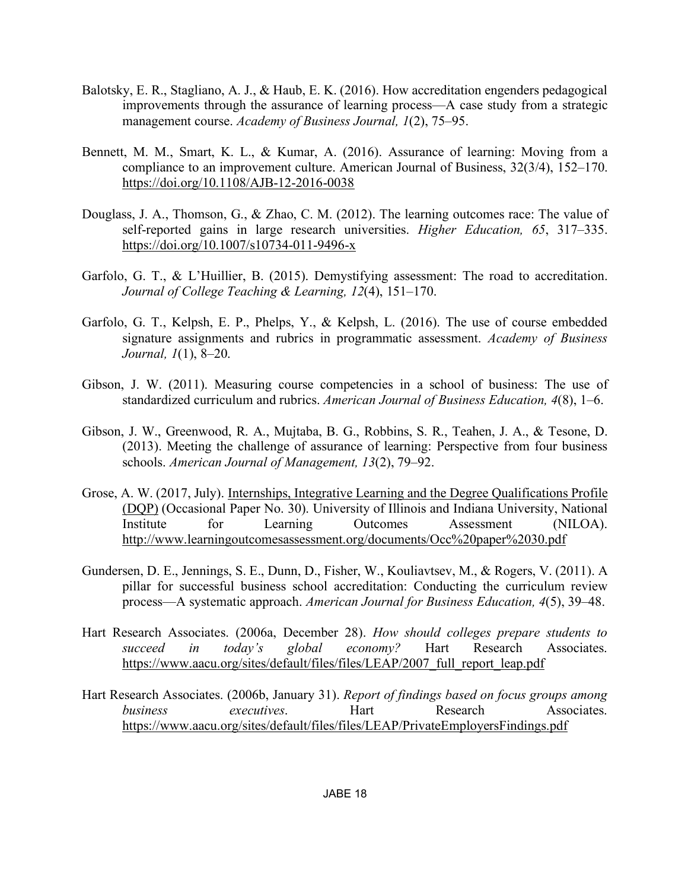Balotsky, E. R., Stagliano, A. J., & Haub, E. K. (2016). How accreditation engenders pedagogical improvements through the assurance of learning process—A case study from a strategic management course. *Academy of Business Journal, 1*(2), 75–95.

Bennett, M. M., Smart, K. L., & Kumar, A. (2016). Assurance of learning: Moving from a compliance to an improvement culture. American Journal of Business, 32(3/4), 152–170. https://doi.org/10.1108/AJB-12-2016-0038

Douglass, J. A., Thomson, G., & Zhao, C. M. (2012). The learning outcomes race: The value of self-reported gains in large research universities. *Higher Education, 65*, 317–335. https://doi.org/10.1007/s10734-011-9496-x

Garfolo, G. T., & L'Huillier, B. (2015). Demystifying assessment: The road to accreditation. *Journal of College Teaching & Learning, 12*(4), 151–170.

Garfolo, G. T., Kelpsh, E. P., Phelps, Y., & Kelpsh, L. (2016). The use of course embedded signature assignments and rubrics in programmatic assessment. *Academy of Business Journal, 1*(1), 8–20.

Gibson, J. W. (2011). Measuring course competencies in a school of business: The use of standardized curriculum and rubrics. *American Journal of Business Education, 4*(8), 1–6.

Gibson, J. W., Greenwood, R. A., Mujtaba, B. G., Robbins, S. R., Teahen, J. A., & Tesone, D. (2013). Meeting the challenge of assurance of learning: Perspective from four business schools. *American Journal of Management, 13*(2), 79–92.

Grose, A. W. (2017, July). Internships, Integrative Learning and the Degree Qualifications Profile (DQP) (Occasional Paper No. 30). University of Illinois and Indiana University, National Institute for Learning Outcomes Assessment (NILOA). http://www.learningoutcomesassessment.org/documents/Occ%20paper%2030.pdf

Gundersen, D. E., Jennings, S. E., Dunn, D., Fisher, W., Kouliavtsev, M., & Rogers, V. (2011). A pillar for successful business school accreditation: Conducting the curriculum review process—A systematic approach. *American Journal for Business Education, 4*(5), 39–48.

Hart Research Associates. (2006a, December 28). *How should colleges prepare students to succeed in today's global economy?* Hart Research Associates. https://www.aacu.org/sites/default/files/files/LEAP/2007_full_report_leap.pdf

Hart Research Associates. (2006b, January 31). *Report of findings based on focus groups among business executives*. Hart Research Associates. https://www.aacu.org/sites/default/files/files/LEAP/PrivateEmployersFindings.pdf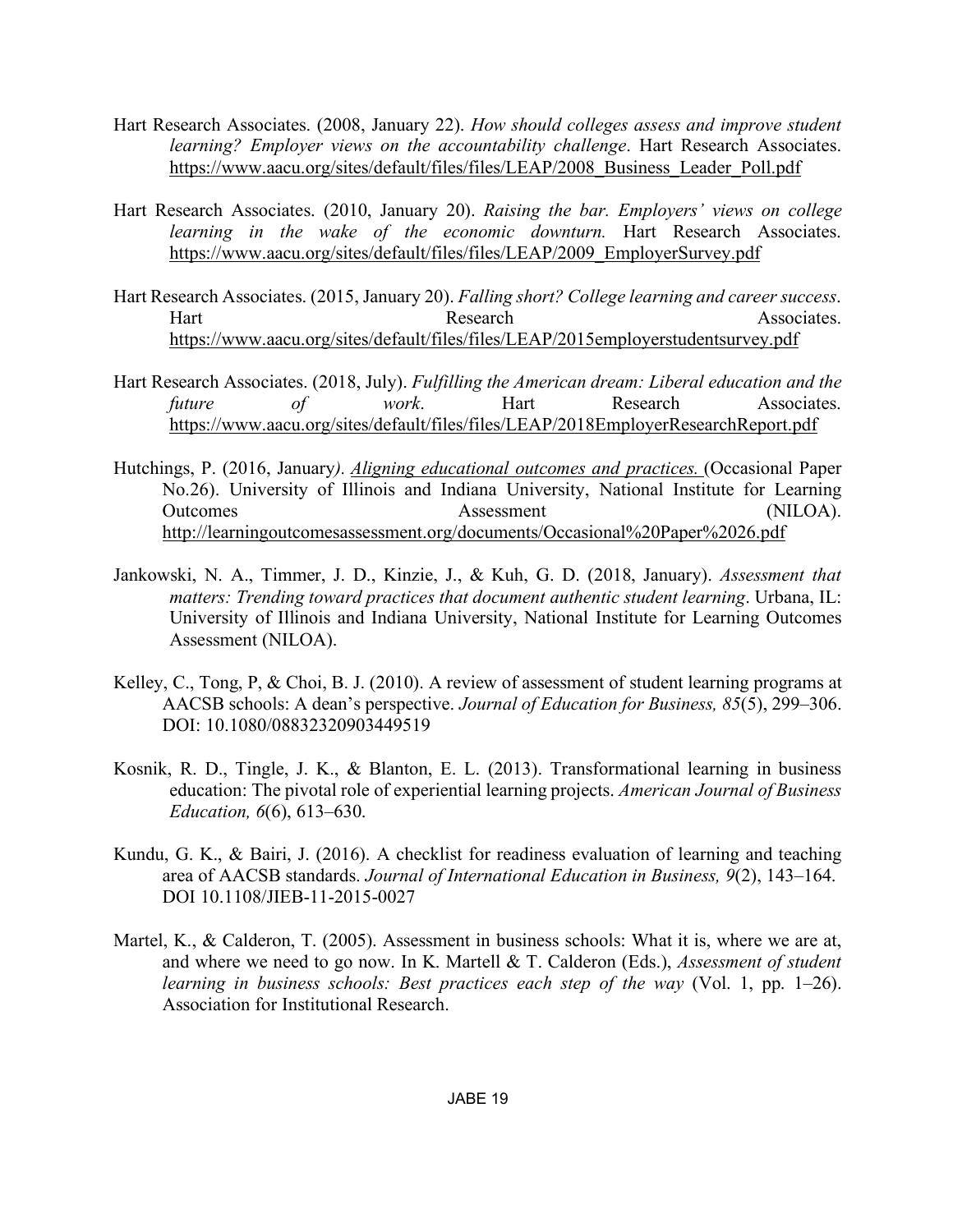Hart Research Associates. (2008, January 22). *How should colleges assess and improve student learning? Employer views on the accountability challenge*. Hart Research Associates. https://www.aacu.org/sites/default/files/files/LEAP/2008_Business_Leader_Poll.pdf

Hart Research Associates. (2010, January 20). *Raising the bar. Employers' views on college learning in the wake of the economic downturn.* Hart Research Associates. https://www.aacu.org/sites/default/files/files/LEAP/2009_EmployerSurvey.pdf

Hart Research Associates. (2015, January 20). *Falling short? College learning and career success*. Hart Research Associates. https://www.aacu.org/sites/default/files/files/LEAP/2015employerstudentsurvey.pdf

Hart Research Associates. (2018, July). *Fulfilling the American dream: Liberal education and the future of work*. Hart Research Associates. https://www.aacu.org/sites/default/files/files/LEAP/2018EmployerResearchReport.pdf

Hutchings, P. (2016, January*). Aligning educational outcomes and practices.* (Occasional Paper No.26). University of Illinois and Indiana University, National Institute for Learning Outcomes Assessment (NILOA). http://learningoutcomesassessment.org/documents/Occasional%20Paper%2026.pdf

Jankowski, N. A., Timmer, J. D., Kinzie, J., & Kuh, G. D. (2018, January). *Assessment that matters: Trending toward practices that document authentic student learning*. Urbana, IL: University of Illinois and Indiana University, National Institute for Learning Outcomes Assessment (NILOA).

Kelley, C., Tong, P, & Choi, B. J. (2010). A review of assessment of student learning programs at AACSB schools: A dean's perspective. *Journal of Education for Business, 85*(5), 299–306. DOI: 10.1080/08832320903449519

Kosnik, R. D., Tingle, J. K., & Blanton, E. L. (2013). Transformational learning in business education: The pivotal role of experiential learning projects. *American Journal of Business Education, 6*(6), 613–630.

Kundu, G. K., & Bairi, J. (2016). A checklist for readiness evaluation of learning and teaching area of AACSB standards. *Journal of International Education in Business, 9*(2), 143–164. DOI 10.1108/JIEB-11-2015-0027

Martel, K., & Calderon, T. (2005). Assessment in business schools: What it is, where we are at, and where we need to go now. In K. Martell & T. Calderon (Eds.), *Assessment of student learning in business schools: Best practices each step of the way* (Vol. 1, pp. 1–26). Association for Institutional Research.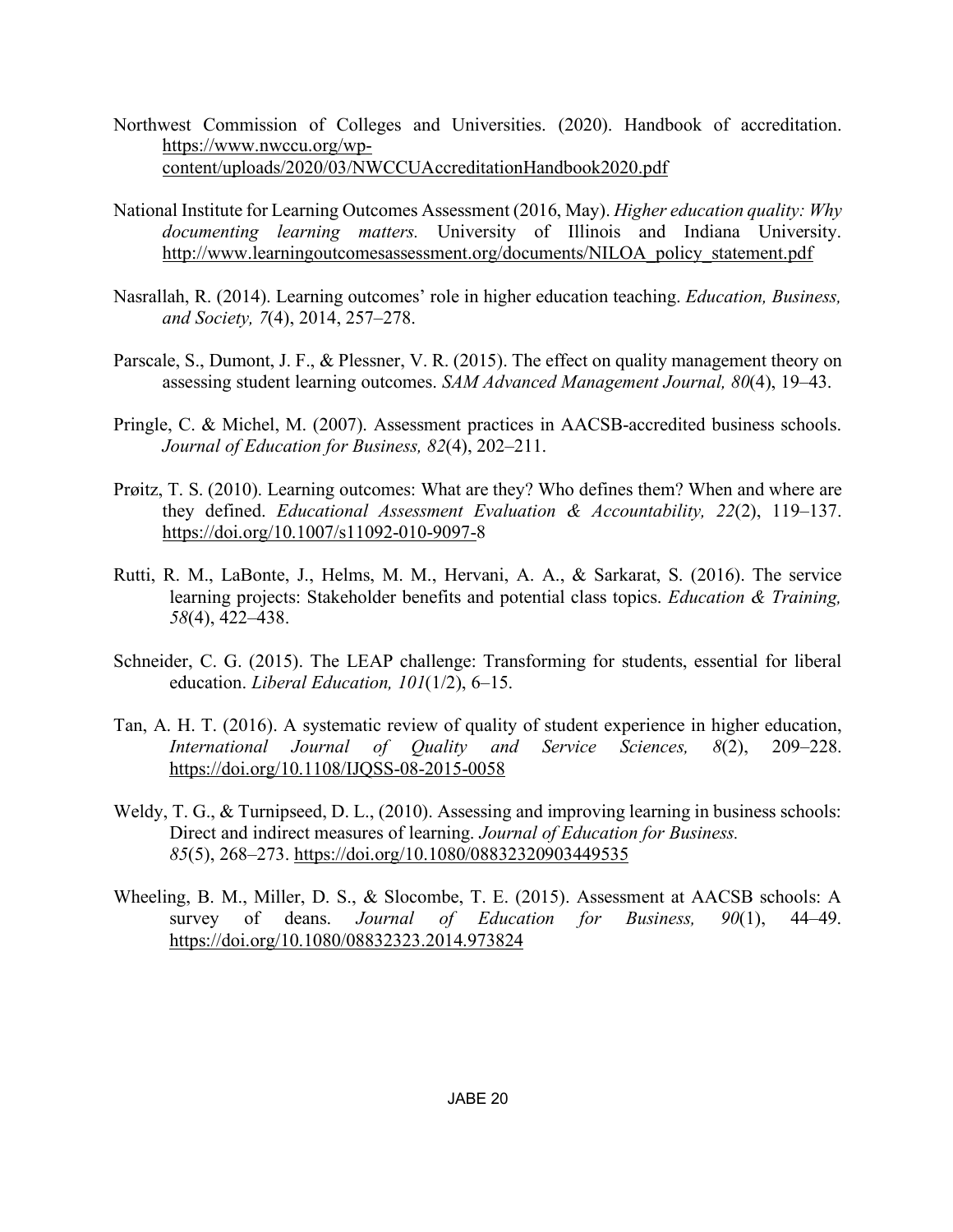Northwest Commission of Colleges and Universities. (2020). Handbook of accreditation. https://www.nwccu.org/wp-content/uploads/2020/03/NWCCUAccreditationHandbook2020.pdf

National Institute for Learning Outcomes Assessment (2016, May). *Higher education quality: Why documenting learning matters.* University of Illinois and Indiana University. http://www.learningoutcomesassessment.org/documents/NILOA_policy_statement.pdf

Nasrallah, R. (2014). Learning outcomes' role in higher education teaching. *Education, Business, and Society, 7*(4), 2014, 257–278.

Parscale, S., Dumont, J. F., & Plessner, V. R. (2015). The effect on quality management theory on assessing student learning outcomes. *SAM Advanced Management Journal, 80*(4), 19–43.

Pringle, C. & Michel, M. (2007). Assessment practices in AACSB-accredited business schools. *Journal of Education for Business, 82*(4), 202–211.

Prøitz, T. S. (2010). Learning outcomes: What are they? Who defines them? When and where are they defined. *Educational Assessment Evaluation & Accountability, 22*(2), 119–137. https://doi.org/10.1007/s11092-010-9097-8

Rutti, R. M., LaBonte, J., Helms, M. M., Hervani, A. A., & Sarkarat, S. (2016). The service learning projects: Stakeholder benefits and potential class topics. *Education & Training, 58*(4), 422–438.

Schneider, C. G. (2015). The LEAP challenge: Transforming for students, essential for liberal education. *Liberal Education, 101*(1/2), 6–15.

Tan, A. H. T. (2016). A systematic review of quality of student experience in higher education, *International Journal of Quality and Service Sciences, 8*(2), 209–228. https://doi.org/10.1108/IJQSS-08-2015-0058

Weldy, T. G., & Turnipseed, D. L., (2010). Assessing and improving learning in business schools: Direct and indirect measures of learning. *Journal of Education for Business. 85*(5), 268–273. https://doi.org/10.1080/08832320903449535

Wheeling, B. M., Miller, D. S., & Slocombe, T. E. (2015). Assessment at AACSB schools: A survey of deans. *Journal of Education for Business, 90*(1), 44–49. https://doi.org/10.1080/08832323.2014.973824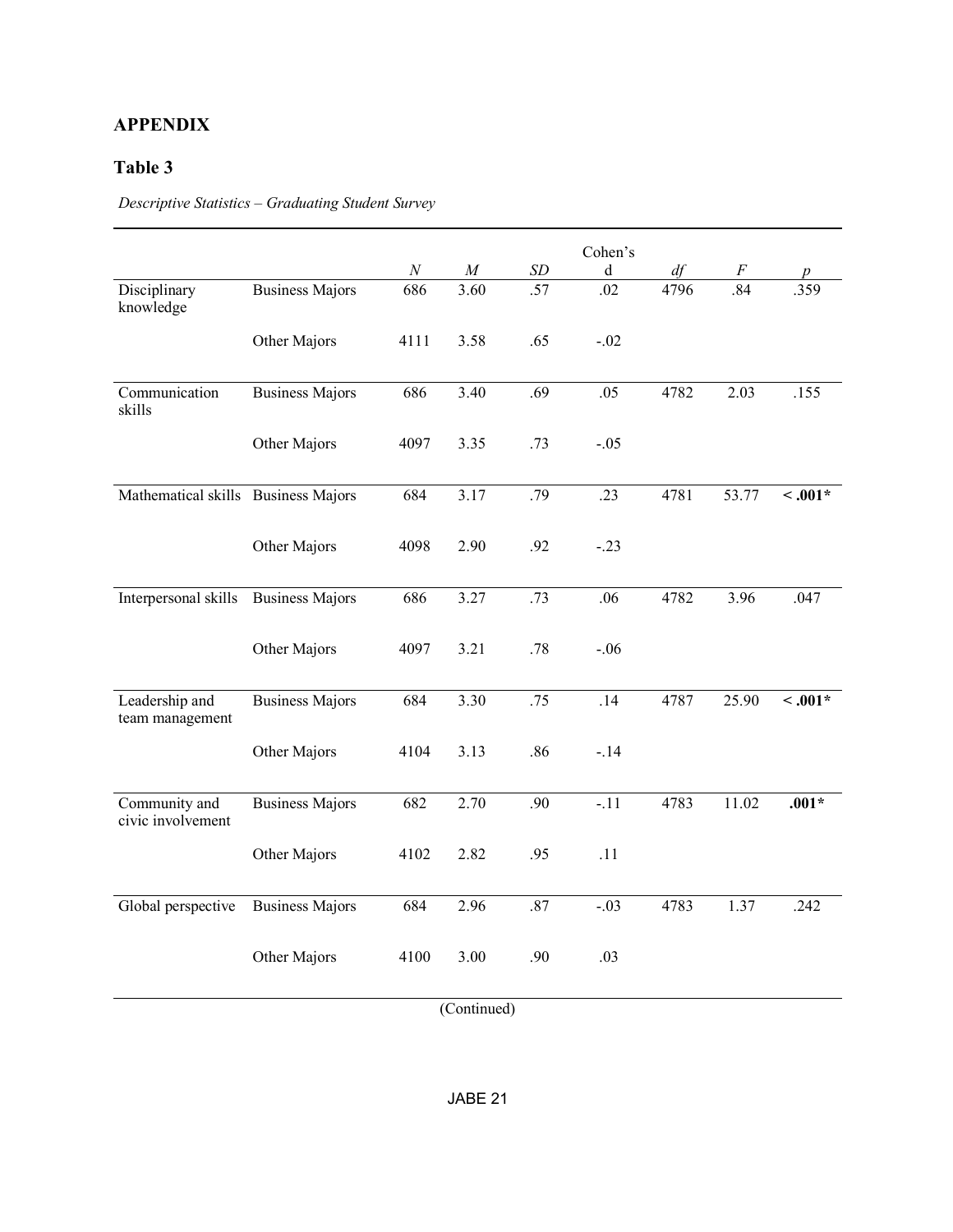## APPENDIX

## Table 3

*Descriptive Statistics – Graduating Student Survey*

| | | *N* | *M* | *SD* | Cohen's d | *df* | *F* | *p* |
|---|---|---|---|---|---|---|---|---|
| Disciplinary knowledge | Business Majors | 686 | 3.60 | .57 | .02 | 4796 | .84 | .359 |
| | Other Majors | 4111 | 3.58 | .65 | -.02 | | | |
| Communication skills | Business Majors | 686 | 3.40 | .69 | .05 | 4782 | 2.03 | .155 |
| | Other Majors | 4097 | 3.35 | .73 | -.05 | | | |
| Mathematical skills | Business Majors | 684 | 3.17 | .79 | .23 | 4781 | 53.77 | **< .001*** |
| | Other Majors | 4098 | 2.90 | .92 | -.23 | | | |
| Interpersonal skills | Business Majors | 686 | 3.27 | .73 | .06 | 4782 | 3.96 | .047 |
| | Other Majors | 4097 | 3.21 | .78 | -.06 | | | |
| Leadership and team management | Business Majors | 684 | 3.30 | .75 | .14 | 4787 | 25.90 | **< .001*** |
| | Other Majors | 4104 | 3.13 | .86 | -.14 | | | |
| Community and civic involvement | Business Majors | 682 | 2.70 | .90 | -.11 | 4783 | 11.02 | **.001*** |
| | Other Majors | 4102 | 2.82 | .95 | .11 | | | |
| Global perspective | Business Majors | 684 | 2.96 | .87 | -.03 | 4783 | 1.37 | .242 |
| | Other Majors | 4100 | 3.00 | .90 | .03 | | | |

(Continued)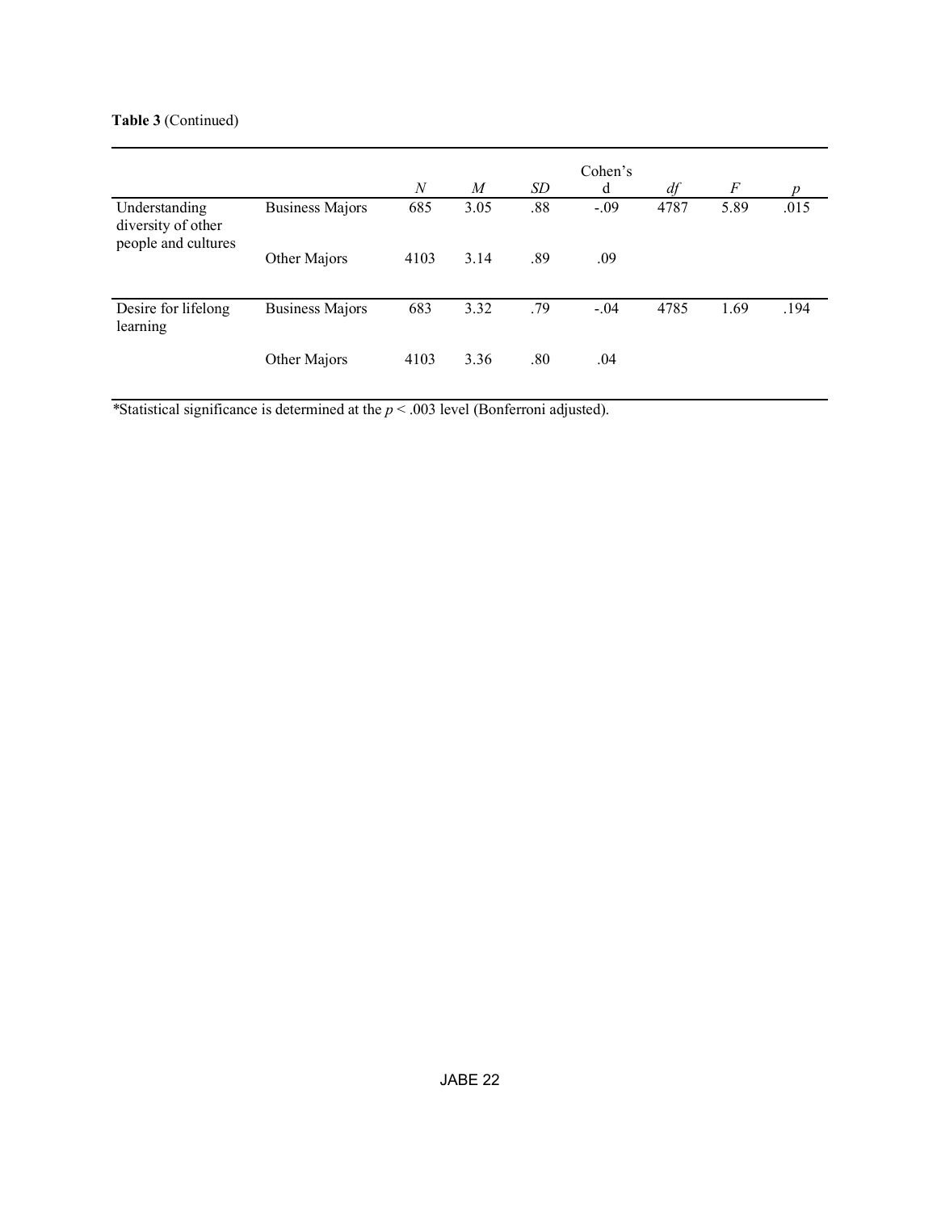**Table 3** (Continued)

| | | *N* | *M* | *SD* | Cohen's d | *df* | *F* | *p* |
|---|---|---|---|---|---|---|---|---|
| Understanding diversity of other people and cultures | Business Majors | 685 | 3.05 | .88 | -.09 | 4787 | 5.89 | .015 |
| | Other Majors | 4103 | 3.14 | .89 | .09 | | | |
| Desire for lifelong learning | Business Majors | 683 | 3.32 | .79 | -.04 | 4785 | 1.69 | .194 |
| | Other Majors | 4103 | 3.36 | .80 | .04 | | | |

*Statistical significance is determined at the $p < .003$ level (Bonferroni adjusted).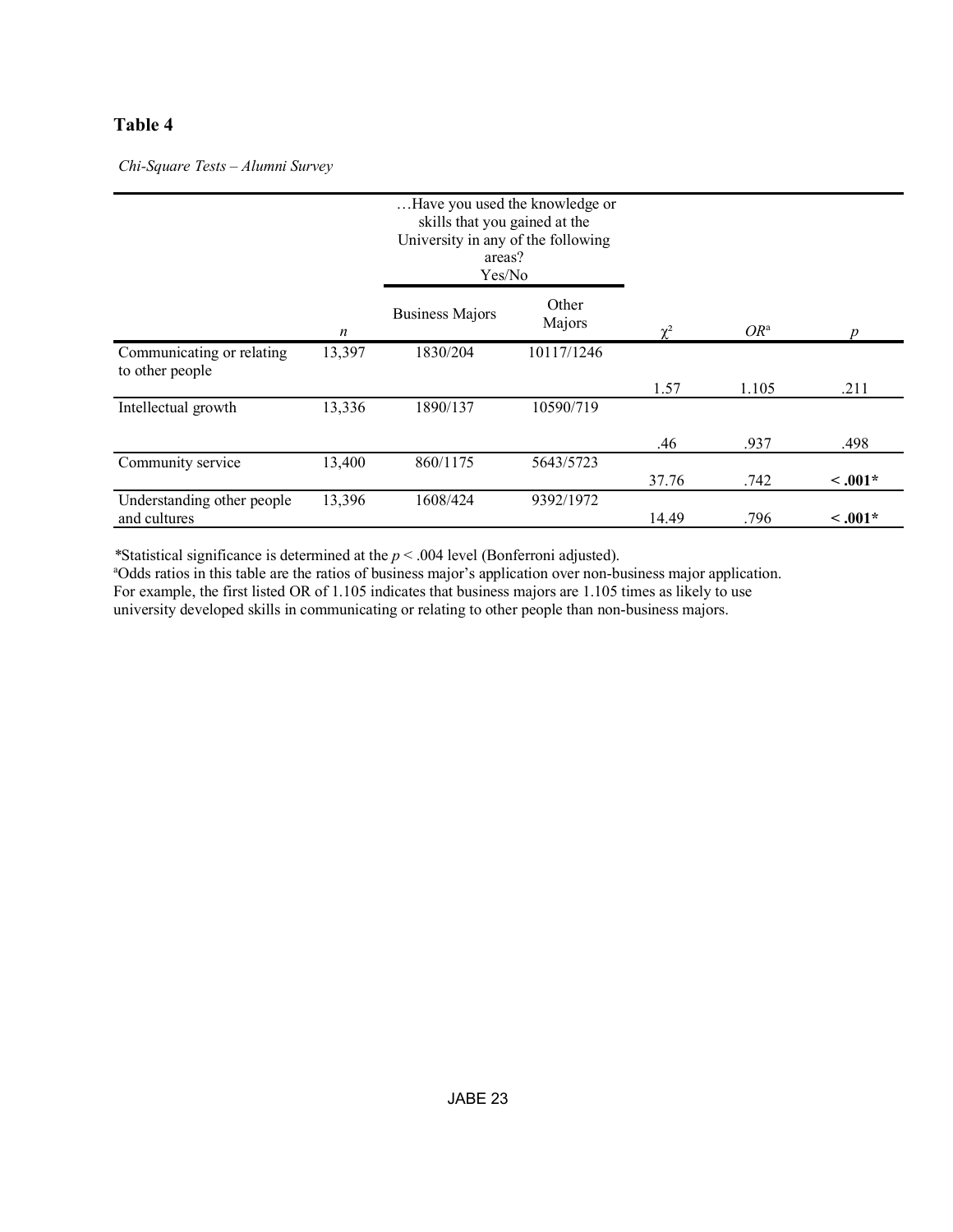**Table 4**

*Chi-Square Tests – Alumni Survey*

| | | …Have you used the knowledge or skills that you gained at the University in any of the following areas? Yes/No | | | | |
|---|---|---|---|---|---|---|
| | *n* | Business Majors | Other Majors | $\chi^2$ | *OR*[a] | *p* |
| Communicating or relating to other people | 13,397 | 1830/204 | 10117/1246 | 1.57 | 1.105 | .211 |
| Intellectual growth | 13,336 | 1890/137 | 10590/719 | .46 | .937 | .498 |
| Community service | 13,400 | 860/1175 | 5643/5723 | 37.76 | .742 | **< .001*** |
| Understanding other people and cultures | 13,396 | 1608/424 | 9392/1972 | 14.49 | .796 | **< .001*** |

*Statistical significance is determined at the $p < .004$ level (Bonferroni adjusted).
[a]Odds ratios in this table are the ratios of business major's application over non-business major application. For example, the first listed OR of 1.105 indicates that business majors are 1.105 times as likely to use university developed skills in communicating or relating to other people than non-business majors.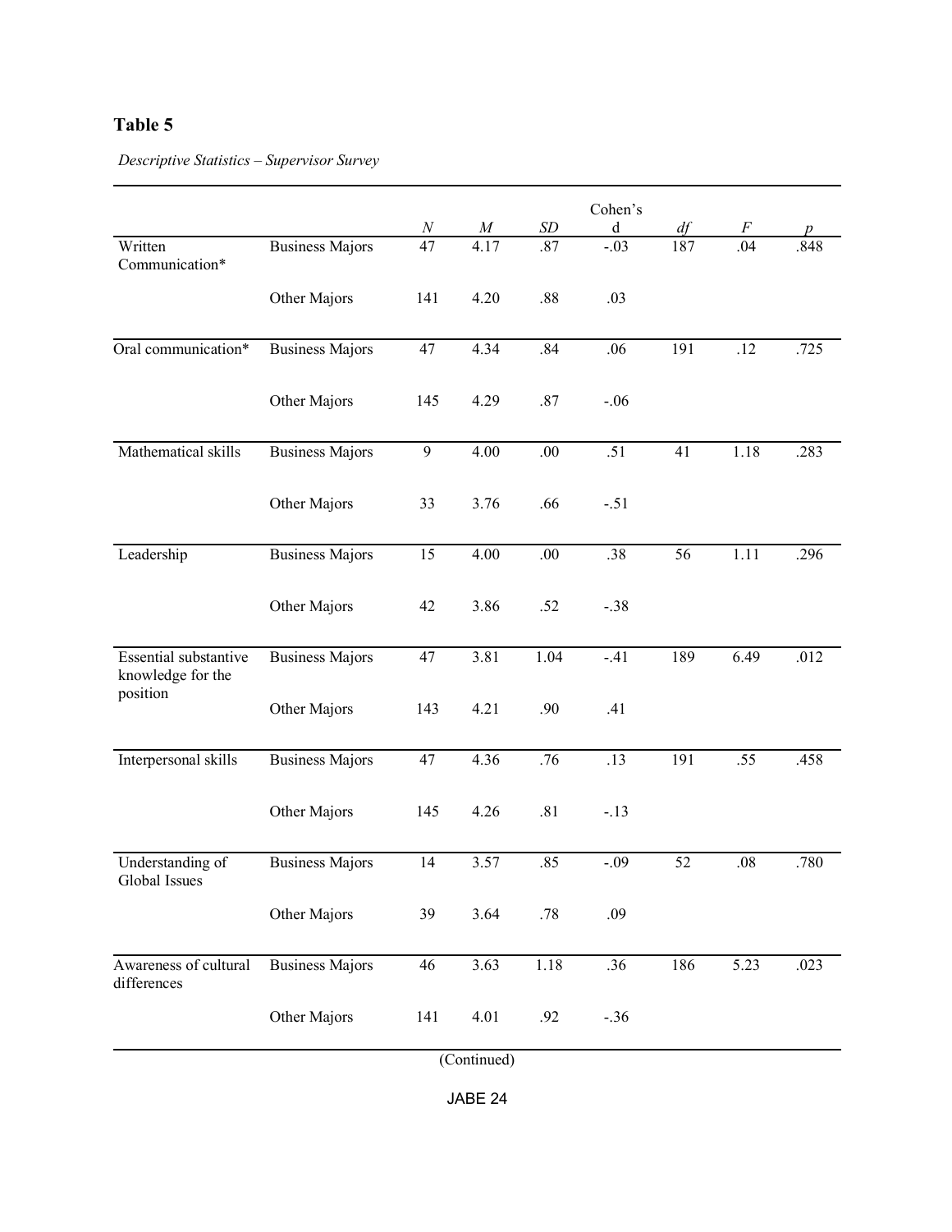**Table 5**

*Descriptive Statistics – Supervisor Survey*

| | | *N* | *M* | *SD* | Cohen's d | *df* | *F* | *p* |
|---|---|---|---|---|---|---|---|---|
| Written Communication* | Business Majors | 47 | 4.17 | .87 | -.03 | 187 | .04 | .848 |
| | Other Majors | 141 | 4.20 | .88 | .03 | | | |
| Oral communication* | Business Majors | 47 | 4.34 | .84 | .06 | 191 | .12 | .725 |
| | Other Majors | 145 | 4.29 | .87 | -.06 | | | |
| Mathematical skills | Business Majors | 9 | 4.00 | .00 | .51 | 41 | 1.18 | .283 |
| | Other Majors | 33 | 3.76 | .66 | -.51 | | | |
| Leadership | Business Majors | 15 | 4.00 | .00 | .38 | 56 | 1.11 | .296 |
| | Other Majors | 42 | 3.86 | .52 | -.38 | | | |
| Essential substantive knowledge for the position | Business Majors | 47 | 3.81 | 1.04 | -.41 | 189 | 6.49 | .012 |
| | Other Majors | 143 | 4.21 | .90 | .41 | | | |
| Interpersonal skills | Business Majors | 47 | 4.36 | .76 | .13 | 191 | .55 | .458 |
| | Other Majors | 145 | 4.26 | .81 | -.13 | | | |
| Understanding of Global Issues | Business Majors | 14 | 3.57 | .85 | -.09 | 52 | .08 | .780 |
| | Other Majors | 39 | 3.64 | .78 | .09 | | | |
| Awareness of cultural differences | Business Majors | 46 | 3.63 | 1.18 | .36 | 186 | 5.23 | .023 |
| | Other Majors | 141 | 4.01 | .92 | -.36 | | | |

(Continued)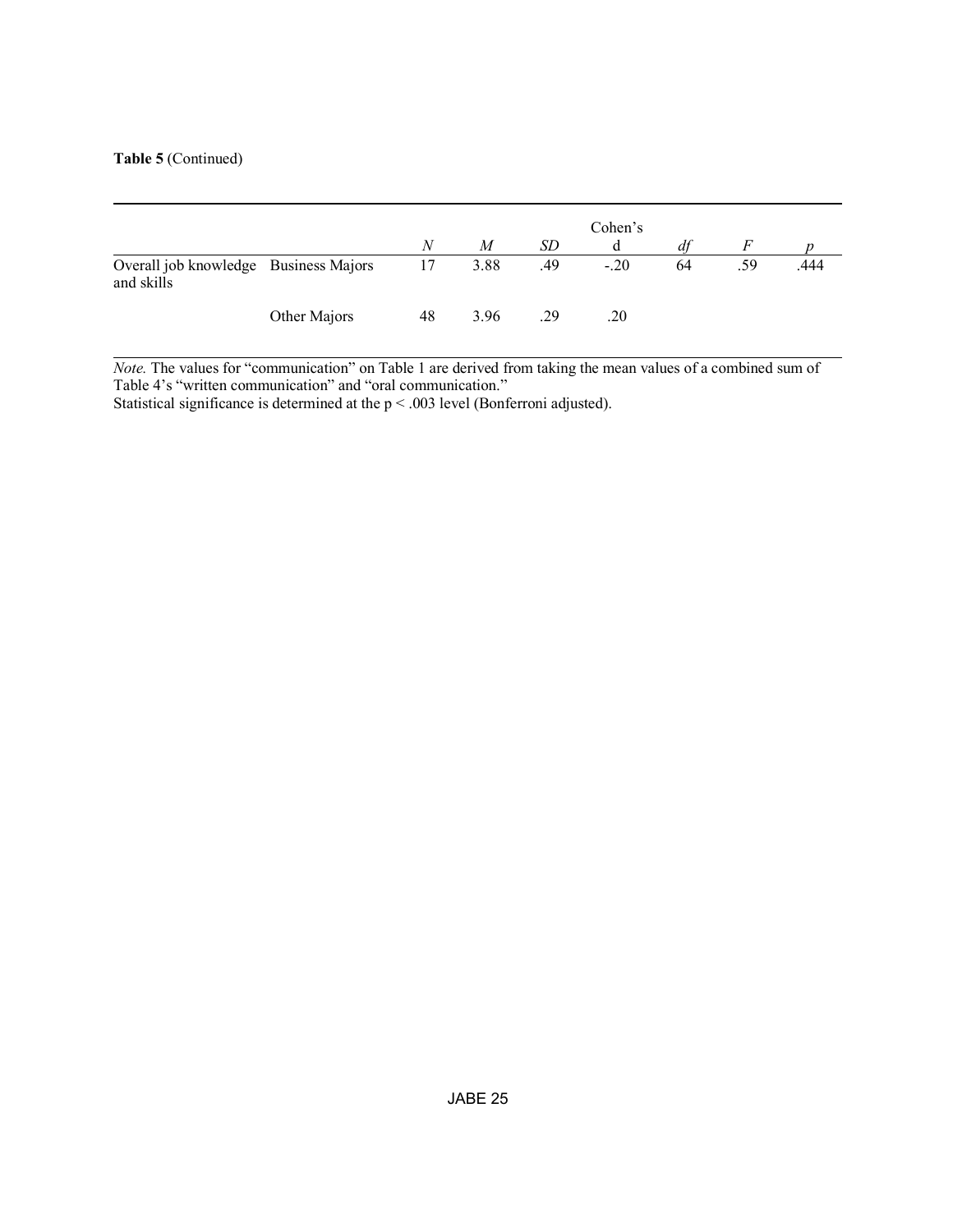**Table 5** (Continued)

| | | *N* | *M* | *SD* | Cohen's d | *df* | *F* | *p* |
|---|---|---|---|---|---|---|---|---|
| Overall job knowledge and skills | Business Majors | 17 | 3.88 | .49 | -.20 | 64 | .59 | .444 |
| | Other Majors | 48 | 3.96 | .29 | .20 | | | |

*Note.* The values for "communication" on Table 1 are derived from taking the mean values of a combined sum of Table 4's "written communication" and "oral communication."
Statistical significance is determined at the $p < .003$ level (Bonferroni adjusted).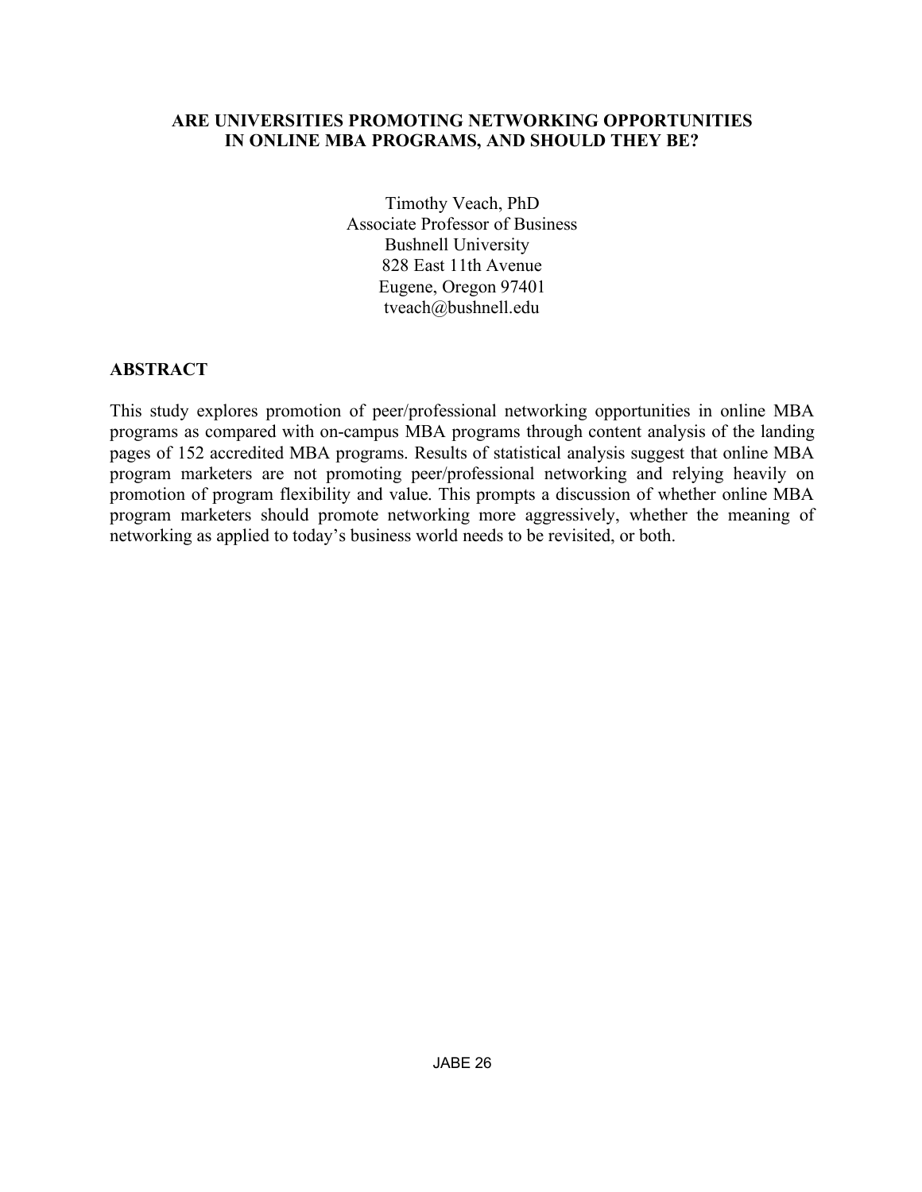# ARE UNIVERSITIES PROMOTING NETWORKING OPPORTUNITIES IN ONLINE MBA PROGRAMS, AND SHOULD THEY BE?

Timothy Veach, PhD
Associate Professor of Business
Bushnell University
828 East 11th Avenue
Eugene, Oregon 97401
tveach@bushnell.edu

## ABSTRACT

This study explores promotion of peer/professional networking opportunities in online MBA programs as compared with on-campus MBA programs through content analysis of the landing pages of 152 accredited MBA programs. Results of statistical analysis suggest that online MBA program marketers are not promoting peer/professional networking and relying heavily on promotion of program flexibility and value. This prompts a discussion of whether online MBA program marketers should promote networking more aggressively, whether the meaning of networking as applied to today's business world needs to be revisited, or both.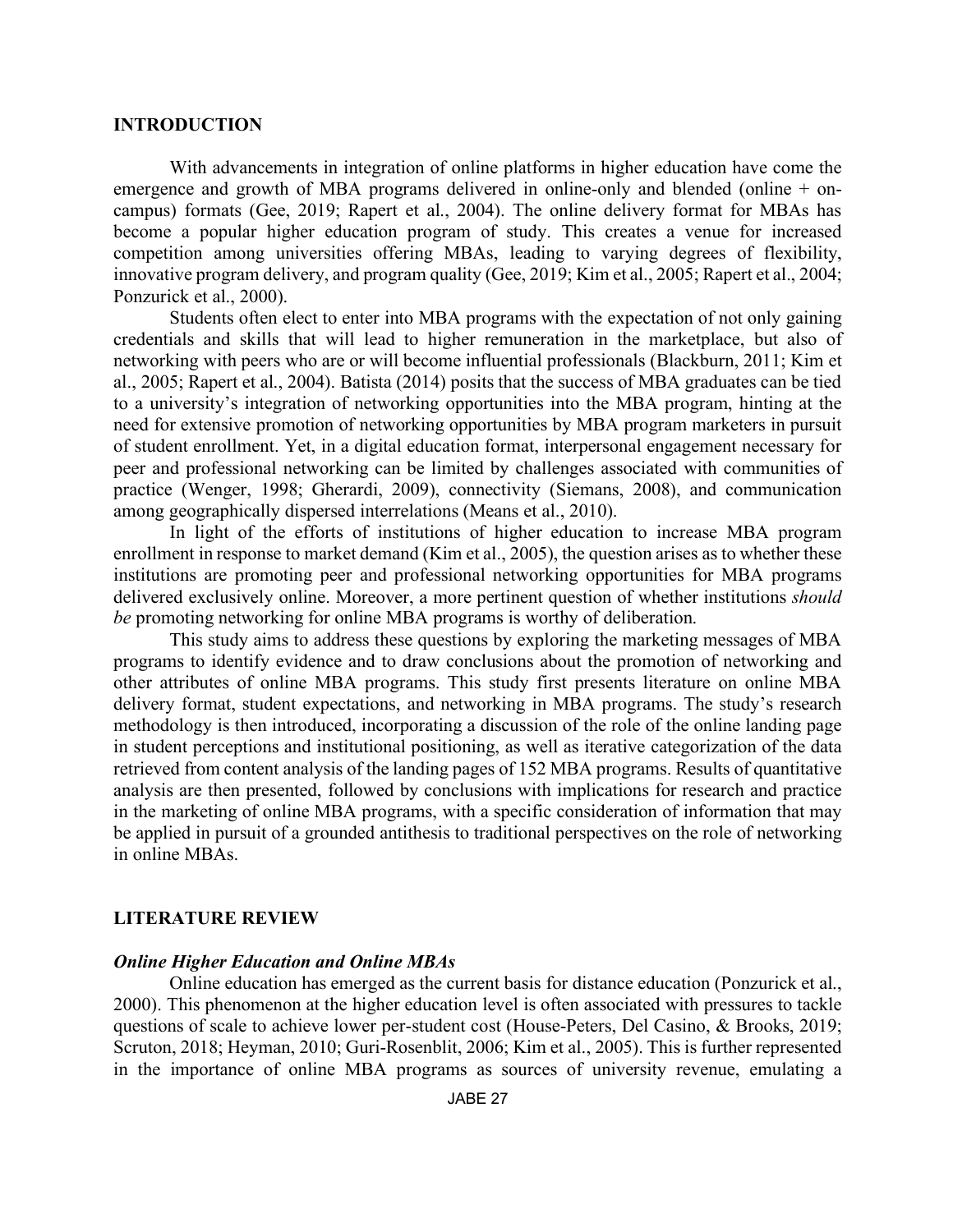## INTRODUCTION

With advancements in integration of online platforms in higher education have come the emergence and growth of MBA programs delivered in online-only and blended (online + on-campus) formats (Gee, 2019; Rapert et al., 2004). The online delivery format for MBAs has become a popular higher education program of study. This creates a venue for increased competition among universities offering MBAs, leading to varying degrees of flexibility, innovative program delivery, and program quality (Gee, 2019; Kim et al., 2005; Rapert et al., 2004; Ponzurick et al., 2000).

Students often elect to enter into MBA programs with the expectation of not only gaining credentials and skills that will lead to higher remuneration in the marketplace, but also of networking with peers who are or will become influential professionals (Blackburn, 2011; Kim et al., 2005; Rapert et al., 2004). Batista (2014) posits that the success of MBA graduates can be tied to a university's integration of networking opportunities into the MBA program, hinting at the need for extensive promotion of networking opportunities by MBA program marketers in pursuit of student enrollment. Yet, in a digital education format, interpersonal engagement necessary for peer and professional networking can be limited by challenges associated with communities of practice (Wenger, 1998; Gherardi, 2009), connectivity (Siemans, 2008), and communication among geographically dispersed interrelations (Means et al., 2010).

In light of the efforts of institutions of higher education to increase MBA program enrollment in response to market demand (Kim et al., 2005), the question arises as to whether these institutions are promoting peer and professional networking opportunities for MBA programs delivered exclusively online. Moreover, a more pertinent question of whether institutions *should be* promoting networking for online MBA programs is worthy of deliberation.

This study aims to address these questions by exploring the marketing messages of MBA programs to identify evidence and to draw conclusions about the promotion of networking and other attributes of online MBA programs. This study first presents literature on online MBA delivery format, student expectations, and networking in MBA programs. The study's research methodology is then introduced, incorporating a discussion of the role of the online landing page in student perceptions and institutional positioning, as well as iterative categorization of the data retrieved from content analysis of the landing pages of 152 MBA programs. Results of quantitative analysis are then presented, followed by conclusions with implications for research and practice in the marketing of online MBA programs, with a specific consideration of information that may be applied in pursuit of a grounded antithesis to traditional perspectives on the role of networking in online MBAs.

## LITERATURE REVIEW

### *Online Higher Education and Online MBAs*

Online education has emerged as the current basis for distance education (Ponzurick et al., 2000). This phenomenon at the higher education level is often associated with pressures to tackle questions of scale to achieve lower per-student cost (House-Peters, Del Casino, & Brooks, 2019; Scruton, 2018; Heyman, 2010; Guri-Rosenblit, 2006; Kim et al., 2005). This is further represented in the importance of online MBA programs as sources of university revenue, emulating a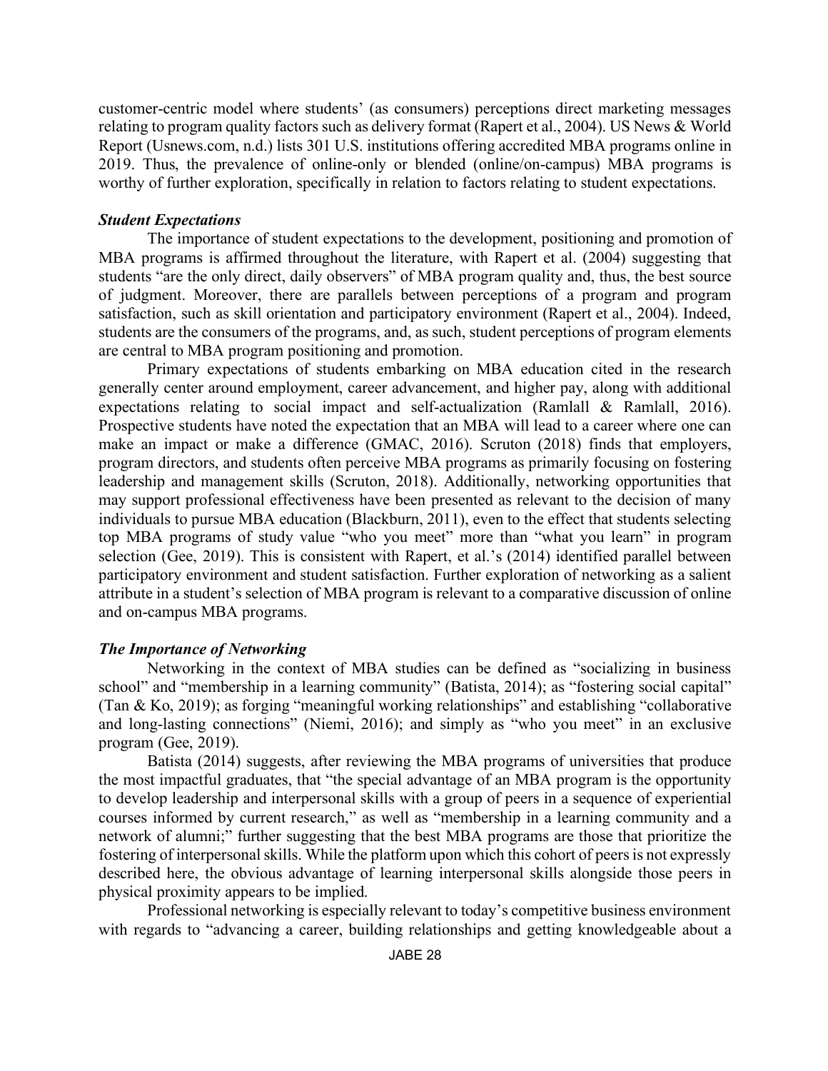customer-centric model where students' (as consumers) perceptions direct marketing messages relating to program quality factors such as delivery format (Rapert et al., 2004). US News & World Report (Usnews.com, n.d.) lists 301 U.S. institutions offering accredited MBA programs online in 2019. Thus, the prevalence of online-only or blended (online/on-campus) MBA programs is worthy of further exploration, specifically in relation to factors relating to student expectations.

### *Student Expectations*

The importance of student expectations to the development, positioning and promotion of MBA programs is affirmed throughout the literature, with Rapert et al. (2004) suggesting that students "are the only direct, daily observers" of MBA program quality and, thus, the best source of judgment. Moreover, there are parallels between perceptions of a program and program satisfaction, such as skill orientation and participatory environment (Rapert et al., 2004). Indeed, students are the consumers of the programs, and, as such, student perceptions of program elements are central to MBA program positioning and promotion.

Primary expectations of students embarking on MBA education cited in the research generally center around employment, career advancement, and higher pay, along with additional expectations relating to social impact and self-actualization (Ramlall & Ramlall, 2016). Prospective students have noted the expectation that an MBA will lead to a career where one can make an impact or make a difference (GMAC, 2016). Scruton (2018) finds that employers, program directors, and students often perceive MBA programs as primarily focusing on fostering leadership and management skills (Scruton, 2018). Additionally, networking opportunities that may support professional effectiveness have been presented as relevant to the decision of many individuals to pursue MBA education (Blackburn, 2011), even to the effect that students selecting top MBA programs of study value "who you meet" more than "what you learn" in program selection (Gee, 2019). This is consistent with Rapert, et al.'s (2014) identified parallel between participatory environment and student satisfaction. Further exploration of networking as a salient attribute in a student's selection of MBA program is relevant to a comparative discussion of online and on-campus MBA programs.

### *The Importance of Networking*

Networking in the context of MBA studies can be defined as "socializing in business school" and "membership in a learning community" (Batista, 2014); as "fostering social capital" (Tan & Ko, 2019); as forging "meaningful working relationships" and establishing "collaborative and long-lasting connections" (Niemi, 2016); and simply as "who you meet" in an exclusive program (Gee, 2019).

Batista (2014) suggests, after reviewing the MBA programs of universities that produce the most impactful graduates, that "the special advantage of an MBA program is the opportunity to develop leadership and interpersonal skills with a group of peers in a sequence of experiential courses informed by current research," as well as "membership in a learning community and a network of alumni;" further suggesting that the best MBA programs are those that prioritize the fostering of interpersonal skills. While the platform upon which this cohort of peers is not expressly described here, the obvious advantage of learning interpersonal skills alongside those peers in physical proximity appears to be implied.

Professional networking is especially relevant to today's competitive business environment with regards to "advancing a career, building relationships and getting knowledgeable about a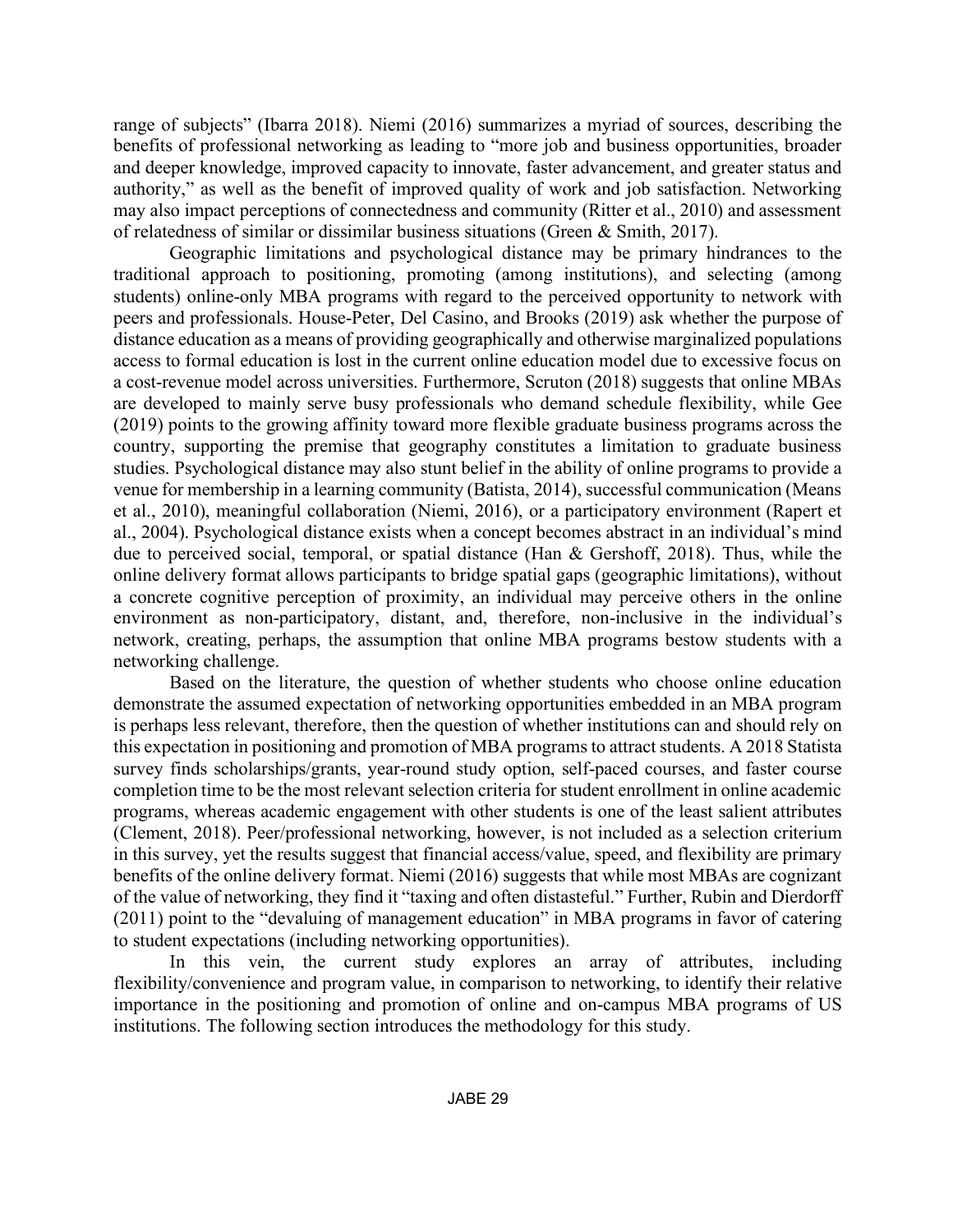range of subjects" (Ibarra 2018). Niemi (2016) summarizes a myriad of sources, describing the benefits of professional networking as leading to "more job and business opportunities, broader and deeper knowledge, improved capacity to innovate, faster advancement, and greater status and authority," as well as the benefit of improved quality of work and job satisfaction. Networking may also impact perceptions of connectedness and community (Ritter et al., 2010) and assessment of relatedness of similar or dissimilar business situations (Green & Smith, 2017).

Geographic limitations and psychological distance may be primary hindrances to the traditional approach to positioning, promoting (among institutions), and selecting (among students) online-only MBA programs with regard to the perceived opportunity to network with peers and professionals. House-Peter, Del Casino, and Brooks (2019) ask whether the purpose of distance education as a means of providing geographically and otherwise marginalized populations access to formal education is lost in the current online education model due to excessive focus on a cost-revenue model across universities. Furthermore, Scruton (2018) suggests that online MBAs are developed to mainly serve busy professionals who demand schedule flexibility, while Gee (2019) points to the growing affinity toward more flexible graduate business programs across the country, supporting the premise that geography constitutes a limitation to graduate business studies. Psychological distance may also stunt belief in the ability of online programs to provide a venue for membership in a learning community (Batista, 2014), successful communication (Means et al., 2010), meaningful collaboration (Niemi, 2016), or a participatory environment (Rapert et al., 2004). Psychological distance exists when a concept becomes abstract in an individual's mind due to perceived social, temporal, or spatial distance (Han & Gershoff, 2018). Thus, while the online delivery format allows participants to bridge spatial gaps (geographic limitations), without a concrete cognitive perception of proximity, an individual may perceive others in the online environment as non-participatory, distant, and, therefore, non-inclusive in the individual's network, creating, perhaps, the assumption that online MBA programs bestow students with a networking challenge.

Based on the literature, the question of whether students who choose online education demonstrate the assumed expectation of networking opportunities embedded in an MBA program is perhaps less relevant, therefore, then the question of whether institutions can and should rely on this expectation in positioning and promotion of MBA programs to attract students. A 2018 Statista survey finds scholarships/grants, year-round study option, self-paced courses, and faster course completion time to be the most relevant selection criteria for student enrollment in online academic programs, whereas academic engagement with other students is one of the least salient attributes (Clement, 2018). Peer/professional networking, however, is not included as a selection criterium in this survey, yet the results suggest that financial access/value, speed, and flexibility are primary benefits of the online delivery format. Niemi (2016) suggests that while most MBAs are cognizant of the value of networking, they find it "taxing and often distasteful." Further, Rubin and Dierdorff (2011) point to the "devaluing of management education" in MBA programs in favor of catering to student expectations (including networking opportunities).

In this vein, the current study explores an array of attributes, including flexibility/convenience and program value, in comparison to networking, to identify their relative importance in the positioning and promotion of online and on-campus MBA programs of US institutions. The following section introduces the methodology for this study.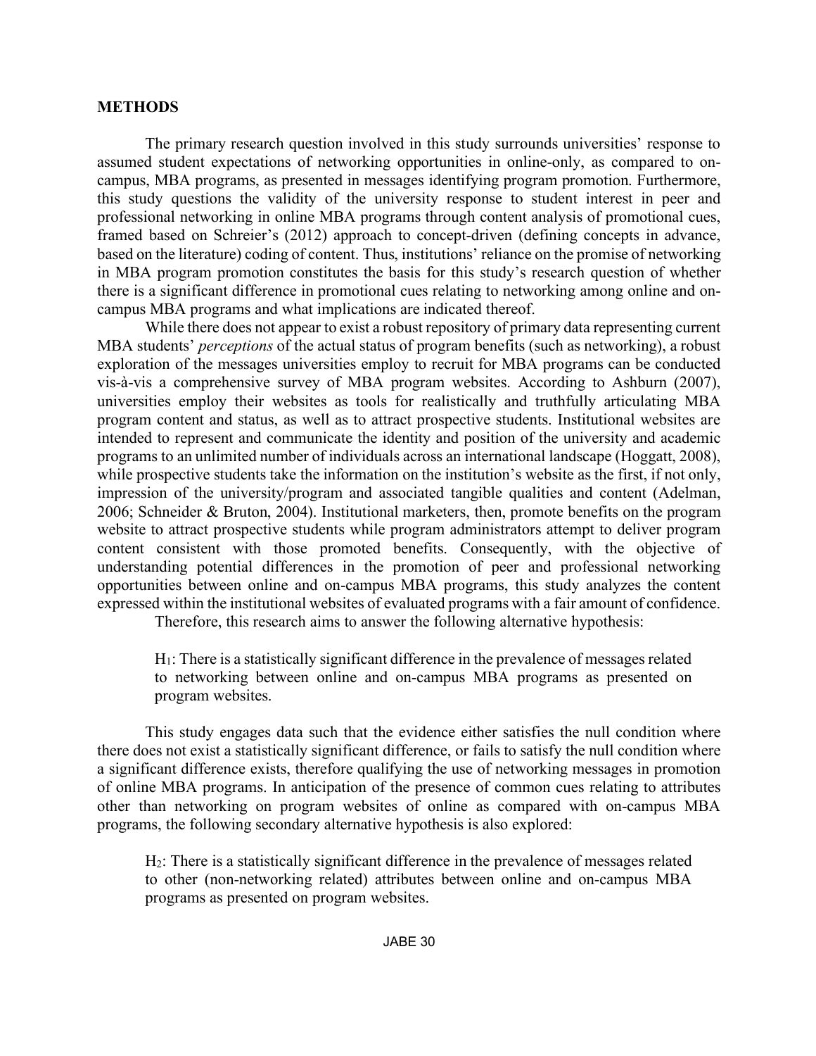## METHODS

The primary research question involved in this study surrounds universities' response to assumed student expectations of networking opportunities in online-only, as compared to on-campus, MBA programs, as presented in messages identifying program promotion. Furthermore, this study questions the validity of the university response to student interest in peer and professional networking in online MBA programs through content analysis of promotional cues, framed based on Schreier's (2012) approach to concept-driven (defining concepts in advance, based on the literature) coding of content. Thus, institutions' reliance on the promise of networking in MBA program promotion constitutes the basis for this study's research question of whether there is a significant difference in promotional cues relating to networking among online and on-campus MBA programs and what implications are indicated thereof.

While there does not appear to exist a robust repository of primary data representing current MBA students' *perceptions* of the actual status of program benefits (such as networking), a robust exploration of the messages universities employ to recruit for MBA programs can be conducted vis-à-vis a comprehensive survey of MBA program websites. According to Ashburn (2007), universities employ their websites as tools for realistically and truthfully articulating MBA program content and status, as well as to attract prospective students. Institutional websites are intended to represent and communicate the identity and position of the university and academic programs to an unlimited number of individuals across an international landscape (Hoggatt, 2008), while prospective students take the information on the institution's website as the first, if not only, impression of the university/program and associated tangible qualities and content (Adelman, 2006; Schneider & Bruton, 2004). Institutional marketers, then, promote benefits on the program website to attract prospective students while program administrators attempt to deliver program content consistent with those promoted benefits. Consequently, with the objective of understanding potential differences in the promotion of peer and professional networking opportunities between online and on-campus MBA programs, this study analyzes the content expressed within the institutional websites of evaluated programs with a fair amount of confidence.

Therefore, this research aims to answer the following alternative hypothesis:

> $H_1$: There is a statistically significant difference in the prevalence of messages related to networking between online and on-campus MBA programs as presented on program websites.

This study engages data such that the evidence either satisfies the null condition where there does not exist a statistically significant difference, or fails to satisfy the null condition where a significant difference exists, therefore qualifying the use of networking messages in promotion of online MBA programs. In anticipation of the presence of common cues relating to attributes other than networking on program websites of online as compared with on-campus MBA programs, the following secondary alternative hypothesis is also explored:

> $H_2$: There is a statistically significant difference in the prevalence of messages related to other (non-networking related) attributes between online and on-campus MBA programs as presented on program websites.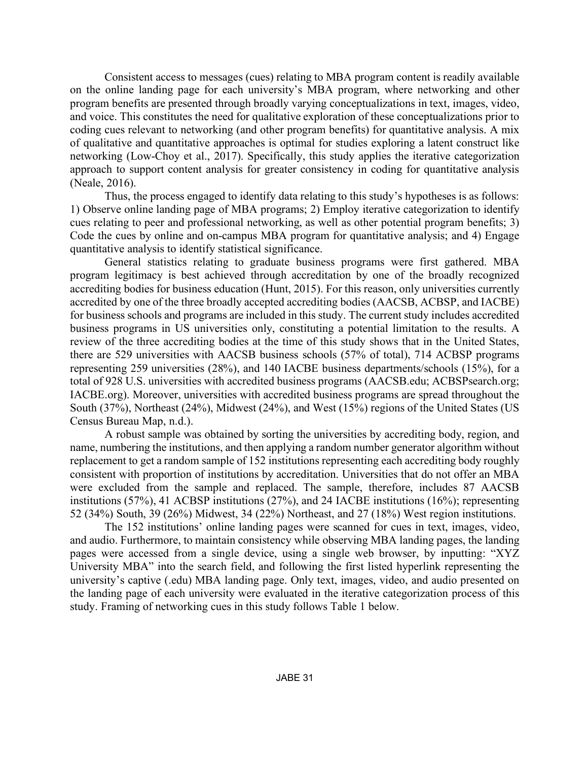Consistent access to messages (cues) relating to MBA program content is readily available on the online landing page for each university's MBA program, where networking and other program benefits are presented through broadly varying conceptualizations in text, images, video, and voice. This constitutes the need for qualitative exploration of these conceptualizations prior to coding cues relevant to networking (and other program benefits) for quantitative analysis. A mix of qualitative and quantitative approaches is optimal for studies exploring a latent construct like networking (Low-Choy et al., 2017). Specifically, this study applies the iterative categorization approach to support content analysis for greater consistency in coding for quantitative analysis (Neale, 2016).

Thus, the process engaged to identify data relating to this study's hypotheses is as follows: 1) Observe online landing page of MBA programs; 2) Employ iterative categorization to identify cues relating to peer and professional networking, as well as other potential program benefits; 3) Code the cues by online and on-campus MBA program for quantitative analysis; and 4) Engage quantitative analysis to identify statistical significance.

General statistics relating to graduate business programs were first gathered. MBA program legitimacy is best achieved through accreditation by one of the broadly recognized accrediting bodies for business education (Hunt, 2015). For this reason, only universities currently accredited by one of the three broadly accepted accrediting bodies (AACSB, ACBSP, and IACBE) for business schools and programs are included in this study. The current study includes accredited business programs in US universities only, constituting a potential limitation to the results. A review of the three accrediting bodies at the time of this study shows that in the United States, there are 529 universities with AACSB business schools (57% of total), 714 ACBSP programs representing 259 universities (28%), and 140 IACBE business departments/schools (15%), for a total of 928 U.S. universities with accredited business programs (AACSB.edu; ACBSPsearch.org; IACBE.org). Moreover, universities with accredited business programs are spread throughout the South (37%), Northeast (24%), Midwest (24%), and West (15%) regions of the United States (US Census Bureau Map, n.d.).

A robust sample was obtained by sorting the universities by accrediting body, region, and name, numbering the institutions, and then applying a random number generator algorithm without replacement to get a random sample of 152 institutions representing each accrediting body roughly consistent with proportion of institutions by accreditation. Universities that do not offer an MBA were excluded from the sample and replaced. The sample, therefore, includes 87 AACSB institutions (57%), 41 ACBSP institutions (27%), and 24 IACBE institutions (16%); representing 52 (34%) South, 39 (26%) Midwest, 34 (22%) Northeast, and 27 (18%) West region institutions.

The 152 institutions' online landing pages were scanned for cues in text, images, video, and audio. Furthermore, to maintain consistency while observing MBA landing pages, the landing pages were accessed from a single device, using a single web browser, by inputting: "XYZ University MBA" into the search field, and following the first listed hyperlink representing the university's captive (.edu) MBA landing page. Only text, images, video, and audio presented on the landing page of each university were evaluated in the iterative categorization process of this study. Framing of networking cues in this study follows Table 1 below.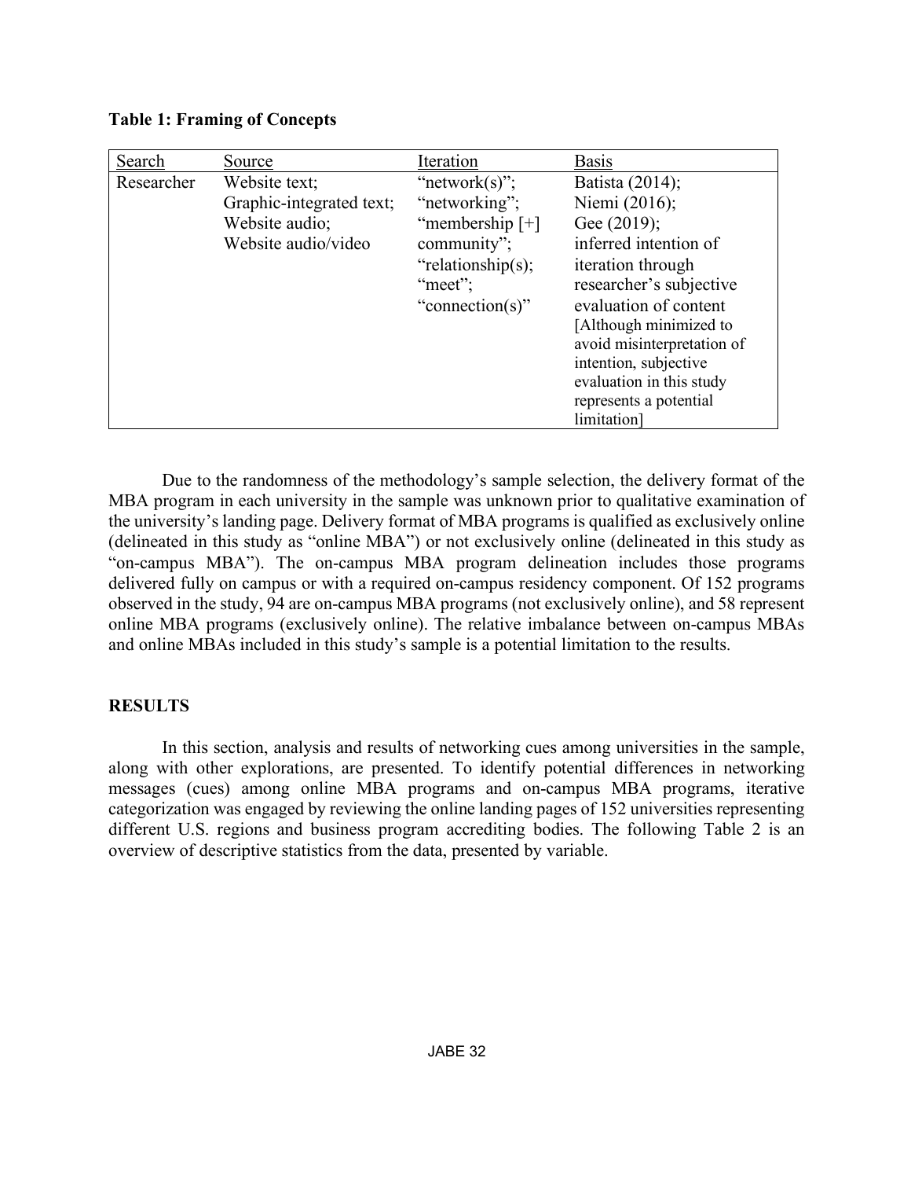**Table 1: Framing of Concepts**

| Search | Source | Iteration | Basis |
| --- | --- | --- | --- |
| Researcher | Website text; Graphic-integrated text; Website audio; Website audio/video | "network(s)"; "networking"; "membership [+] community"; "relationship(s); "meet"; "connection(s)" | Batista (2014); Niemi (2016); Gee (2019); inferred intention of iteration through researcher's subjective evaluation of content [Although minimized to avoid misinterpretation of intention, subjective evaluation in this study represents a potential limitation] |

Due to the randomness of the methodology's sample selection, the delivery format of the MBA program in each university in the sample was unknown prior to qualitative examination of the university's landing page. Delivery format of MBA programs is qualified as exclusively online (delineated in this study as "online MBA") or not exclusively online (delineated in this study as "on-campus MBA"). The on-campus MBA program delineation includes those programs delivered fully on campus or with a required on-campus residency component. Of 152 programs observed in the study, 94 are on-campus MBA programs (not exclusively online), and 58 represent online MBA programs (exclusively online). The relative imbalance between on-campus MBAs and online MBAs included in this study's sample is a potential limitation to the results.

## RESULTS

In this section, analysis and results of networking cues among universities in the sample, along with other explorations, are presented. To identify potential differences in networking messages (cues) among online MBA programs and on-campus MBA programs, iterative categorization was engaged by reviewing the online landing pages of 152 universities representing different U.S. regions and business program accrediting bodies. The following Table 2 is an overview of descriptive statistics from the data, presented by variable.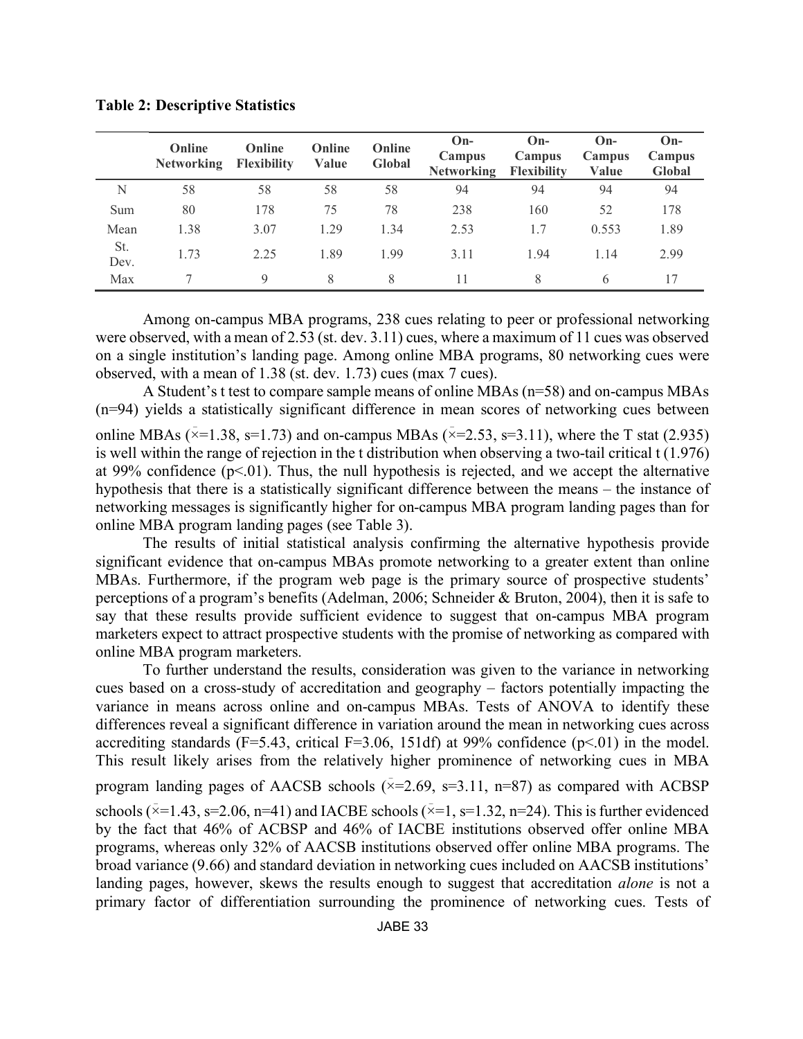**Table 2: Descriptive Statistics**

| | Online Networking | Online Flexibility | Online Value | Online Global | On-Campus Networking | On-Campus Flexibility | On-Campus Value | On-Campus Global |
|---|---|---|---|---|---|---|---|---|
| N | 58 | 58 | 58 | 58 | 94 | 94 | 94 | 94 |
| Sum | 80 | 178 | 75 | 78 | 238 | 160 | 52 | 178 |
| Mean | 1.38 | 3.07 | 1.29 | 1.34 | 2.53 | 1.7 | 0.553 | 1.89 |
| St. Dev. | 1.73 | 2.25 | 1.89 | 1.99 | 3.11 | 1.94 | 1.14 | 2.99 |
| Max | 7 | 9 | 8 | 8 | 11 | 8 | 6 | 17 |

Among on-campus MBA programs, 238 cues relating to peer or professional networking were observed, with a mean of 2.53 (st. dev. 3.11) cues, where a maximum of 11 cues was observed on a single institution's landing page. Among online MBA programs, 80 networking cues were observed, with a mean of 1.38 (st. dev. 1.73) cues (max 7 cues).

A Student's t test to compare sample means of online MBAs (n=58) and on-campus MBAs (n=94) yields a statistically significant difference in mean scores of networking cues between online MBAs ($\bar{x}$=1.38, s=1.73) and on-campus MBAs ($\bar{x}$=2.53, s=3.11), where the T stat (2.935) is well within the range of rejection in the t distribution when observing a two-tail critical t (1.976) at 99% confidence ($p<.01$). Thus, the null hypothesis is rejected, and we accept the alternative hypothesis that there is a statistically significant difference between the means – the instance of networking messages is significantly higher for on-campus MBA program landing pages than for online MBA program landing pages (see Table 3).

The results of initial statistical analysis confirming the alternative hypothesis provide significant evidence that on-campus MBAs promote networking to a greater extent than online MBAs. Furthermore, if the program web page is the primary source of prospective students' perceptions of a program's benefits (Adelman, 2006; Schneider & Bruton, 2004), then it is safe to say that these results provide sufficient evidence to suggest that on-campus MBA program marketers expect to attract prospective students with the promise of networking as compared with online MBA program marketers.

To further understand the results, consideration was given to the variance in networking cues based on a cross-study of accreditation and geography – factors potentially impacting the variance in means across online and on-campus MBAs. Tests of ANOVA to identify these differences reveal a significant difference in variation around the mean in networking cues across accrediting standards (F=5.43, critical F=3.06, 151df) at 99% confidence ($p<.01$) in the model. This result likely arises from the relatively higher prominence of networking cues in MBA program landing pages of AACSB schools ($\bar{x}$=2.69, s=3.11, n=87) as compared with ACBSP schools ($\bar{x}$=1.43, s=2.06, n=41) and IACBE schools ($\bar{x}$=1, s=1.32, n=24). This is further evidenced by the fact that 46% of ACBSP and 46% of IACBE institutions observed offer online MBA programs, whereas only 32% of AACSB institutions observed offer online MBA programs. The broad variance (9.66) and standard deviation in networking cues included on AACSB institutions' landing pages, however, skews the results enough to suggest that accreditation *alone* is not a primary factor of differentiation surrounding the prominence of networking cues. Tests of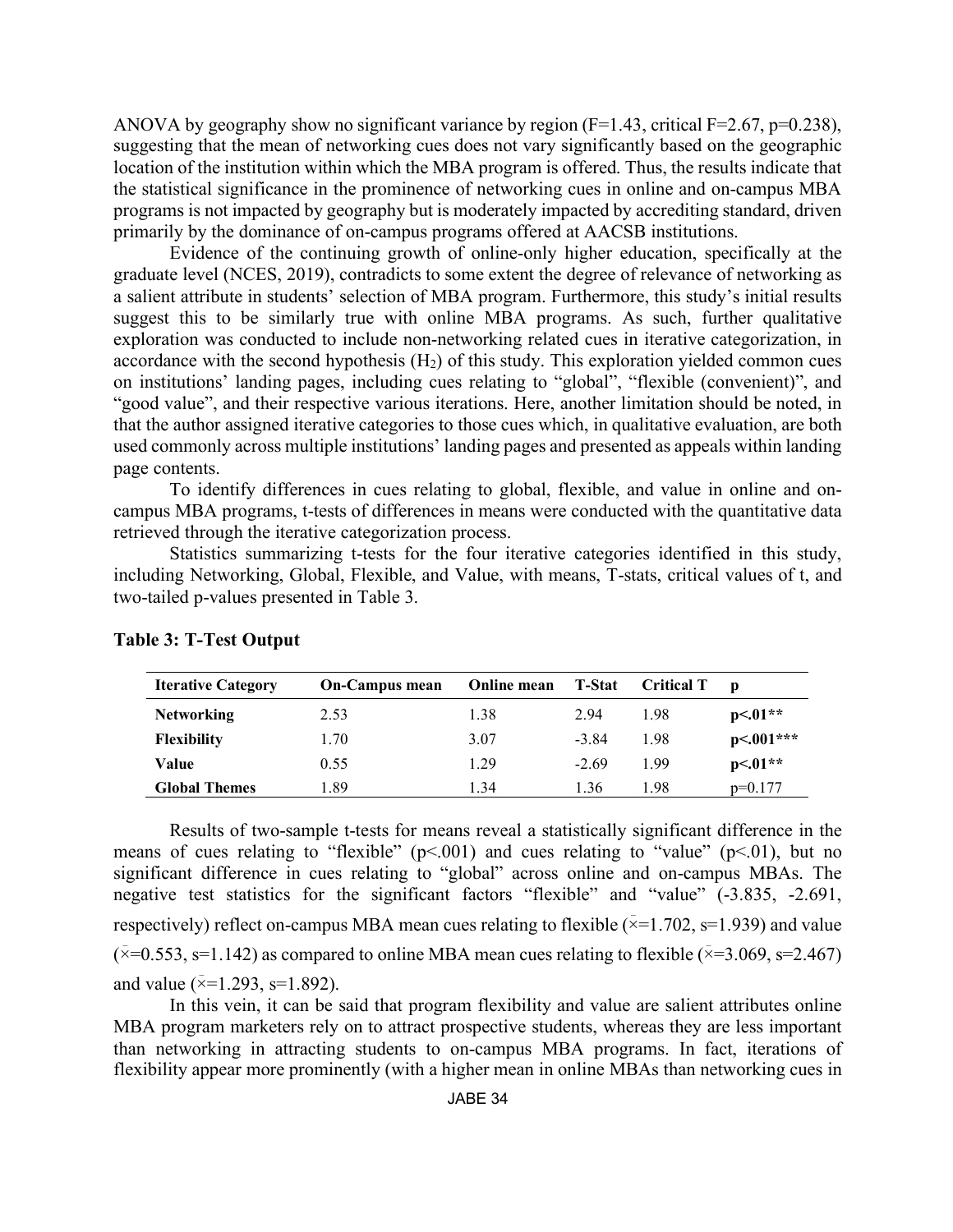ANOVA by geography show no significant variance by region (F=1.43, critical F=2.67, p=0.238), suggesting that the mean of networking cues does not vary significantly based on the geographic location of the institution within which the MBA program is offered. Thus, the results indicate that the statistical significance in the prominence of networking cues in online and on-campus MBA programs is not impacted by geography but is moderately impacted by accrediting standard, driven primarily by the dominance of on-campus programs offered at AACSB institutions.

Evidence of the continuing growth of online-only higher education, specifically at the graduate level (NCES, 2019), contradicts to some extent the degree of relevance of networking as a salient attribute in students' selection of MBA program. Furthermore, this study's initial results suggest this to be similarly true with online MBA programs. As such, further qualitative exploration was conducted to include non-networking related cues in iterative categorization, in accordance with the second hypothesis ($H_2$) of this study. This exploration yielded common cues on institutions' landing pages, including cues relating to "global", "flexible (convenient)", and "good value", and their respective various iterations. Here, another limitation should be noted, in that the author assigned iterative categories to those cues which, in qualitative evaluation, are both used commonly across multiple institutions' landing pages and presented as appeals within landing page contents.

To identify differences in cues relating to global, flexible, and value in online and on-campus MBA programs, t-tests of differences in means were conducted with the quantitative data retrieved through the iterative categorization process.

Statistics summarizing t-tests for the four iterative categories identified in this study, including Networking, Global, Flexible, and Value, with means, T-stats, critical values of t, and two-tailed p-values presented in Table 3.

**Table 3: T-Test Output**

| Iterative Category | On-Campus mean | Online mean | T-Stat | Critical T | p |
|---|---|---|---|---|---|
| **Networking** | 2.53 | 1.38 | 2.94 | 1.98 | **p<.01**** |
| **Flexibility** | 1.70 | 3.07 | -3.84 | 1.98 | **p<.001***** |
| **Value** | 0.55 | 1.29 | -2.69 | 1.99 | **p<.01**** |
| **Global Themes** | 1.89 | 1.34 | 1.36 | 1.98 | p=0.177 |

Results of two-sample t-tests for means reveal a statistically significant difference in the means of cues relating to "flexible" ($p<.001$) and cues relating to "value" ($p<.01$), but no significant difference in cues relating to "global" across online and on-campus MBAs. The negative test statistics for the significant factors "flexible" and "value" (-3.835, -2.691, respectively) reflect on-campus MBA mean cues relating to flexible ($\bar{x}$=1.702, s=1.939) and value ($\bar{x}$=0.553, s=1.142) as compared to online MBA mean cues relating to flexible ($\bar{x}$=3.069, s=2.467) and value ($\bar{x}$=1.293, s=1.892).

In this vein, it can be said that program flexibility and value are salient attributes online MBA program marketers rely on to attract prospective students, whereas they are less important than networking in attracting students to on-campus MBA programs. In fact, iterations of flexibility appear more prominently (with a higher mean in online MBAs than networking cues in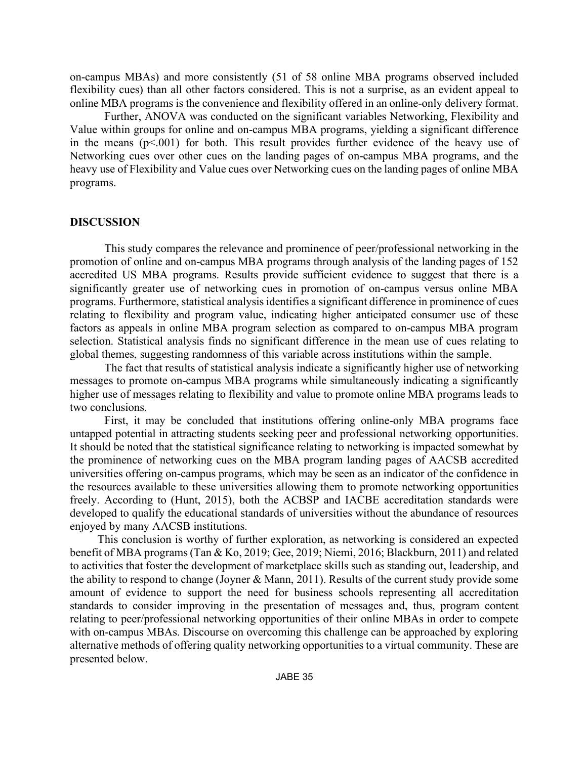on-campus MBAs) and more consistently (51 of 58 online MBA programs observed included flexibility cues) than all other factors considered. This is not a surprise, as an evident appeal to online MBA programs is the convenience and flexibility offered in an online-only delivery format.

Further, ANOVA was conducted on the significant variables Networking, Flexibility and Value within groups for online and on-campus MBA programs, yielding a significant difference in the means ($p<.001$) for both. This result provides further evidence of the heavy use of Networking cues over other cues on the landing pages of on-campus MBA programs, and the heavy use of Flexibility and Value cues over Networking cues on the landing pages of online MBA programs.

## DISCUSSION

This study compares the relevance and prominence of peer/professional networking in the promotion of online and on-campus MBA programs through analysis of the landing pages of 152 accredited US MBA programs. Results provide sufficient evidence to suggest that there is a significantly greater use of networking cues in promotion of on-campus versus online MBA programs. Furthermore, statistical analysis identifies a significant difference in prominence of cues relating to flexibility and program value, indicating higher anticipated consumer use of these factors as appeals in online MBA program selection as compared to on-campus MBA program selection. Statistical analysis finds no significant difference in the mean use of cues relating to global themes, suggesting randomness of this variable across institutions within the sample.

The fact that results of statistical analysis indicate a significantly higher use of networking messages to promote on-campus MBA programs while simultaneously indicating a significantly higher use of messages relating to flexibility and value to promote online MBA programs leads to two conclusions.

First, it may be concluded that institutions offering online-only MBA programs face untapped potential in attracting students seeking peer and professional networking opportunities. It should be noted that the statistical significance relating to networking is impacted somewhat by the prominence of networking cues on the MBA program landing pages of AACSB accredited universities offering on-campus programs, which may be seen as an indicator of the confidence in the resources available to these universities allowing them to promote networking opportunities freely. According to (Hunt, 2015), both the ACBSP and IACBE accreditation standards were developed to qualify the educational standards of universities without the abundance of resources enjoyed by many AACSB institutions.

This conclusion is worthy of further exploration, as networking is considered an expected benefit of MBA programs (Tan & Ko, 2019; Gee, 2019; Niemi, 2016; Blackburn, 2011) and related to activities that foster the development of marketplace skills such as standing out, leadership, and the ability to respond to change (Joyner & Mann, 2011). Results of the current study provide some amount of evidence to support the need for business schools representing all accreditation standards to consider improving in the presentation of messages and, thus, program content relating to peer/professional networking opportunities of their online MBAs in order to compete with on-campus MBAs. Discourse on overcoming this challenge can be approached by exploring alternative methods of offering quality networking opportunities to a virtual community. These are presented below.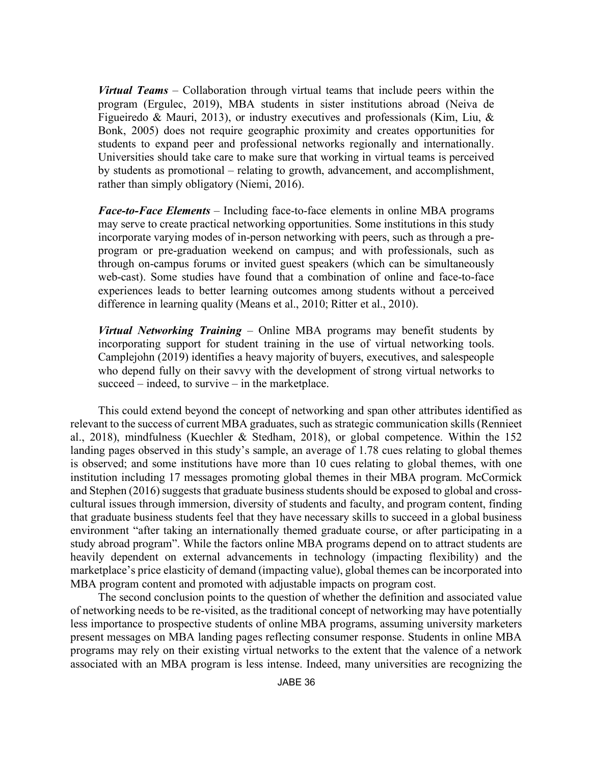***Virtual Teams*** – Collaboration through virtual teams that include peers within the program (Ergulec, 2019), MBA students in sister institutions abroad (Neiva de Figueiredo & Mauri, 2013), or industry executives and professionals (Kim, Liu, & Bonk, 2005) does not require geographic proximity and creates opportunities for students to expand peer and professional networks regionally and internationally. Universities should take care to make sure that working in virtual teams is perceived by students as promotional – relating to growth, advancement, and accomplishment, rather than simply obligatory (Niemi, 2016).

***Face-to-Face Elements*** – Including face-to-face elements in online MBA programs may serve to create practical networking opportunities. Some institutions in this study incorporate varying modes of in-person networking with peers, such as through a pre-program or pre-graduation weekend on campus; and with professionals, such as through on-campus forums or invited guest speakers (which can be simultaneously web-cast). Some studies have found that a combination of online and face-to-face experiences leads to better learning outcomes among students without a perceived difference in learning quality (Means et al., 2010; Ritter et al., 2010).

***Virtual Networking Training*** – Online MBA programs may benefit students by incorporating support for student training in the use of virtual networking tools. Camplejohn (2019) identifies a heavy majority of buyers, executives, and salespeople who depend fully on their savvy with the development of strong virtual networks to succeed – indeed, to survive – in the marketplace.

This could extend beyond the concept of networking and span other attributes identified as relevant to the success of current MBA graduates, such as strategic communication skills (Rennieet al., 2018), mindfulness (Kuechler & Stedham, 2018), or global competence. Within the 152 landing pages observed in this study's sample, an average of 1.78 cues relating to global themes is observed; and some institutions have more than 10 cues relating to global themes, with one institution including 17 messages promoting global themes in their MBA program. McCormick and Stephen (2016) suggests that graduate business students should be exposed to global and cross-cultural issues through immersion, diversity of students and faculty, and program content, finding that graduate business students feel that they have necessary skills to succeed in a global business environment "after taking an internationally themed graduate course, or after participating in a study abroad program". While the factors online MBA programs depend on to attract students are heavily dependent on external advancements in technology (impacting flexibility) and the marketplace's price elasticity of demand (impacting value), global themes can be incorporated into MBA program content and promoted with adjustable impacts on program cost.

The second conclusion points to the question of whether the definition and associated value of networking needs to be re-visited, as the traditional concept of networking may have potentially less importance to prospective students of online MBA programs, assuming university marketers present messages on MBA landing pages reflecting consumer response. Students in online MBA programs may rely on their existing virtual networks to the extent that the valence of a network associated with an MBA program is less intense. Indeed, many universities are recognizing the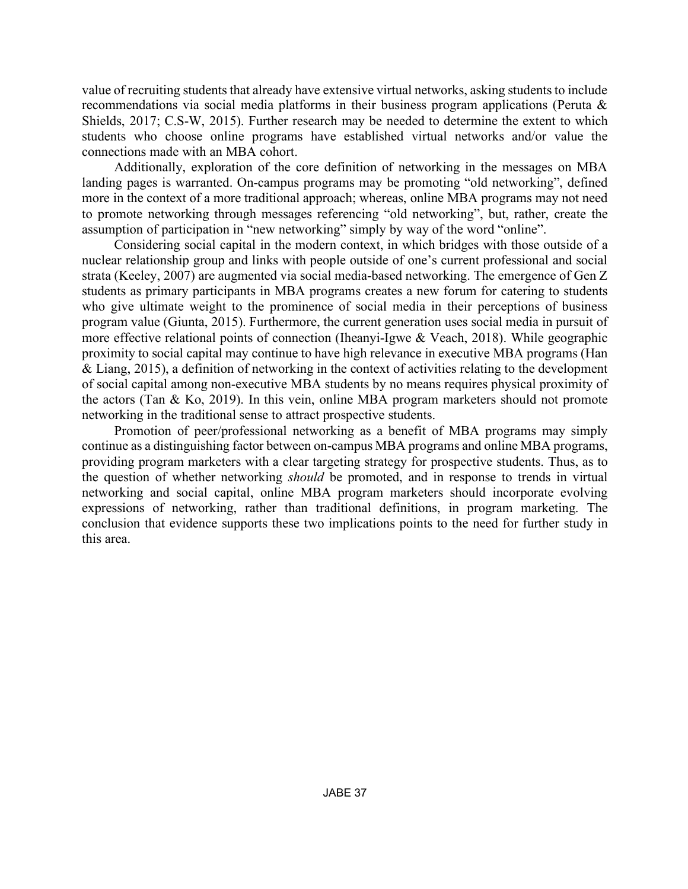value of recruiting students that already have extensive virtual networks, asking students to include recommendations via social media platforms in their business program applications (Peruta & Shields, 2017; C.S-W, 2015). Further research may be needed to determine the extent to which students who choose online programs have established virtual networks and/or value the connections made with an MBA cohort.

Additionally, exploration of the core definition of networking in the messages on MBA landing pages is warranted. On-campus programs may be promoting "old networking", defined more in the context of a more traditional approach; whereas, online MBA programs may not need to promote networking through messages referencing "old networking", but, rather, create the assumption of participation in "new networking" simply by way of the word "online".

Considering social capital in the modern context, in which bridges with those outside of a nuclear relationship group and links with people outside of one's current professional and social strata (Keeley, 2007) are augmented via social media-based networking. The emergence of Gen Z students as primary participants in MBA programs creates a new forum for catering to students who give ultimate weight to the prominence of social media in their perceptions of business program value (Giunta, 2015). Furthermore, the current generation uses social media in pursuit of more effective relational points of connection (Iheanyi-Igwe & Veach, 2018). While geographic proximity to social capital may continue to have high relevance in executive MBA programs (Han & Liang, 2015), a definition of networking in the context of activities relating to the development of social capital among non-executive MBA students by no means requires physical proximity of the actors (Tan & Ko, 2019). In this vein, online MBA program marketers should not promote networking in the traditional sense to attract prospective students.

Promotion of peer/professional networking as a benefit of MBA programs may simply continue as a distinguishing factor between on-campus MBA programs and online MBA programs, providing program marketers with a clear targeting strategy for prospective students. Thus, as to the question of whether networking *should* be promoted, and in response to trends in virtual networking and social capital, online MBA program marketers should incorporate evolving expressions of networking, rather than traditional definitions, in program marketing. The conclusion that evidence supports these two implications points to the need for further study in this area.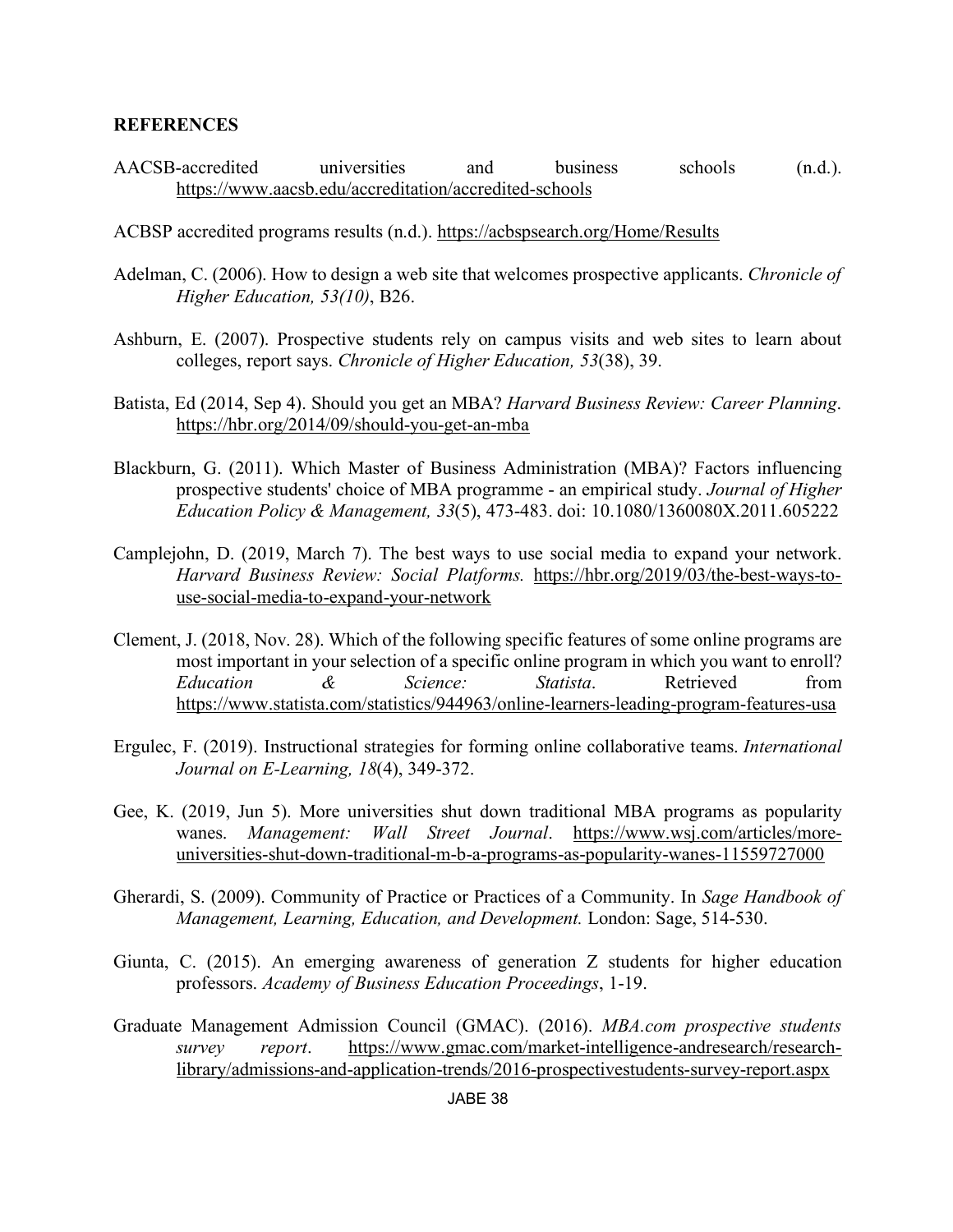**REFERENCES**

AACSB-accredited universities and business schools (n.d.). https://www.aacsb.edu/accreditation/accredited-schools

ACBSP accredited programs results (n.d.). https://acbspsearch.org/Home/Results

Adelman, C. (2006). How to design a web site that welcomes prospective applicants. *Chronicle of Higher Education, 53(10)*, B26.

Ashburn, E. (2007). Prospective students rely on campus visits and web sites to learn about colleges, report says. *Chronicle of Higher Education, 53*(38), 39.

Batista, Ed (2014, Sep 4). Should you get an MBA? *Harvard Business Review: Career Planning*. https://hbr.org/2014/09/should-you-get-an-mba

Blackburn, G. (2011). Which Master of Business Administration (MBA)? Factors influencing prospective students' choice of MBA programme - an empirical study. *Journal of Higher Education Policy & Management, 33*(5), 473-483. doi: 10.1080/1360080X.2011.605222

Camplejohn, D. (2019, March 7). The best ways to use social media to expand your network. *Harvard Business Review: Social Platforms.* https://hbr.org/2019/03/the-best-ways-to-use-social-media-to-expand-your-network

Clement, J. (2018, Nov. 28). Which of the following specific features of some online programs are most important in your selection of a specific online program in which you want to enroll? *Education & Science: Statista*. Retrieved from https://www.statista.com/statistics/944963/online-learners-leading-program-features-usa

Ergulec, F. (2019). Instructional strategies for forming online collaborative teams. *International Journal on E-Learning, 18*(4), 349-372.

Gee, K. (2019, Jun 5). More universities shut down traditional MBA programs as popularity wanes. *Management: Wall Street Journal*. https://www.wsj.com/articles/more-universities-shut-down-traditional-m-b-a-programs-as-popularity-wanes-11559727000

Gherardi, S. (2009). Community of Practice or Practices of a Community. In *Sage Handbook of Management, Learning, Education, and Development.* London: Sage, 514-530.

Giunta, C. (2015). An emerging awareness of generation Z students for higher education professors. *Academy of Business Education Proceedings*, 1-19.

Graduate Management Admission Council (GMAC). (2016). *MBA.com prospective students survey report*. https://www.gmac.com/market-intelligence-andresearch/research-library/admissions-and-application-trends/2016-prospectivestudents-survey-report.aspx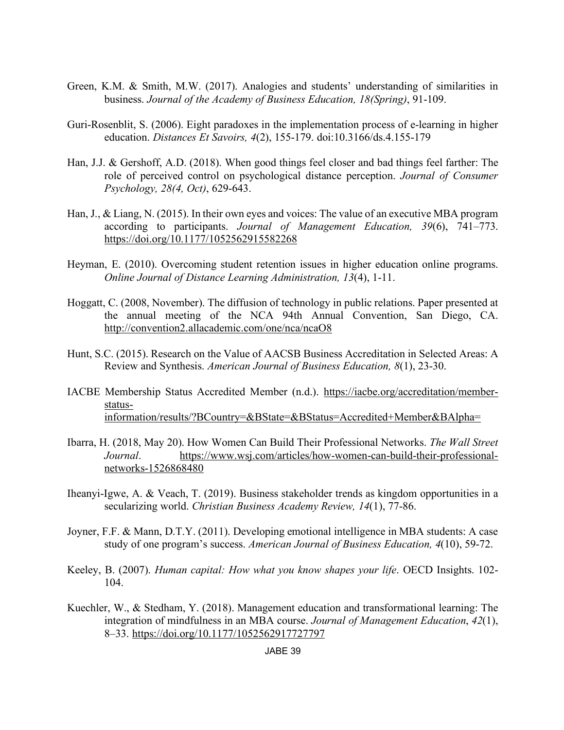Green, K.M. & Smith, M.W. (2017). Analogies and students' understanding of similarities in business. *Journal of the Academy of Business Education, 18(Spring)*, 91-109.

Guri-Rosenblit, S. (2006). Eight paradoxes in the implementation process of e-learning in higher education. *Distances Et Savoirs, 4*(2), 155-179. doi:10.3166/ds.4.155-179

Han, J.J. & Gershoff, A.D. (2018). When good things feel closer and bad things feel farther: The role of perceived control on psychological distance perception. *Journal of Consumer Psychology, 28(4, Oct)*, 629-643.

Han, J., & Liang, N. (2015). In their own eyes and voices: The value of an executive MBA program according to participants. *Journal of Management Education, 39*(6), 741–773. https://doi.org/10.1177/1052562915582268

Heyman, E. (2010). Overcoming student retention issues in higher education online programs. *Online Journal of Distance Learning Administration, 13*(4), 1-11.

Hoggatt, C. (2008, November). The diffusion of technology in public relations. Paper presented at the annual meeting of the NCA 94th Annual Convention, San Diego, CA. http://convention2.allacademic.com/one/nca/ncaO8

Hunt, S.C. (2015). Research on the Value of AACSB Business Accreditation in Selected Areas: A Review and Synthesis. *American Journal of Business Education, 8*(1), 23-30.

IACBE Membership Status Accredited Member (n.d.). https://iacbe.org/accreditation/member-status-information/results/?BCountry=&BState=&BStatus=Accredited+Member&BAlpha=

Ibarra, H. (2018, May 20). How Women Can Build Their Professional Networks. *The Wall Street Journal*. https://www.wsj.com/articles/how-women-can-build-their-professional-networks-1526868480

Iheanyi-Igwe, A. & Veach, T. (2019). Business stakeholder trends as kingdom opportunities in a secularizing world. *Christian Business Academy Review, 14*(1), 77-86.

Joyner, F.F. & Mann, D.T.Y. (2011). Developing emotional intelligence in MBA students: A case study of one program's success. *American Journal of Business Education, 4*(10), 59-72.

Keeley, B. (2007). *Human capital: How what you know shapes your life*. OECD Insights. 102-104.

Kuechler, W., & Stedham, Y. (2018). Management education and transformational learning: The integration of mindfulness in an MBA course. *Journal of Management Education*, *42*(1), 8–33. https://doi.org/10.1177/1052562917727797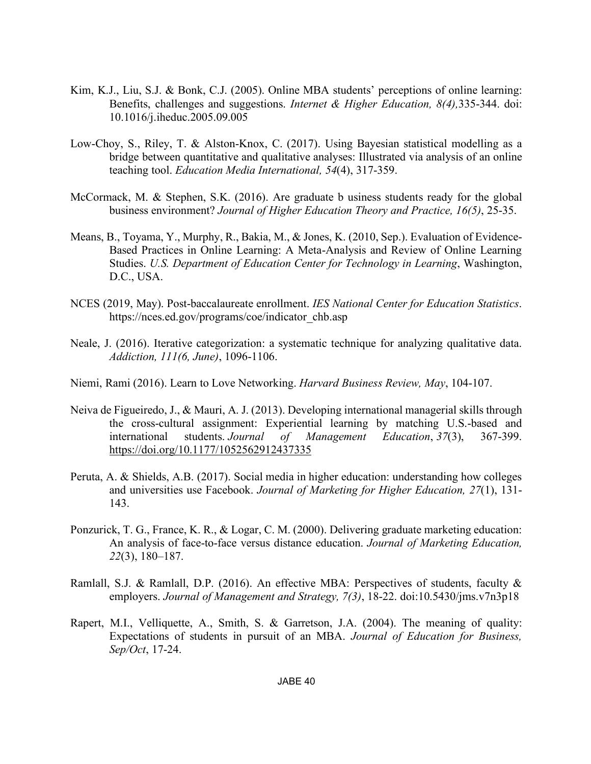Kim, K.J., Liu, S.J. & Bonk, C.J. (2005). Online MBA students' perceptions of online learning: Benefits, challenges and suggestions. *Internet & Higher Education, 8(4),*335-344. doi: 10.1016/j.iheduc.2005.09.005

Low-Choy, S., Riley, T. & Alston-Knox, C. (2017). Using Bayesian statistical modelling as a bridge between quantitative and qualitative analyses: Illustrated via analysis of an online teaching tool. *Education Media International, 54*(4), 317-359.

McCormack, M. & Stephen, S.K. (2016). Are graduate b usiness students ready for the global business environment? *Journal of Higher Education Theory and Practice, 16(5)*, 25-35.

Means, B., Toyama, Y., Murphy, R., Bakia, M., & Jones, K. (2010, Sep.). Evaluation of Evidence-Based Practices in Online Learning: A Meta-Analysis and Review of Online Learning Studies. *U.S. Department of Education Center for Technology in Learning*, Washington, D.C., USA.

NCES (2019, May). Post-baccalaureate enrollment. *IES National Center for Education Statistics*. https://nces.ed.gov/programs/coe/indicator_chb.asp

Neale, J. (2016). Iterative categorization: a systematic technique for analyzing qualitative data. *Addiction, 111(6, June)*, 1096-1106.

Niemi, Rami (2016). Learn to Love Networking. *Harvard Business Review, May*, 104-107.

Neiva de Figueiredo, J., & Mauri, A. J. (2013). Developing international managerial skills through the cross-cultural assignment: Experiential learning by matching U.S.-based and international students. *Journal of Management Education*, *37*(3), 367-399. https://doi.org/10.1177/1052562912437335

Peruta, A. & Shields, A.B. (2017). Social media in higher education: understanding how colleges and universities use Facebook. *Journal of Marketing for Higher Education, 27*(1), 131-143.

Ponzurick, T. G., France, K. R., & Logar, C. M. (2000). Delivering graduate marketing education: An analysis of face-to-face versus distance education. *Journal of Marketing Education, 22*(3), 180–187.

Ramlall, S.J. & Ramlall, D.P. (2016). An effective MBA: Perspectives of students, faculty & employers. *Journal of Management and Strategy, 7(3)*, 18-22. doi:10.5430/jms.v7n3p18

Rapert, M.I., Velliquette, A., Smith, S. & Garretson, J.A. (2004). The meaning of quality: Expectations of students in pursuit of an MBA. *Journal of Education for Business, Sep/Oct*, 17-24.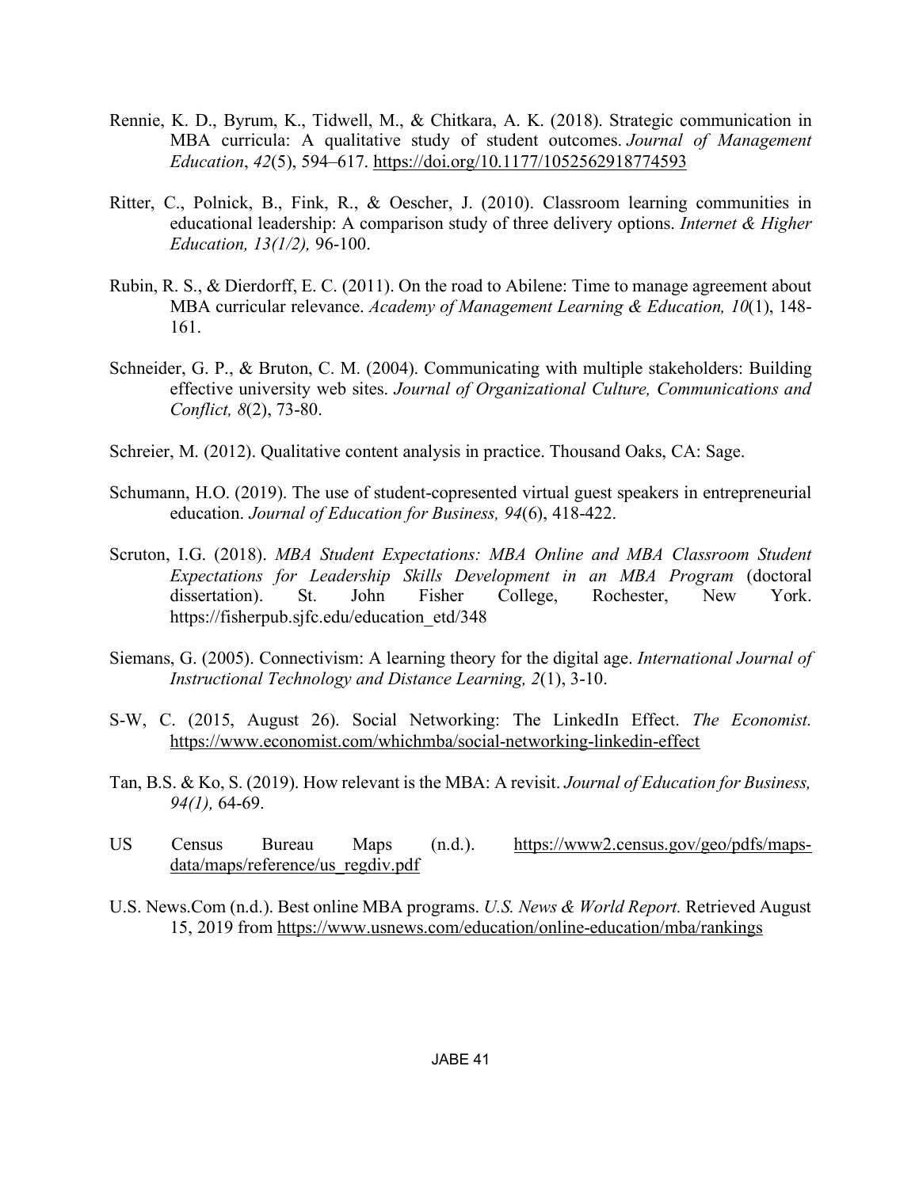Rennie, K. D., Byrum, K., Tidwell, M., & Chitkara, A. K. (2018). Strategic communication in MBA curricula: A qualitative study of student outcomes. *Journal of Management Education*, *42*(5), 594–617. https://doi.org/10.1177/1052562918774593

Ritter, C., Polnick, B., Fink, R., & Oescher, J. (2010). Classroom learning communities in educational leadership: A comparison study of three delivery options. *Internet & Higher Education, 13(1/2),* 96-100.

Rubin, R. S., & Dierdorff, E. C. (2011). On the road to Abilene: Time to manage agreement about MBA curricular relevance. *Academy of Management Learning & Education, 10*(1), 148-161.

Schneider, G. P., & Bruton, C. M. (2004). Communicating with multiple stakeholders: Building effective university web sites. *Journal of Organizational Culture, Communications and Conflict, 8*(2), 73-80.

Schreier, M. (2012). Qualitative content analysis in practice. Thousand Oaks, CA: Sage.

Schumann, H.O. (2019). The use of student-copresented virtual guest speakers in entrepreneurial education. *Journal of Education for Business, 94*(6), 418-422.

Scruton, I.G. (2018). *MBA Student Expectations: MBA Online and MBA Classroom Student Expectations for Leadership Skills Development in an MBA Program* (doctoral dissertation). St. John Fisher College, Rochester, New York. https://fisherpub.sjfc.edu/education_etd/348

Siemans, G. (2005). Connectivism: A learning theory for the digital age. *International Journal of Instructional Technology and Distance Learning, 2*(1), 3-10.

S-W, C. (2015, August 26). Social Networking: The LinkedIn Effect. *The Economist.* https://www.economist.com/whichmba/social-networking-linkedin-effect

Tan, B.S. & Ko, S. (2019). How relevant is the MBA: A revisit. *Journal of Education for Business, 94(1),* 64-69.

US Census Bureau Maps (n.d.). https://www2.census.gov/geo/pdfs/maps-data/maps/reference/us_regdiv.pdf

U.S. News.Com (n.d.). Best online MBA programs. *U.S. News & World Report.* Retrieved August 15, 2019 from https://www.usnews.com/education/online-education/mba/rankings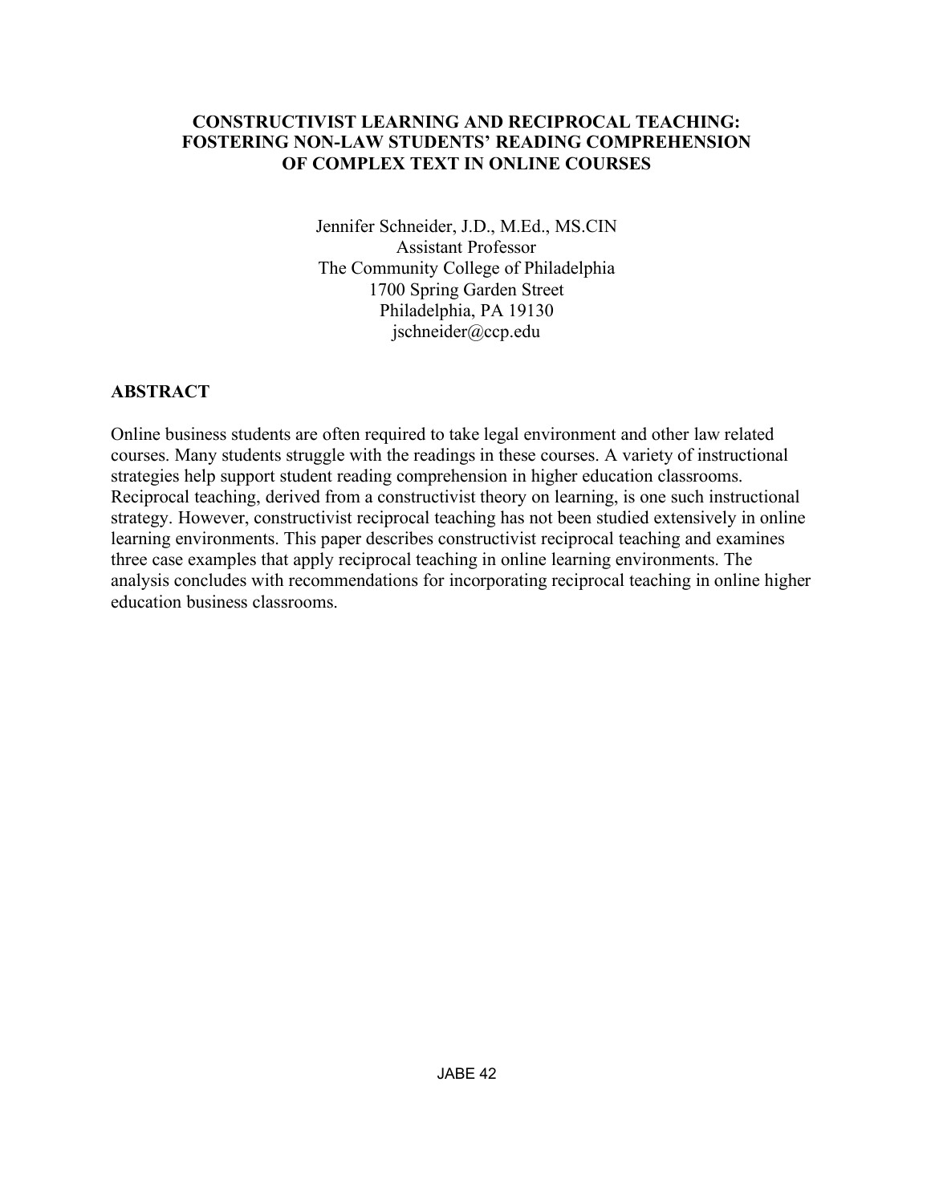# CONSTRUCTIVIST LEARNING AND RECIPROCAL TEACHING: FOSTERING NON-LAW STUDENTS' READING COMPREHENSION OF COMPLEX TEXT IN ONLINE COURSES

Jennifer Schneider, J.D., M.Ed., MS.CIN
Assistant Professor
The Community College of Philadelphia
1700 Spring Garden Street
Philadelphia, PA 19130
jschneider@ccp.edu

## ABSTRACT

Online business students are often required to take legal environment and other law related courses. Many students struggle with the readings in these courses. A variety of instructional strategies help support student reading comprehension in higher education classrooms. Reciprocal teaching, derived from a constructivist theory on learning, is one such instructional strategy. However, constructivist reciprocal teaching has not been studied extensively in online learning environments. This paper describes constructivist reciprocal teaching and examines three case examples that apply reciprocal teaching in online learning environments. The analysis concludes with recommendations for incorporating reciprocal teaching in online higher education business classrooms.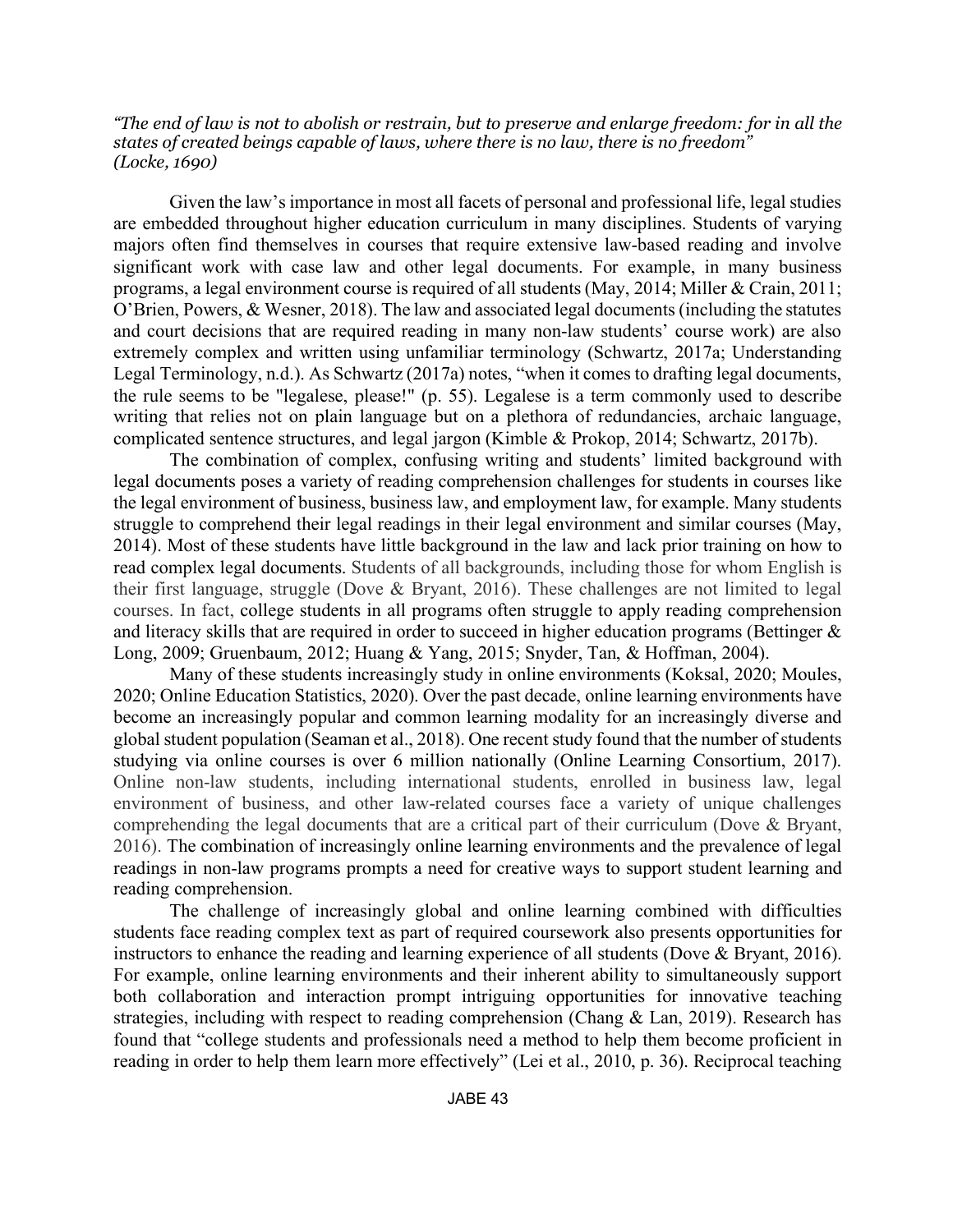*"The end of law is not to abolish or restrain, but to preserve and enlarge freedom: for in all the states of created beings capable of laws, where there is no law, there is no freedom" (Locke, 1690)*

Given the law's importance in most all facets of personal and professional life, legal studies are embedded throughout higher education curriculum in many disciplines. Students of varying majors often find themselves in courses that require extensive law-based reading and involve significant work with case law and other legal documents. For example, in many business programs, a legal environment course is required of all students (May, 2014; Miller & Crain, 2011; O'Brien, Powers, & Wesner, 2018). The law and associated legal documents (including the statutes and court decisions that are required reading in many non-law students' course work) are also extremely complex and written using unfamiliar terminology (Schwartz, 2017a; Understanding Legal Terminology, n.d.). As Schwartz (2017a) notes, "when it comes to drafting legal documents, the rule seems to be "legalese, please!" (p. 55). Legalese is a term commonly used to describe writing that relies not on plain language but on a plethora of redundancies, archaic language, complicated sentence structures, and legal jargon (Kimble & Prokop, 2014; Schwartz, 2017b).

The combination of complex, confusing writing and students' limited background with legal documents poses a variety of reading comprehension challenges for students in courses like the legal environment of business, business law, and employment law, for example. Many students struggle to comprehend their legal readings in their legal environment and similar courses (May, 2014). Most of these students have little background in the law and lack prior training on how to read complex legal documents. Students of all backgrounds, including those for whom English is their first language, struggle (Dove & Bryant, 2016). These challenges are not limited to legal courses. In fact, college students in all programs often struggle to apply reading comprehension and literacy skills that are required in order to succeed in higher education programs (Bettinger & Long, 2009; Gruenbaum, 2012; Huang & Yang, 2015; Snyder, Tan, & Hoffman, 2004).

Many of these students increasingly study in online environments (Koksal, 2020; Moules, 2020; Online Education Statistics, 2020). Over the past decade, online learning environments have become an increasingly popular and common learning modality for an increasingly diverse and global student population (Seaman et al., 2018). One recent study found that the number of students studying via online courses is over 6 million nationally (Online Learning Consortium, 2017). Online non-law students, including international students, enrolled in business law, legal environment of business, and other law-related courses face a variety of unique challenges comprehending the legal documents that are a critical part of their curriculum (Dove & Bryant, 2016). The combination of increasingly online learning environments and the prevalence of legal readings in non-law programs prompts a need for creative ways to support student learning and reading comprehension.

The challenge of increasingly global and online learning combined with difficulties students face reading complex text as part of required coursework also presents opportunities for instructors to enhance the reading and learning experience of all students (Dove & Bryant, 2016). For example, online learning environments and their inherent ability to simultaneously support both collaboration and interaction prompt intriguing opportunities for innovative teaching strategies, including with respect to reading comprehension (Chang & Lan, 2019). Research has found that "college students and professionals need a method to help them become proficient in reading in order to help them learn more effectively" (Lei et al., 2010, p. 36). Reciprocal teaching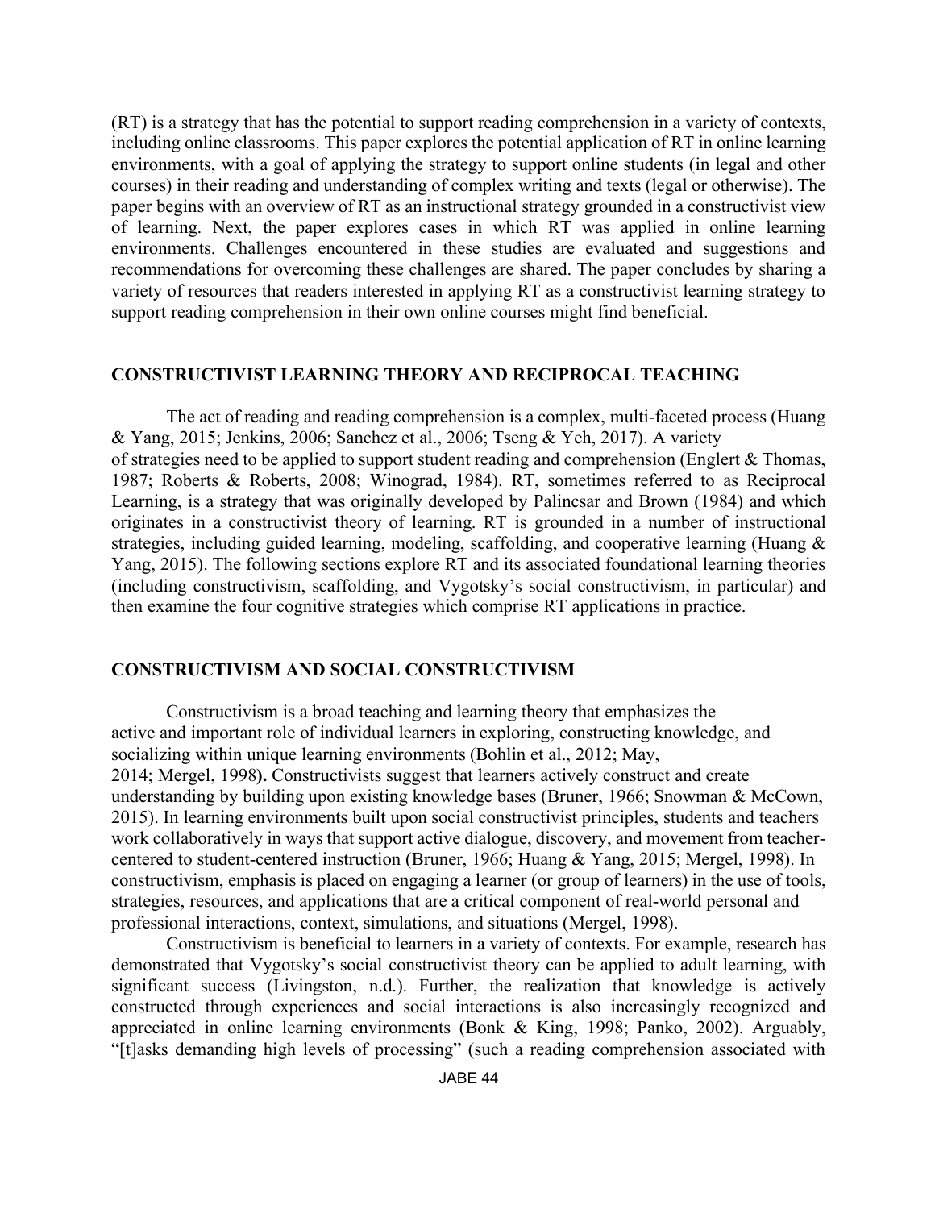(RT) is a strategy that has the potential to support reading comprehension in a variety of contexts, including online classrooms. This paper explores the potential application of RT in online learning environments, with a goal of applying the strategy to support online students (in legal and other courses) in their reading and understanding of complex writing and texts (legal or otherwise). The paper begins with an overview of RT as an instructional strategy grounded in a constructivist view of learning. Next, the paper explores cases in which RT was applied in online learning environments. Challenges encountered in these studies are evaluated and suggestions and recommendations for overcoming these challenges are shared. The paper concludes by sharing a variety of resources that readers interested in applying RT as a constructivist learning strategy to support reading comprehension in their own online courses might find beneficial.

## CONSTRUCTIVIST LEARNING THEORY AND RECIPROCAL TEACHING

The act of reading and reading comprehension is a complex, multi-faceted process (Huang & Yang, 2015; Jenkins, 2006; Sanchez et al., 2006; Tseng & Yeh, 2017). A variety of strategies need to be applied to support student reading and comprehension (Englert & Thomas, 1987; Roberts & Roberts, 2008; Winograd, 1984). RT, sometimes referred to as Reciprocal Learning, is a strategy that was originally developed by Palincsar and Brown (1984) and which originates in a constructivist theory of learning. RT is grounded in a number of instructional strategies, including guided learning, modeling, scaffolding, and cooperative learning (Huang & Yang, 2015). The following sections explore RT and its associated foundational learning theories (including constructivism, scaffolding, and Vygotsky's social constructivism, in particular) and then examine the four cognitive strategies which comprise RT applications in practice.

## CONSTRUCTIVISM AND SOCIAL CONSTRUCTIVISM

Constructivism is a broad teaching and learning theory that emphasizes the active and important role of individual learners in exploring, constructing knowledge, and socializing within unique learning environments (Bohlin et al., 2012; May, 2014; Mergel, 1998**).** Constructivists suggest that learners actively construct and create understanding by building upon existing knowledge bases (Bruner, 1966; Snowman & McCown, 2015). In learning environments built upon social constructivist principles, students and teachers work collaboratively in ways that support active dialogue, discovery, and movement from teacher-centered to student-centered instruction (Bruner, 1966; Huang & Yang, 2015; Mergel, 1998). In constructivism, emphasis is placed on engaging a learner (or group of learners) in the use of tools, strategies, resources, and applications that are a critical component of real-world personal and professional interactions, context, simulations, and situations (Mergel, 1998).

Constructivism is beneficial to learners in a variety of contexts. For example, research has demonstrated that Vygotsky's social constructivist theory can be applied to adult learning, with significant success (Livingston, n.d.). Further, the realization that knowledge is actively constructed through experiences and social interactions is also increasingly recognized and appreciated in online learning environments (Bonk & King, 1998; Panko, 2002). Arguably, "[t]asks demanding high levels of processing" (such a reading comprehension associated with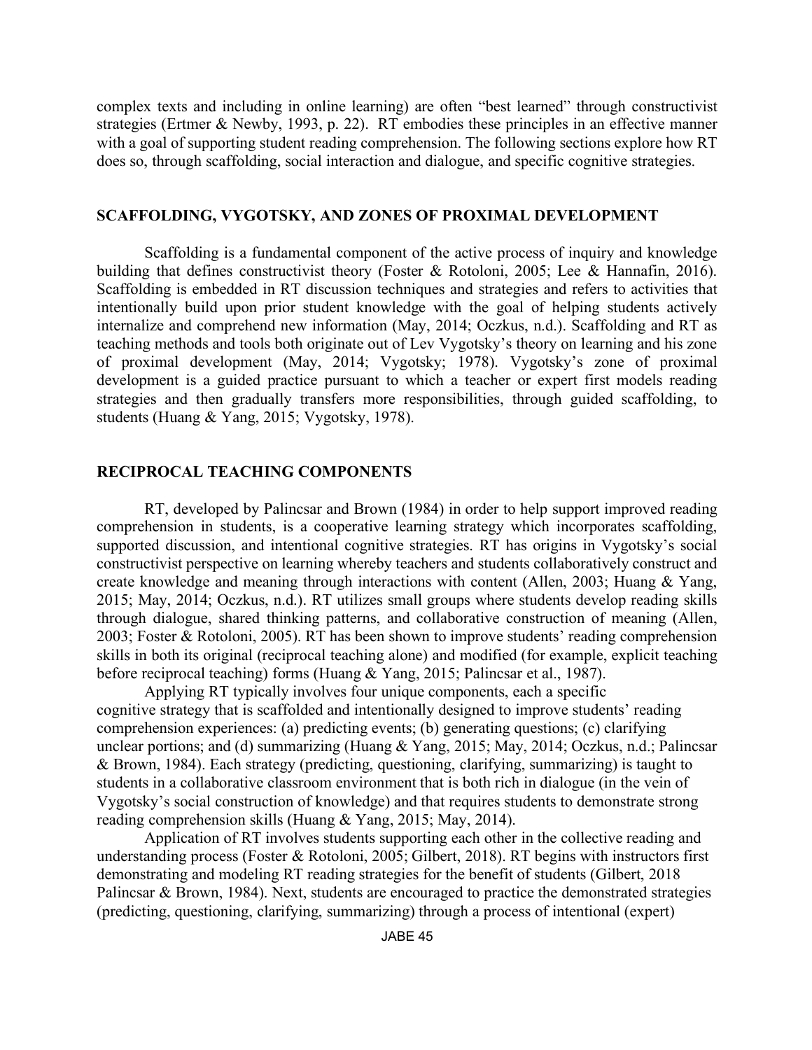complex texts and including in online learning) are often "best learned" through constructivist strategies (Ertmer & Newby, 1993, p. 22). RT embodies these principles in an effective manner with a goal of supporting student reading comprehension. The following sections explore how RT does so, through scaffolding, social interaction and dialogue, and specific cognitive strategies.

## SCAFFOLDING, VYGOTSKY, AND ZONES OF PROXIMAL DEVELOPMENT

Scaffolding is a fundamental component of the active process of inquiry and knowledge building that defines constructivist theory (Foster & Rotoloni, 2005; Lee & Hannafin, 2016). Scaffolding is embedded in RT discussion techniques and strategies and refers to activities that intentionally build upon prior student knowledge with the goal of helping students actively internalize and comprehend new information (May, 2014; Oczkus, n.d.). Scaffolding and RT as teaching methods and tools both originate out of Lev Vygotsky's theory on learning and his zone of proximal development (May, 2014; Vygotsky; 1978). Vygotsky's zone of proximal development is a guided practice pursuant to which a teacher or expert first models reading strategies and then gradually transfers more responsibilities, through guided scaffolding, to students (Huang & Yang, 2015; Vygotsky, 1978).

## RECIPROCAL TEACHING COMPONENTS

RT, developed by Palincsar and Brown (1984) in order to help support improved reading comprehension in students, is a cooperative learning strategy which incorporates scaffolding, supported discussion, and intentional cognitive strategies. RT has origins in Vygotsky's social constructivist perspective on learning whereby teachers and students collaboratively construct and create knowledge and meaning through interactions with content (Allen, 2003; Huang & Yang, 2015; May, 2014; Oczkus, n.d.). RT utilizes small groups where students develop reading skills through dialogue, shared thinking patterns, and collaborative construction of meaning (Allen, 2003; Foster & Rotoloni, 2005). RT has been shown to improve students' reading comprehension skills in both its original (reciprocal teaching alone) and modified (for example, explicit teaching before reciprocal teaching) forms (Huang & Yang, 2015; Palincsar et al., 1987).

Applying RT typically involves four unique components, each a specific cognitive strategy that is scaffolded and intentionally designed to improve students' reading comprehension experiences: (a) predicting events; (b) generating questions; (c) clarifying unclear portions; and (d) summarizing (Huang & Yang, 2015; May, 2014; Oczkus, n.d.; Palincsar & Brown, 1984). Each strategy (predicting, questioning, clarifying, summarizing) is taught to students in a collaborative classroom environment that is both rich in dialogue (in the vein of Vygotsky's social construction of knowledge) and that requires students to demonstrate strong reading comprehension skills (Huang & Yang, 2015; May, 2014).

Application of RT involves students supporting each other in the collective reading and understanding process (Foster & Rotoloni, 2005; Gilbert, 2018). RT begins with instructors first demonstrating and modeling RT reading strategies for the benefit of students (Gilbert, 2018 Palincsar & Brown, 1984). Next, students are encouraged to practice the demonstrated strategies (predicting, questioning, clarifying, summarizing) through a process of intentional (expert)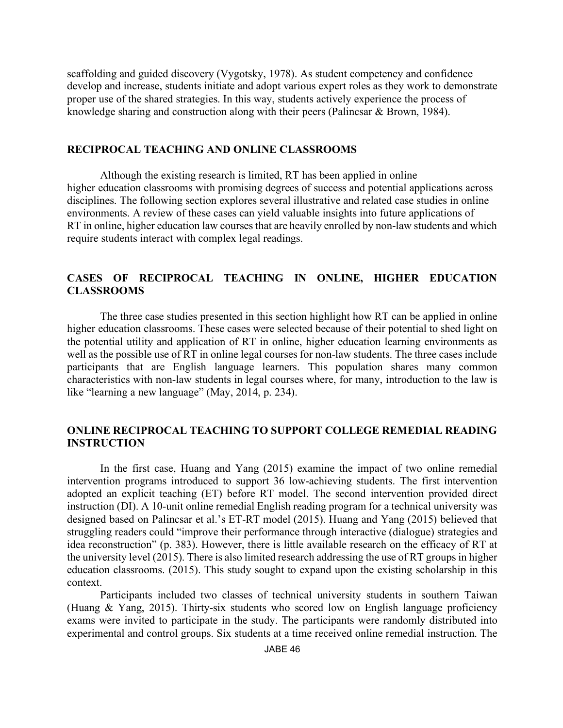scaffolding and guided discovery (Vygotsky, 1978). As student competency and confidence develop and increase, students initiate and adopt various expert roles as they work to demonstrate proper use of the shared strategies. In this way, students actively experience the process of knowledge sharing and construction along with their peers (Palincsar & Brown, 1984).

## RECIPROCAL TEACHING AND ONLINE CLASSROOMS

Although the existing research is limited, RT has been applied in online higher education classrooms with promising degrees of success and potential applications across disciplines. The following section explores several illustrative and related case studies in online environments. A review of these cases can yield valuable insights into future applications of RT in online, higher education law courses that are heavily enrolled by non-law students and which require students interact with complex legal readings.

## CASES OF RECIPROCAL TEACHING IN ONLINE, HIGHER EDUCATION CLASSROOMS

The three case studies presented in this section highlight how RT can be applied in online higher education classrooms. These cases were selected because of their potential to shed light on the potential utility and application of RT in online, higher education learning environments as well as the possible use of RT in online legal courses for non-law students. The three cases include participants that are English language learners. This population shares many common characteristics with non-law students in legal courses where, for many, introduction to the law is like "learning a new language" (May, 2014, p. 234).

## ONLINE RECIPROCAL TEACHING TO SUPPORT COLLEGE REMEDIAL READING INSTRUCTION

In the first case, Huang and Yang (2015) examine the impact of two online remedial intervention programs introduced to support 36 low-achieving students. The first intervention adopted an explicit teaching (ET) before RT model. The second intervention provided direct instruction (DI). A 10-unit online remedial English reading program for a technical university was designed based on Palincsar et al.'s ET-RT model (2015). Huang and Yang (2015) believed that struggling readers could "improve their performance through interactive (dialogue) strategies and idea reconstruction" (p. 383). However, there is little available research on the efficacy of RT at the university level (2015). There is also limited research addressing the use of RT groups in higher education classrooms. (2015). This study sought to expand upon the existing scholarship in this context.

Participants included two classes of technical university students in southern Taiwan (Huang & Yang, 2015). Thirty-six students who scored low on English language proficiency exams were invited to participate in the study. The participants were randomly distributed into experimental and control groups. Six students at a time received online remedial instruction. The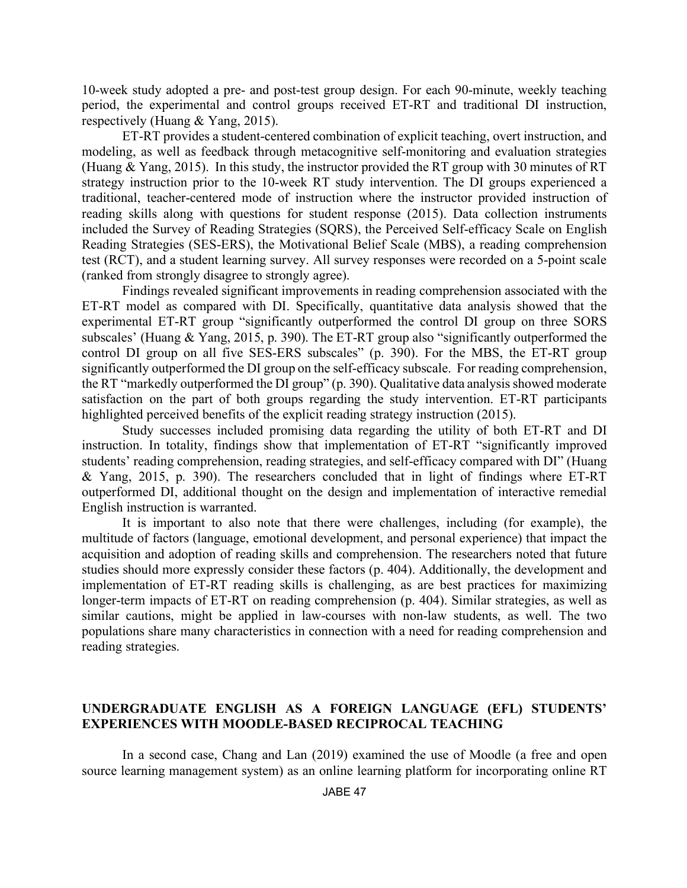10-week study adopted a pre- and post-test group design. For each 90-minute, weekly teaching period, the experimental and control groups received ET-RT and traditional DI instruction, respectively (Huang & Yang, 2015).

ET-RT provides a student-centered combination of explicit teaching, overt instruction, and modeling, as well as feedback through metacognitive self-monitoring and evaluation strategies (Huang & Yang, 2015). In this study, the instructor provided the RT group with 30 minutes of RT strategy instruction prior to the 10-week RT study intervention. The DI groups experienced a traditional, teacher-centered mode of instruction where the instructor provided instruction of reading skills along with questions for student response (2015). Data collection instruments included the Survey of Reading Strategies (SQRS), the Perceived Self-efficacy Scale on English Reading Strategies (SES-ERS), the Motivational Belief Scale (MBS), a reading comprehension test (RCT), and a student learning survey. All survey responses were recorded on a 5-point scale (ranked from strongly disagree to strongly agree).

Findings revealed significant improvements in reading comprehension associated with the ET-RT model as compared with DI. Specifically, quantitative data analysis showed that the experimental ET-RT group "significantly outperformed the control DI group on three SORS subscales' (Huang & Yang, 2015, p. 390). The ET-RT group also "significantly outperformed the control DI group on all five SES-ERS subscales" (p. 390). For the MBS, the ET-RT group significantly outperformed the DI group on the self-efficacy subscale. For reading comprehension, the RT "markedly outperformed the DI group" (p. 390). Qualitative data analysis showed moderate satisfaction on the part of both groups regarding the study intervention. ET-RT participants highlighted perceived benefits of the explicit reading strategy instruction (2015).

Study successes included promising data regarding the utility of both ET-RT and DI instruction. In totality, findings show that implementation of ET-RT "significantly improved students' reading comprehension, reading strategies, and self-efficacy compared with DI" (Huang & Yang, 2015, p. 390). The researchers concluded that in light of findings where ET-RT outperformed DI, additional thought on the design and implementation of interactive remedial English instruction is warranted.

It is important to also note that there were challenges, including (for example), the multitude of factors (language, emotional development, and personal experience) that impact the acquisition and adoption of reading skills and comprehension. The researchers noted that future studies should more expressly consider these factors (p. 404). Additionally, the development and implementation of ET-RT reading skills is challenging, as are best practices for maximizing longer-term impacts of ET-RT on reading comprehension (p. 404). Similar strategies, as well as similar cautions, might be applied in law-courses with non-law students, as well. The two populations share many characteristics in connection with a need for reading comprehension and reading strategies.

## UNDERGRADUATE ENGLISH AS A FOREIGN LANGUAGE (EFL) STUDENTS' EXPERIENCES WITH MOODLE-BASED RECIPROCAL TEACHING

In a second case, Chang and Lan (2019) examined the use of Moodle (a free and open source learning management system) as an online learning platform for incorporating online RT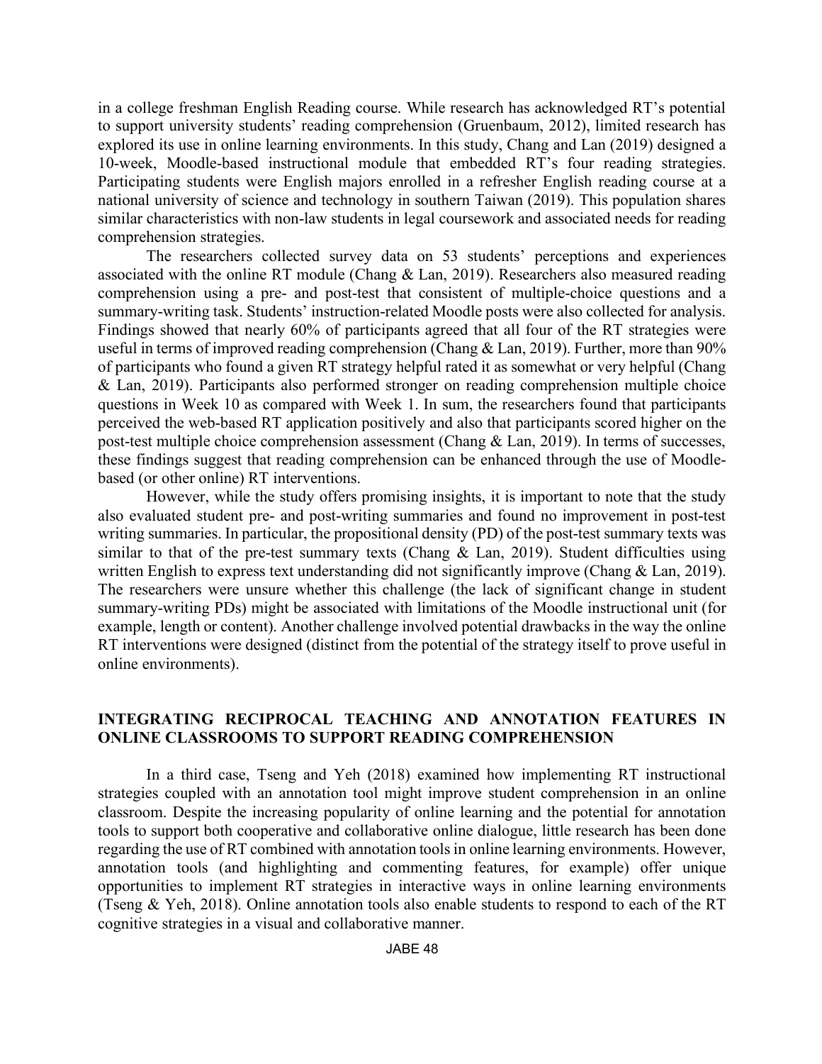in a college freshman English Reading course. While research has acknowledged RT's potential to support university students' reading comprehension (Gruenbaum, 2012), limited research has explored its use in online learning environments. In this study, Chang and Lan (2019) designed a 10-week, Moodle-based instructional module that embedded RT's four reading strategies. Participating students were English majors enrolled in a refresher English reading course at a national university of science and technology in southern Taiwan (2019). This population shares similar characteristics with non-law students in legal coursework and associated needs for reading comprehension strategies.

The researchers collected survey data on 53 students' perceptions and experiences associated with the online RT module (Chang & Lan, 2019). Researchers also measured reading comprehension using a pre- and post-test that consistent of multiple-choice questions and a summary-writing task. Students' instruction-related Moodle posts were also collected for analysis. Findings showed that nearly 60% of participants agreed that all four of the RT strategies were useful in terms of improved reading comprehension (Chang & Lan, 2019). Further, more than 90% of participants who found a given RT strategy helpful rated it as somewhat or very helpful (Chang & Lan, 2019). Participants also performed stronger on reading comprehension multiple choice questions in Week 10 as compared with Week 1. In sum, the researchers found that participants perceived the web-based RT application positively and also that participants scored higher on the post-test multiple choice comprehension assessment (Chang & Lan, 2019). In terms of successes, these findings suggest that reading comprehension can be enhanced through the use of Moodle-based (or other online) RT interventions.

However, while the study offers promising insights, it is important to note that the study also evaluated student pre- and post-writing summaries and found no improvement in post-test writing summaries. In particular, the propositional density (PD) of the post-test summary texts was similar to that of the pre-test summary texts (Chang & Lan, 2019). Student difficulties using written English to express text understanding did not significantly improve (Chang & Lan, 2019). The researchers were unsure whether this challenge (the lack of significant change in student summary-writing PDs) might be associated with limitations of the Moodle instructional unit (for example, length or content). Another challenge involved potential drawbacks in the way the online RT interventions were designed (distinct from the potential of the strategy itself to prove useful in online environments).

## INTEGRATING RECIPROCAL TEACHING AND ANNOTATION FEATURES IN ONLINE CLASSROOMS TO SUPPORT READING COMPREHENSION

In a third case, Tseng and Yeh (2018) examined how implementing RT instructional strategies coupled with an annotation tool might improve student comprehension in an online classroom. Despite the increasing popularity of online learning and the potential for annotation tools to support both cooperative and collaborative online dialogue, little research has been done regarding the use of RT combined with annotation tools in online learning environments. However, annotation tools (and highlighting and commenting features, for example) offer unique opportunities to implement RT strategies in interactive ways in online learning environments (Tseng & Yeh, 2018). Online annotation tools also enable students to respond to each of the RT cognitive strategies in a visual and collaborative manner.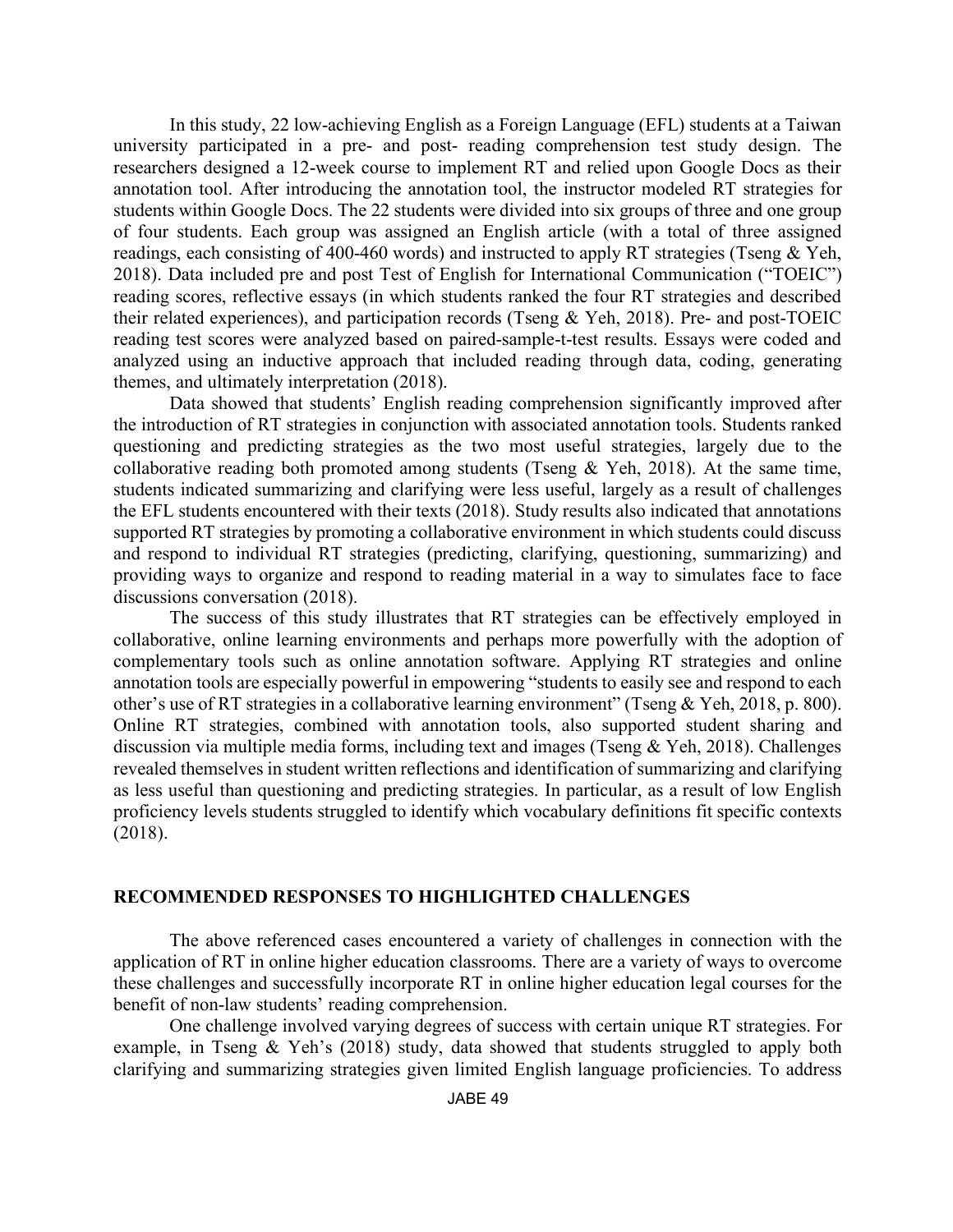In this study, 22 low-achieving English as a Foreign Language (EFL) students at a Taiwan university participated in a pre- and post- reading comprehension test study design. The researchers designed a 12-week course to implement RT and relied upon Google Docs as their annotation tool. After introducing the annotation tool, the instructor modeled RT strategies for students within Google Docs. The 22 students were divided into six groups of three and one group of four students. Each group was assigned an English article (with a total of three assigned readings, each consisting of 400-460 words) and instructed to apply RT strategies (Tseng & Yeh, 2018). Data included pre and post Test of English for International Communication ("TOEIC") reading scores, reflective essays (in which students ranked the four RT strategies and described their related experiences), and participation records (Tseng & Yeh, 2018). Pre- and post-TOEIC reading test scores were analyzed based on paired-sample-t-test results. Essays were coded and analyzed using an inductive approach that included reading through data, coding, generating themes, and ultimately interpretation (2018).

Data showed that students' English reading comprehension significantly improved after the introduction of RT strategies in conjunction with associated annotation tools. Students ranked questioning and predicting strategies as the two most useful strategies, largely due to the collaborative reading both promoted among students (Tseng & Yeh, 2018). At the same time, students indicated summarizing and clarifying were less useful, largely as a result of challenges the EFL students encountered with their texts (2018). Study results also indicated that annotations supported RT strategies by promoting a collaborative environment in which students could discuss and respond to individual RT strategies (predicting, clarifying, questioning, summarizing) and providing ways to organize and respond to reading material in a way to simulates face to face discussions conversation (2018).

The success of this study illustrates that RT strategies can be effectively employed in collaborative, online learning environments and perhaps more powerfully with the adoption of complementary tools such as online annotation software. Applying RT strategies and online annotation tools are especially powerful in empowering "students to easily see and respond to each other's use of RT strategies in a collaborative learning environment" (Tseng & Yeh, 2018, p. 800). Online RT strategies, combined with annotation tools, also supported student sharing and discussion via multiple media forms, including text and images (Tseng & Yeh, 2018). Challenges revealed themselves in student written reflections and identification of summarizing and clarifying as less useful than questioning and predicting strategies. In particular, as a result of low English proficiency levels students struggled to identify which vocabulary definitions fit specific contexts (2018).

## RECOMMENDED RESPONSES TO HIGHLIGHTED CHALLENGES

The above referenced cases encountered a variety of challenges in connection with the application of RT in online higher education classrooms. There are a variety of ways to overcome these challenges and successfully incorporate RT in online higher education legal courses for the benefit of non-law students' reading comprehension.

One challenge involved varying degrees of success with certain unique RT strategies. For example, in Tseng & Yeh's (2018) study, data showed that students struggled to apply both clarifying and summarizing strategies given limited English language proficiencies. To address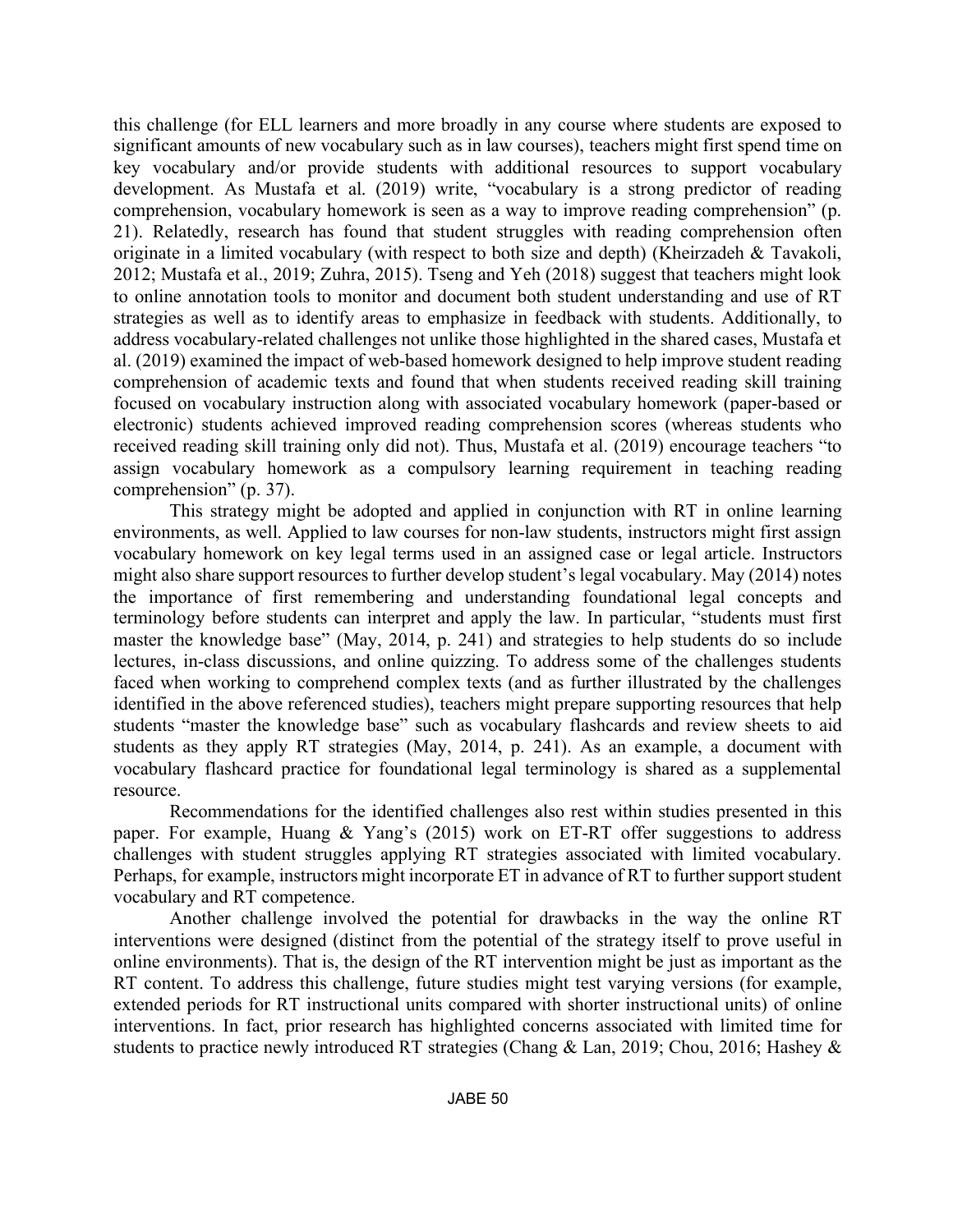this challenge (for ELL learners and more broadly in any course where students are exposed to significant amounts of new vocabulary such as in law courses), teachers might first spend time on key vocabulary and/or provide students with additional resources to support vocabulary development. As Mustafa et al. (2019) write, "vocabulary is a strong predictor of reading comprehension, vocabulary homework is seen as a way to improve reading comprehension" (p. 21). Relatedly, research has found that student struggles with reading comprehension often originate in a limited vocabulary (with respect to both size and depth) (Kheirzadeh & Tavakoli, 2012; Mustafa et al., 2019; Zuhra, 2015). Tseng and Yeh (2018) suggest that teachers might look to online annotation tools to monitor and document both student understanding and use of RT strategies as well as to identify areas to emphasize in feedback with students. Additionally, to address vocabulary-related challenges not unlike those highlighted in the shared cases, Mustafa et al. (2019) examined the impact of web-based homework designed to help improve student reading comprehension of academic texts and found that when students received reading skill training focused on vocabulary instruction along with associated vocabulary homework (paper-based or electronic) students achieved improved reading comprehension scores (whereas students who received reading skill training only did not). Thus, Mustafa et al. (2019) encourage teachers "to assign vocabulary homework as a compulsory learning requirement in teaching reading comprehension" (p. 37).

This strategy might be adopted and applied in conjunction with RT in online learning environments, as well. Applied to law courses for non-law students, instructors might first assign vocabulary homework on key legal terms used in an assigned case or legal article. Instructors might also share support resources to further develop student's legal vocabulary. May (2014) notes the importance of first remembering and understanding foundational legal concepts and terminology before students can interpret and apply the law. In particular, "students must first master the knowledge base" (May, 2014, p. 241) and strategies to help students do so include lectures, in-class discussions, and online quizzing. To address some of the challenges students faced when working to comprehend complex texts (and as further illustrated by the challenges identified in the above referenced studies), teachers might prepare supporting resources that help students "master the knowledge base" such as vocabulary flashcards and review sheets to aid students as they apply RT strategies (May, 2014, p. 241). As an example, a document with vocabulary flashcard practice for foundational legal terminology is shared as a supplemental resource.

Recommendations for the identified challenges also rest within studies presented in this paper. For example, Huang & Yang's (2015) work on ET-RT offer suggestions to address challenges with student struggles applying RT strategies associated with limited vocabulary. Perhaps, for example, instructors might incorporate ET in advance of RT to further support student vocabulary and RT competence.

Another challenge involved the potential for drawbacks in the way the online RT interventions were designed (distinct from the potential of the strategy itself to prove useful in online environments). That is, the design of the RT intervention might be just as important as the RT content. To address this challenge, future studies might test varying versions (for example, extended periods for RT instructional units compared with shorter instructional units) of online interventions. In fact, prior research has highlighted concerns associated with limited time for students to practice newly introduced RT strategies (Chang & Lan, 2019; Chou, 2016; Hashey &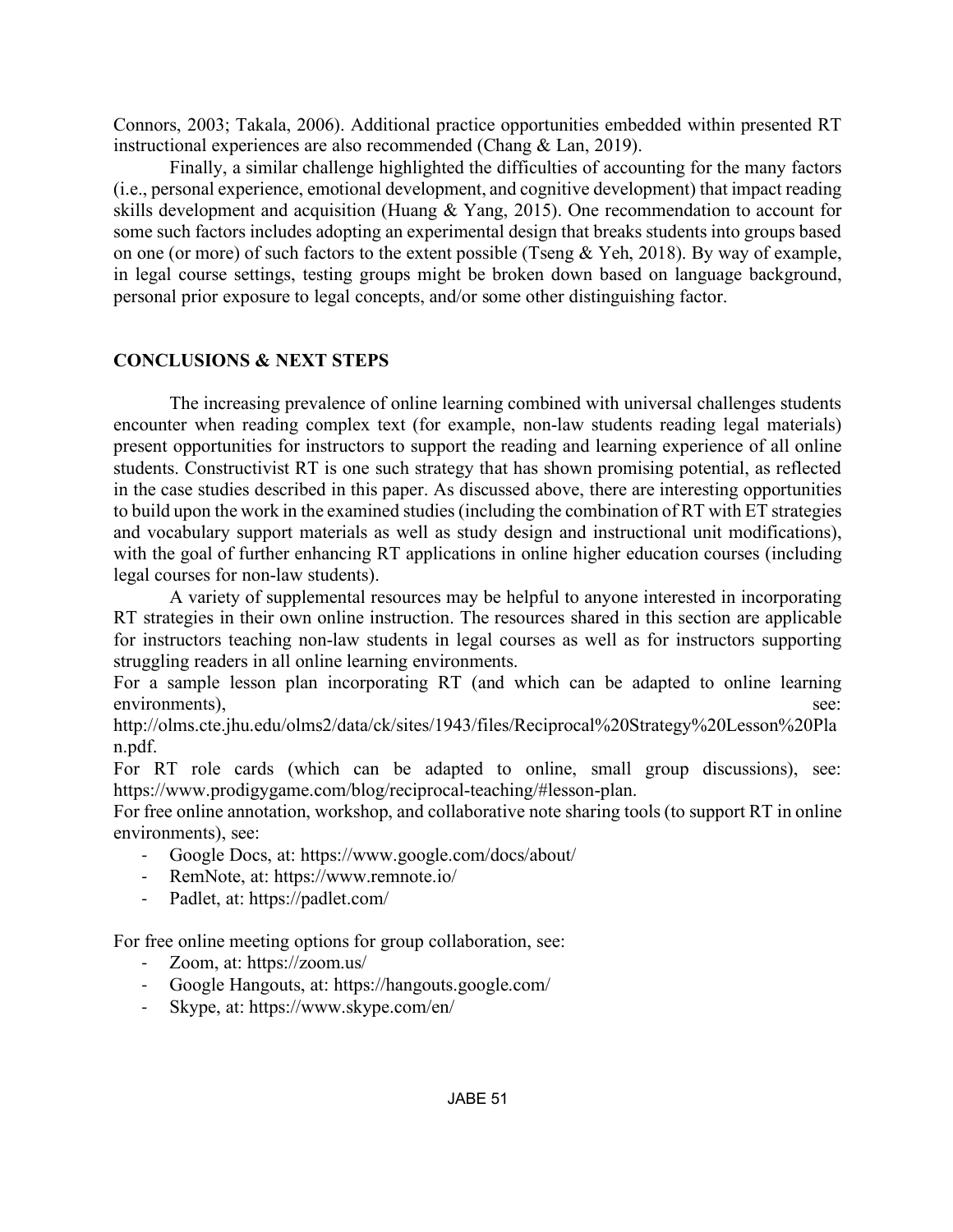Connors, 2003; Takala, 2006). Additional practice opportunities embedded within presented RT instructional experiences are also recommended (Chang & Lan, 2019).

Finally, a similar challenge highlighted the difficulties of accounting for the many factors (i.e., personal experience, emotional development, and cognitive development) that impact reading skills development and acquisition (Huang & Yang, 2015). One recommendation to account for some such factors includes adopting an experimental design that breaks students into groups based on one (or more) of such factors to the extent possible (Tseng & Yeh, 2018). By way of example, in legal course settings, testing groups might be broken down based on language background, personal prior exposure to legal concepts, and/or some other distinguishing factor.

## CONCLUSIONS & NEXT STEPS

The increasing prevalence of online learning combined with universal challenges students encounter when reading complex text (for example, non-law students reading legal materials) present opportunities for instructors to support the reading and learning experience of all online students. Constructivist RT is one such strategy that has shown promising potential, as reflected in the case studies described in this paper. As discussed above, there are interesting opportunities to build upon the work in the examined studies (including the combination of RT with ET strategies and vocabulary support materials as well as study design and instructional unit modifications), with the goal of further enhancing RT applications in online higher education courses (including legal courses for non-law students).

A variety of supplemental resources may be helpful to anyone interested in incorporating RT strategies in their own online instruction. The resources shared in this section are applicable for instructors teaching non-law students in legal courses as well as for instructors supporting struggling readers in all online learning environments.

For a sample lesson plan incorporating RT (and which can be adapted to online learning environments), see: http://olms.cte.jhu.edu/olms2/data/ck/sites/1943/files/Reciprocal%20Strategy%20Lesson%20Plan.pdf.

For RT role cards (which can be adapted to online, small group discussions), see: https://www.prodigygame.com/blog/reciprocal-teaching/#lesson-plan.

For free online annotation, workshop, and collaborative note sharing tools (to support RT in online environments), see:

- Google Docs, at: https://www.google.com/docs/about/
- RemNote, at: https://www.remnote.io/
- Padlet, at: https://padlet.com/

For free online meeting options for group collaboration, see:

- Zoom, at: https://zoom.us/
- Google Hangouts, at: https://hangouts.google.com/
- Skype, at: https://www.skype.com/en/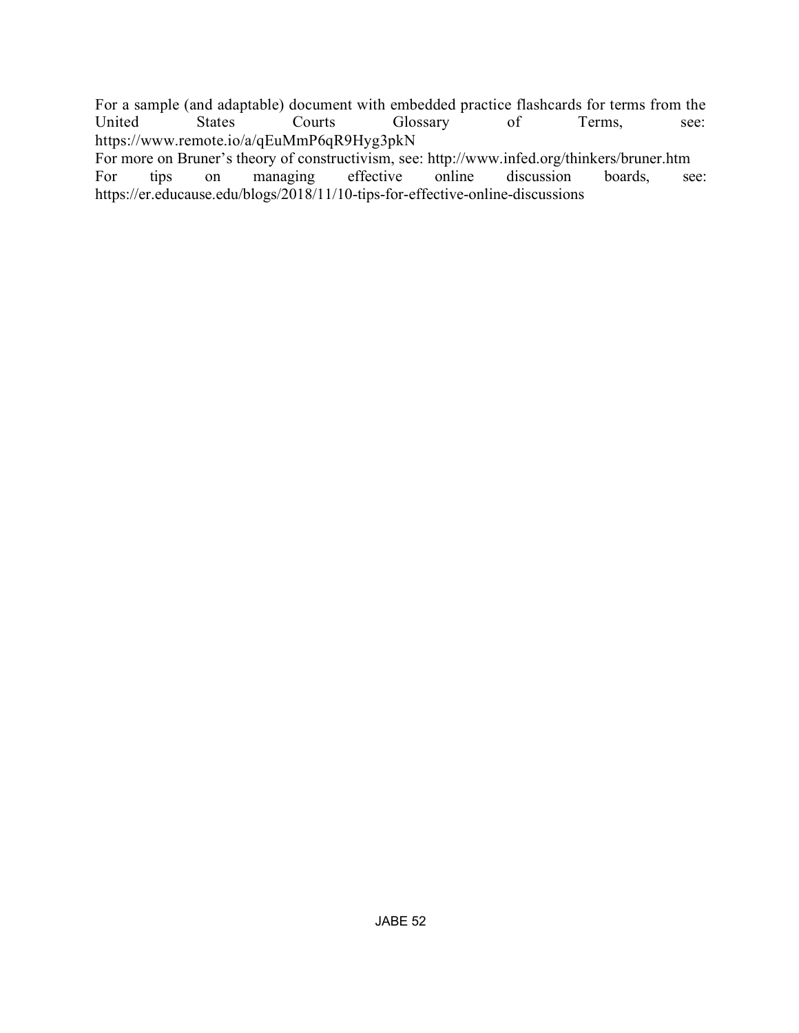For a sample (and adaptable) document with embedded practice flashcards for terms from the United States Courts Glossary of Terms, see: https://www.remote.io/a/qEuMmP6qR9Hyg3pkN

For more on Bruner's theory of constructivism, see: http://www.infed.org/thinkers/bruner.htm

For tips on managing effective online discussion boards, see: https://er.educause.edu/blogs/2018/11/10-tips-for-effective-online-discussions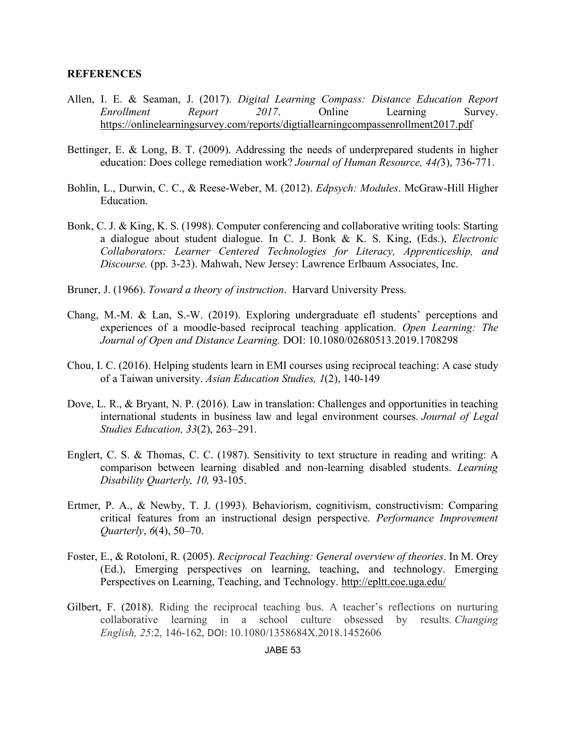**REFERENCES**

Allen, I. E. & Seaman, J. (2017). *Digital Learning Compass: Distance Education Report Enrollment Report 2017*. Online Learning Survey. https://onlinelearningsurvey.com/reports/digtiallearningcompassenrollment2017.pdf

Bettinger, E. & Long, B. T. (2009). Addressing the needs of underprepared students in higher education: Does college remediation work? *Journal of Human Resource, 44(*3), 736-771.

Bohlin, L., Durwin, C. C., & Reese-Weber, M. (2012). *Edpsych: Modules*. McGraw-Hill Higher Education.

Bonk, C. J. & King, K. S. (1998). Computer conferencing and collaborative writing tools: Starting a dialogue about student dialogue. In C. J. Bonk & K. S. King, (Eds.), *Electronic Collaborators: Learner Centered Technologies for Literacy, Apprenticeship, and Discourse.* (pp. 3-23). Mahwah, New Jersey: Lawrence Erlbaum Associates, Inc.

Bruner, J. (1966). *Toward a theory of instruction*. Harvard University Press.

Chang, M.-M. & Lan, S.-W. (2019). Exploring undergraduate efl students' perceptions and experiences of a moodle-based reciprocal teaching application. *Open Learning: The Journal of Open and Distance Learning.* DOI: 10.1080/02680513.2019.1708298

Chou, I. C. (2016). Helping students learn in EMI courses using reciprocal teaching: A case study of a Taiwan university. *Asian Education Studies, 1*(2), 140-149

Dove, L. R., & Bryant, N. P. (2016). Law in translation: Challenges and opportunities in teaching international students in business law and legal environment courses. *Journal of Legal Studies Education, 33*(2), 263–291.

Englert, C. S. & Thomas, C. C. (1987). Sensitivity to text structure in reading and writing: A comparison between learning disabled and non-learning disabled students. *Learning Disability Quarterly, 10,* 93-105.

Ertmer, P. A., & Newby, T. J. (1993). Behaviorism, cognitivism, constructivism: Comparing critical features from an instructional design perspective. *Performance Improvement Quarterly*, *6*(4), 50–70.

Foster, E., & Rotoloni, R. (2005). *Reciprocal Teaching: General overview of theories*. In M. Orey (Ed.), Emerging perspectives on learning, teaching, and technology. Emerging Perspectives on Learning, Teaching, and Technology. http://epltt.coe.uga.edu/

Gilbert, F. (2018). Riding the reciprocal teaching bus. A teacher's reflections on nurturing collaborative learning in a school culture obsessed by results. *Changing English, 25*:2, 146-162, DOI: 10.1080/1358684X.2018.1452606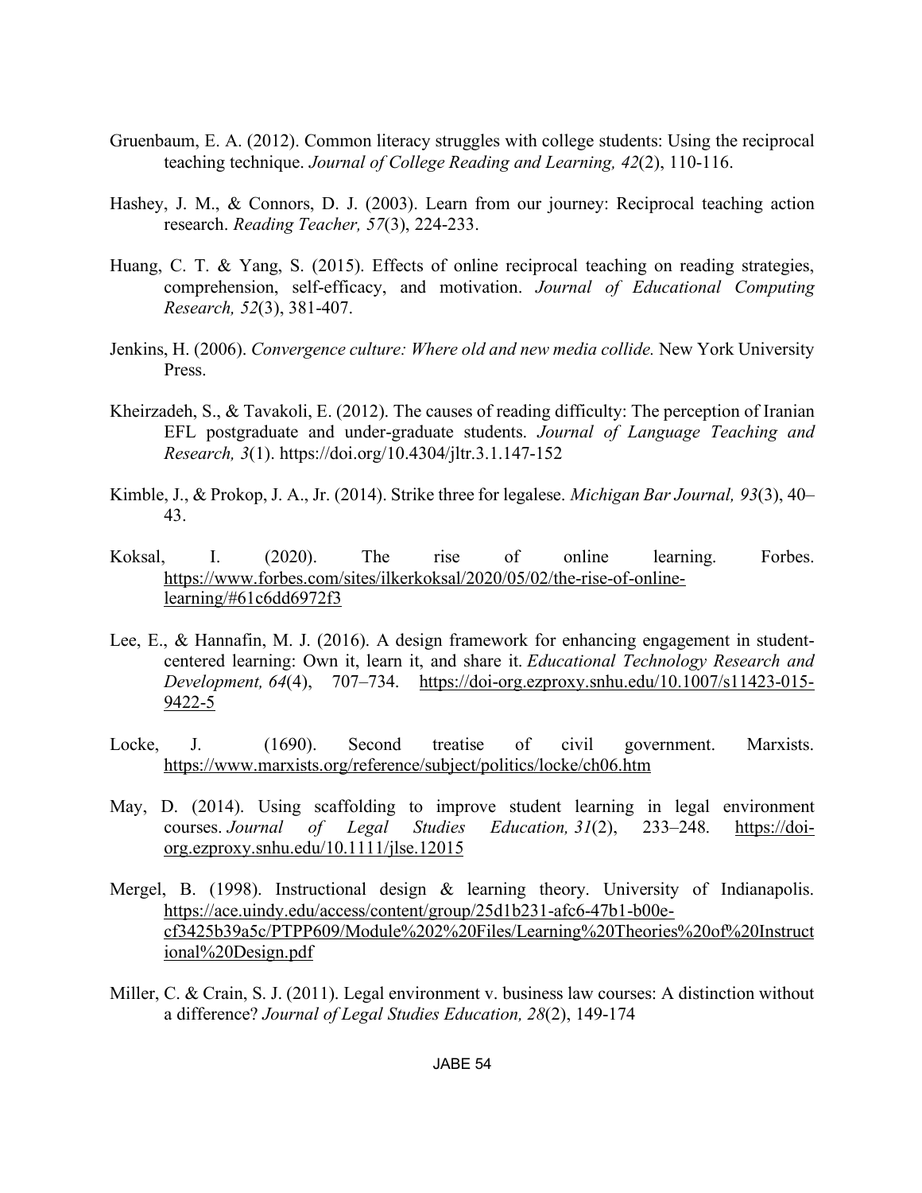Gruenbaum, E. A. (2012). Common literacy struggles with college students: Using the reciprocal teaching technique. *Journal of College Reading and Learning, 42*(2), 110-116.

Hashey, J. M., & Connors, D. J. (2003). Learn from our journey: Reciprocal teaching action research. *Reading Teacher, 57*(3), 224-233.

Huang, C. T. & Yang, S. (2015). Effects of online reciprocal teaching on reading strategies, comprehension, self-efficacy, and motivation. *Journal of Educational Computing Research, 52*(3), 381-407.

Jenkins, H. (2006). *Convergence culture: Where old and new media collide.* New York University Press.

Kheirzadeh, S., & Tavakoli, E. (2012). The causes of reading difficulty: The perception of Iranian EFL postgraduate and under-graduate students. *Journal of Language Teaching and Research, 3*(1). https://doi.org/10.4304/jltr.3.1.147-152

Kimble, J., & Prokop, J. A., Jr. (2014). Strike three for legalese. *Michigan Bar Journal, 93*(3), 40–43.

Koksal, I. (2020). The rise of online learning. Forbes. https://www.forbes.com/sites/ilkerkoksal/2020/05/02/the-rise-of-online-learning/#61c6dd6972f3

Lee, E., & Hannafin, M. J. (2016). A design framework for enhancing engagement in student-centered learning: Own it, learn it, and share it. *Educational Technology Research and Development, 64*(4), 707–734. https://doi-org.ezproxy.snhu.edu/10.1007/s11423-015-9422-5

Locke, J. (1690). Second treatise of civil government. Marxists. https://www.marxists.org/reference/subject/politics/locke/ch06.htm

May, D. (2014). Using scaffolding to improve student learning in legal environment courses. *Journal of Legal Studies Education, 31*(2), 233–248. https://doi-org.ezproxy.snhu.edu/10.1111/jlse.12015

Mergel, B. (1998). Instructional design & learning theory. University of Indianapolis. https://ace.uindy.edu/access/content/group/25d1b231-afc6-47b1-b00e-cf3425b39a5c/PTPP609/Module%202%20Files/Learning%20Theories%20of%20Instructional%20Design.pdf

Miller, C. & Crain, S. J. (2011). Legal environment v. business law courses: A distinction without a difference? *Journal of Legal Studies Education, 28*(2), 149-174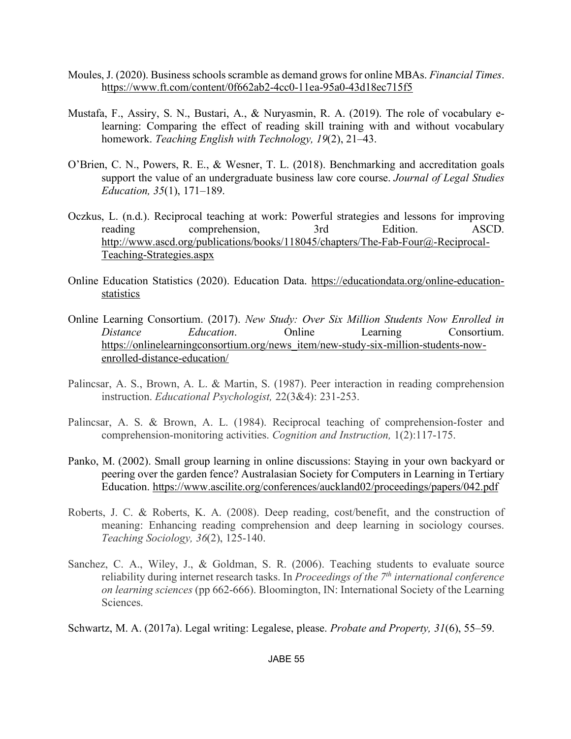Moules, J. (2020). Business schools scramble as demand grows for online MBAs. *Financial Times*. https://www.ft.com/content/0f662ab2-4cc0-11ea-95a0-43d18ec715f5

Mustafa, F., Assiry, S. N., Bustari, A., & Nuryasmin, R. A. (2019). The role of vocabulary e-learning: Comparing the effect of reading skill training with and without vocabulary homework. *Teaching English with Technology, 19*(2), 21–43.

O'Brien, C. N., Powers, R. E., & Wesner, T. L. (2018). Benchmarking and accreditation goals support the value of an undergraduate business law core course. *Journal of Legal Studies Education, 35*(1), 171–189.

Oczkus, L. (n.d.). Reciprocal teaching at work: Powerful strategies and lessons for improving reading comprehension, 3rd Edition. ASCD. http://www.ascd.org/publications/books/118045/chapters/The-Fab-Four@-Reciprocal-Teaching-Strategies.aspx

Online Education Statistics (2020). Education Data. https://educationdata.org/online-education-statistics

Online Learning Consortium. (2017). *New Study: Over Six Million Students Now Enrolled in Distance Education*. Online Learning Consortium. https://onlinelearningconsortium.org/news_item/new-study-six-million-students-now-enrolled-distance-education/

Palincsar, A. S., Brown, A. L. & Martin, S. (1987). Peer interaction in reading comprehension instruction. *Educational Psychologist,* 22(3&4): 231-253.

Palincsar, A. S. & Brown, A. L. (1984). Reciprocal teaching of comprehension-foster and comprehension-monitoring activities. *Cognition and Instruction,* 1(2):117-175.

Panko, M. (2002). Small group learning in online discussions: Staying in your own backyard or peering over the garden fence? Australasian Society for Computers in Learning in Tertiary Education. https://www.ascilite.org/conferences/auckland02/proceedings/papers/042.pdf

Roberts, J. C. & Roberts, K. A. (2008). Deep reading, cost/benefit, and the construction of meaning: Enhancing reading comprehension and deep learning in sociology courses. *Teaching Sociology, 36*(2), 125-140.

Sanchez, C. A., Wiley, J., & Goldman, S. R. (2006). Teaching students to evaluate source reliability during internet research tasks. In *Proceedings of the 7th international conference on learning sciences* (pp 662-666). Bloomington, IN: International Society of the Learning Sciences.

Schwartz, M. A. (2017a). Legal writing: Legalese, please. *Probate and Property, 31*(6), 55–59.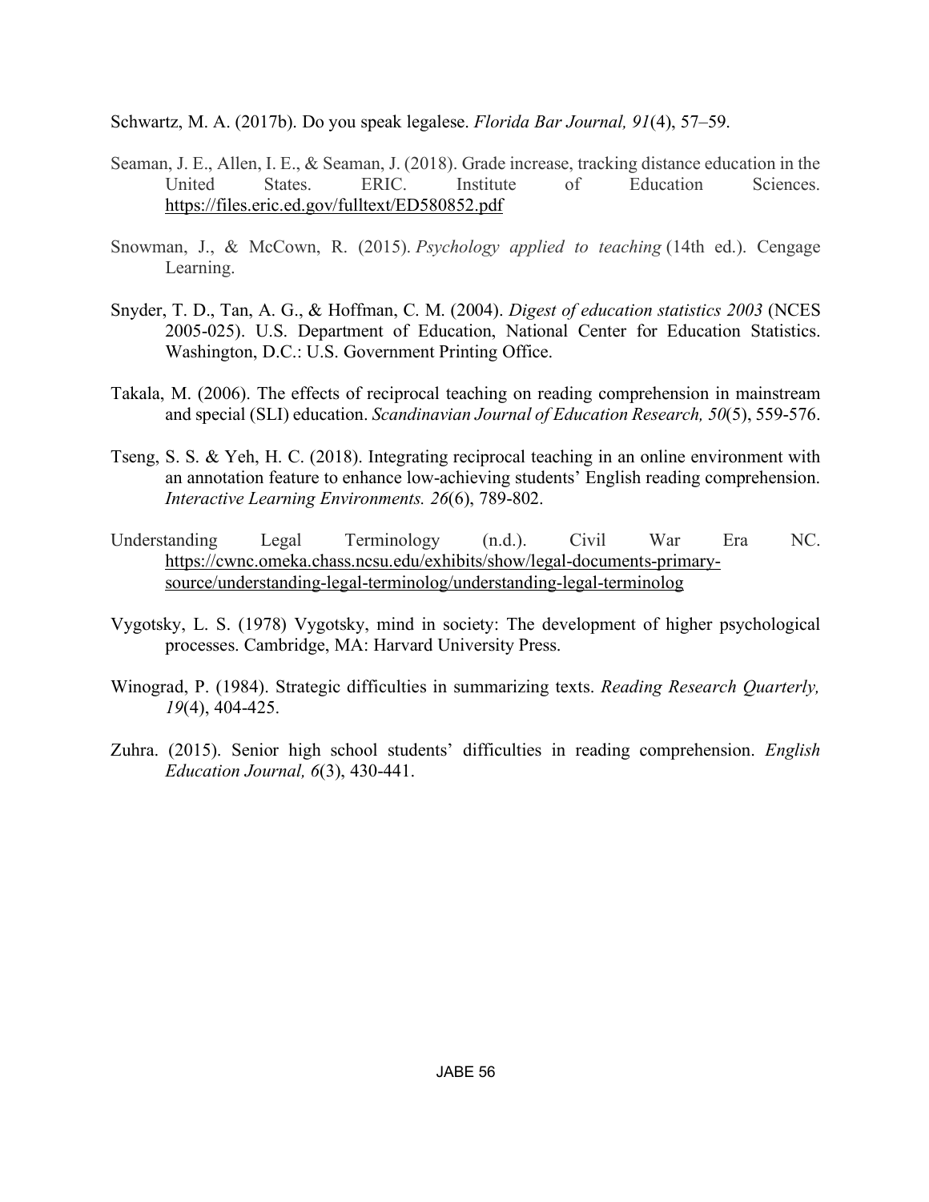Schwartz, M. A. (2017b). Do you speak legalese. *Florida Bar Journal, 91*(4), 57–59.

Seaman, J. E., Allen, I. E., & Seaman, J. (2018). Grade increase, tracking distance education in the United States. ERIC. Institute of Education Sciences. https://files.eric.ed.gov/fulltext/ED580852.pdf

Snowman, J., & McCown, R. (2015). *Psychology applied to teaching* (14th ed.). Cengage Learning.

Snyder, T. D., Tan, A. G., & Hoffman, C. M. (2004). *Digest of education statistics 2003* (NCES 2005-025). U.S. Department of Education, National Center for Education Statistics. Washington, D.C.: U.S. Government Printing Office.

Takala, M. (2006). The effects of reciprocal teaching on reading comprehension in mainstream and special (SLI) education. *Scandinavian Journal of Education Research, 50*(5), 559-576.

Tseng, S. S. & Yeh, H. C. (2018). Integrating reciprocal teaching in an online environment with an annotation feature to enhance low-achieving students' English reading comprehension. *Interactive Learning Environments. 26*(6), 789-802.

Understanding Legal Terminology (n.d.). Civil War Era NC. https://cwnc.omeka.chass.ncsu.edu/exhibits/show/legal-documents-primary-source/understanding-legal-terminolog/understanding-legal-terminolog

Vygotsky, L. S. (1978) Vygotsky, mind in society: The development of higher psychological processes. Cambridge, MA: Harvard University Press.

Winograd, P. (1984). Strategic difficulties in summarizing texts. *Reading Research Quarterly, 19*(4), 404-425.

Zuhra. (2015). Senior high school students' difficulties in reading comprehension. *English Education Journal, 6*(3), 430-441.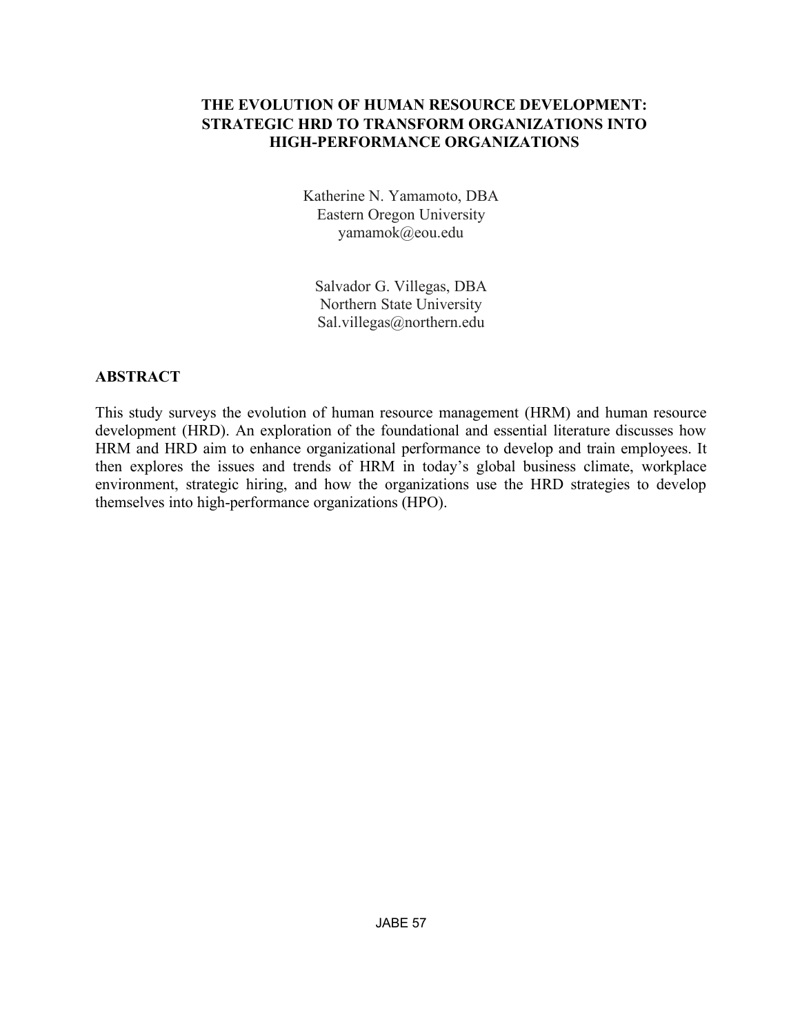# THE EVOLUTION OF HUMAN RESOURCE DEVELOPMENT: STRATEGIC HRD TO TRANSFORM ORGANIZATIONS INTO HIGH-PERFORMANCE ORGANIZATIONS

Katherine N. Yamamoto, DBA
Eastern Oregon University
yamamok@eou.edu

Salvador G. Villegas, DBA
Northern State University
Sal.villegas@northern.edu

## ABSTRACT

This study surveys the evolution of human resource management (HRM) and human resource development (HRD). An exploration of the foundational and essential literature discusses how HRM and HRD aim to enhance organizational performance to develop and train employees. It then explores the issues and trends of HRM in today's global business climate, workplace environment, strategic hiring, and how the organizations use the HRD strategies to develop themselves into high-performance organizations (HPO).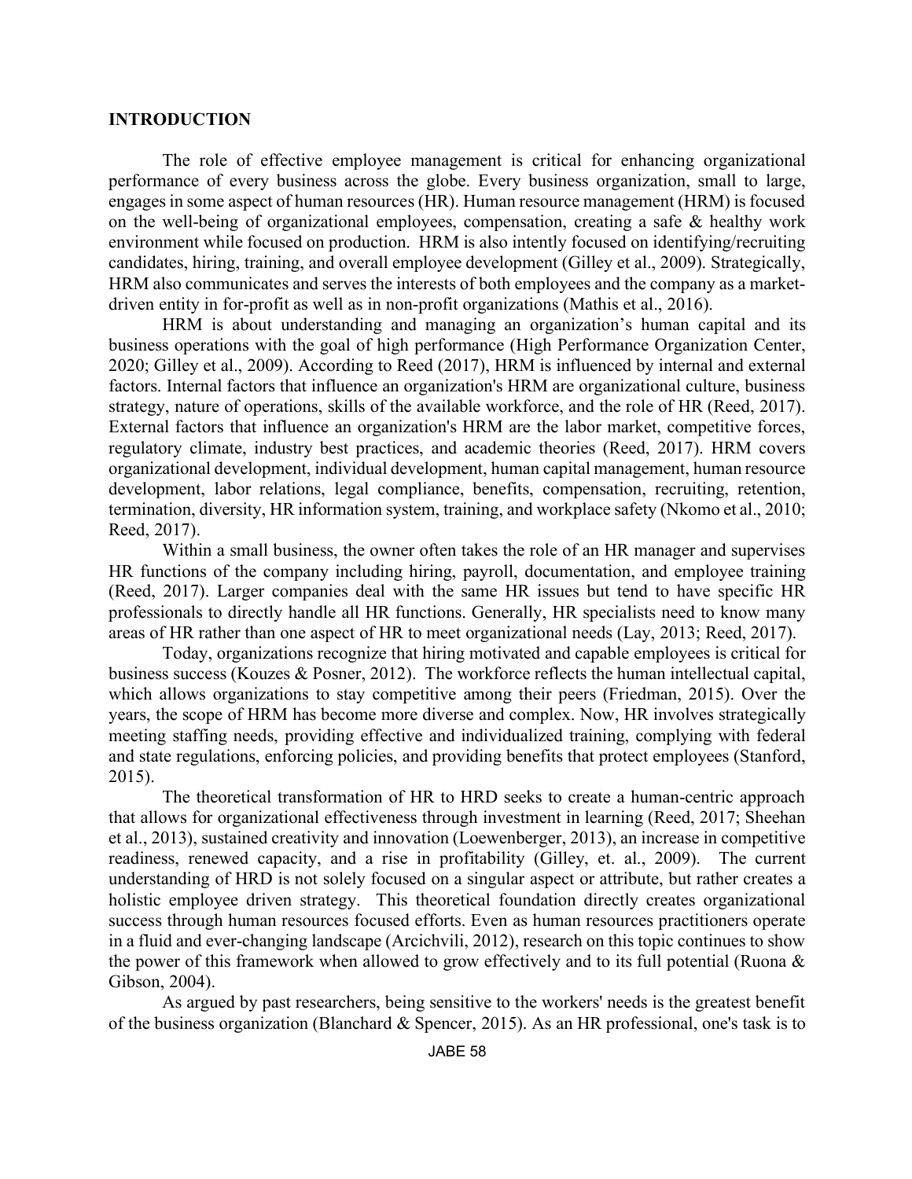## INTRODUCTION

The role of effective employee management is critical for enhancing organizational performance of every business across the globe. Every business organization, small to large, engages in some aspect of human resources (HR). Human resource management (HRM) is focused on the well-being of organizational employees, compensation, creating a safe & healthy work environment while focused on production. HRM is also intently focused on identifying/recruiting candidates, hiring, training, and overall employee development (Gilley et al., 2009). Strategically, HRM also communicates and serves the interests of both employees and the company as a market-driven entity in for-profit as well as in non-profit organizations (Mathis et al., 2016).

HRM is about understanding and managing an organization's human capital and its business operations with the goal of high performance (High Performance Organization Center, 2020; Gilley et al., 2009). According to Reed (2017), HRM is influenced by internal and external factors. Internal factors that influence an organization's HRM are organizational culture, business strategy, nature of operations, skills of the available workforce, and the role of HR (Reed, 2017). External factors that influence an organization's HRM are the labor market, competitive forces, regulatory climate, industry best practices, and academic theories (Reed, 2017). HRM covers organizational development, individual development, human capital management, human resource development, labor relations, legal compliance, benefits, compensation, recruiting, retention, termination, diversity, HR information system, training, and workplace safety (Nkomo et al., 2010; Reed, 2017).

Within a small business, the owner often takes the role of an HR manager and supervises HR functions of the company including hiring, payroll, documentation, and employee training (Reed, 2017). Larger companies deal with the same HR issues but tend to have specific HR professionals to directly handle all HR functions. Generally, HR specialists need to know many areas of HR rather than one aspect of HR to meet organizational needs (Lay, 2013; Reed, 2017).

Today, organizations recognize that hiring motivated and capable employees is critical for business success (Kouzes & Posner, 2012). The workforce reflects the human intellectual capital, which allows organizations to stay competitive among their peers (Friedman, 2015). Over the years, the scope of HRM has become more diverse and complex. Now, HR involves strategically meeting staffing needs, providing effective and individualized training, complying with federal and state regulations, enforcing policies, and providing benefits that protect employees (Stanford, 2015).

The theoretical transformation of HR to HRD seeks to create a human-centric approach that allows for organizational effectiveness through investment in learning (Reed, 2017; Sheehan et al., 2013), sustained creativity and innovation (Loewenberger, 2013), an increase in competitive readiness, renewed capacity, and a rise in profitability (Gilley, et. al., 2009). The current understanding of HRD is not solely focused on a singular aspect or attribute, but rather creates a holistic employee driven strategy. This theoretical foundation directly creates organizational success through human resources focused efforts. Even as human resources practitioners operate in a fluid and ever-changing landscape (Arcichvili, 2012), research on this topic continues to show the power of this framework when allowed to grow effectively and to its full potential (Ruona & Gibson, 2004).

As argued by past researchers, being sensitive to the workers' needs is the greatest benefit of the business organization (Blanchard & Spencer, 2015). As an HR professional, one's task is to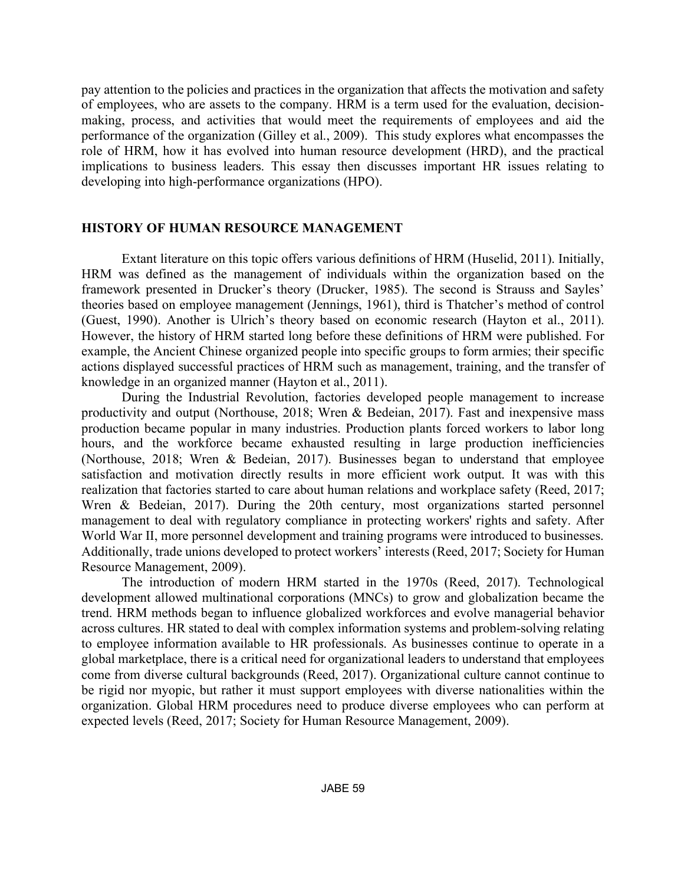pay attention to the policies and practices in the organization that affects the motivation and safety of employees, who are assets to the company. HRM is a term used for the evaluation, decision-making, process, and activities that would meet the requirements of employees and aid the performance of the organization (Gilley et al., 2009). This study explores what encompasses the role of HRM, how it has evolved into human resource development (HRD), and the practical implications to business leaders. This essay then discusses important HR issues relating to developing into high-performance organizations (HPO).

## HISTORY OF HUMAN RESOURCE MANAGEMENT

Extant literature on this topic offers various definitions of HRM (Huselid, 2011). Initially, HRM was defined as the management of individuals within the organization based on the framework presented in Drucker's theory (Drucker, 1985). The second is Strauss and Sayles' theories based on employee management (Jennings, 1961), third is Thatcher's method of control (Guest, 1990). Another is Ulrich's theory based on economic research (Hayton et al., 2011). However, the history of HRM started long before these definitions of HRM were published. For example, the Ancient Chinese organized people into specific groups to form armies; their specific actions displayed successful practices of HRM such as management, training, and the transfer of knowledge in an organized manner (Hayton et al., 2011).

During the Industrial Revolution, factories developed people management to increase productivity and output (Northouse, 2018; Wren & Bedeian, 2017). Fast and inexpensive mass production became popular in many industries. Production plants forced workers to labor long hours, and the workforce became exhausted resulting in large production inefficiencies (Northouse, 2018; Wren & Bedeian, 2017). Businesses began to understand that employee satisfaction and motivation directly results in more efficient work output. It was with this realization that factories started to care about human relations and workplace safety (Reed, 2017; Wren & Bedeian, 2017). During the 20th century, most organizations started personnel management to deal with regulatory compliance in protecting workers' rights and safety. After World War II, more personnel development and training programs were introduced to businesses. Additionally, trade unions developed to protect workers' interests (Reed, 2017; Society for Human Resource Management, 2009).

The introduction of modern HRM started in the 1970s (Reed, 2017). Technological development allowed multinational corporations (MNCs) to grow and globalization became the trend. HRM methods began to influence globalized workforces and evolve managerial behavior across cultures. HR stated to deal with complex information systems and problem-solving relating to employee information available to HR professionals. As businesses continue to operate in a global marketplace, there is a critical need for organizational leaders to understand that employees come from diverse cultural backgrounds (Reed, 2017). Organizational culture cannot continue to be rigid nor myopic, but rather it must support employees with diverse nationalities within the organization. Global HRM procedures need to produce diverse employees who can perform at expected levels (Reed, 2017; Society for Human Resource Management, 2009).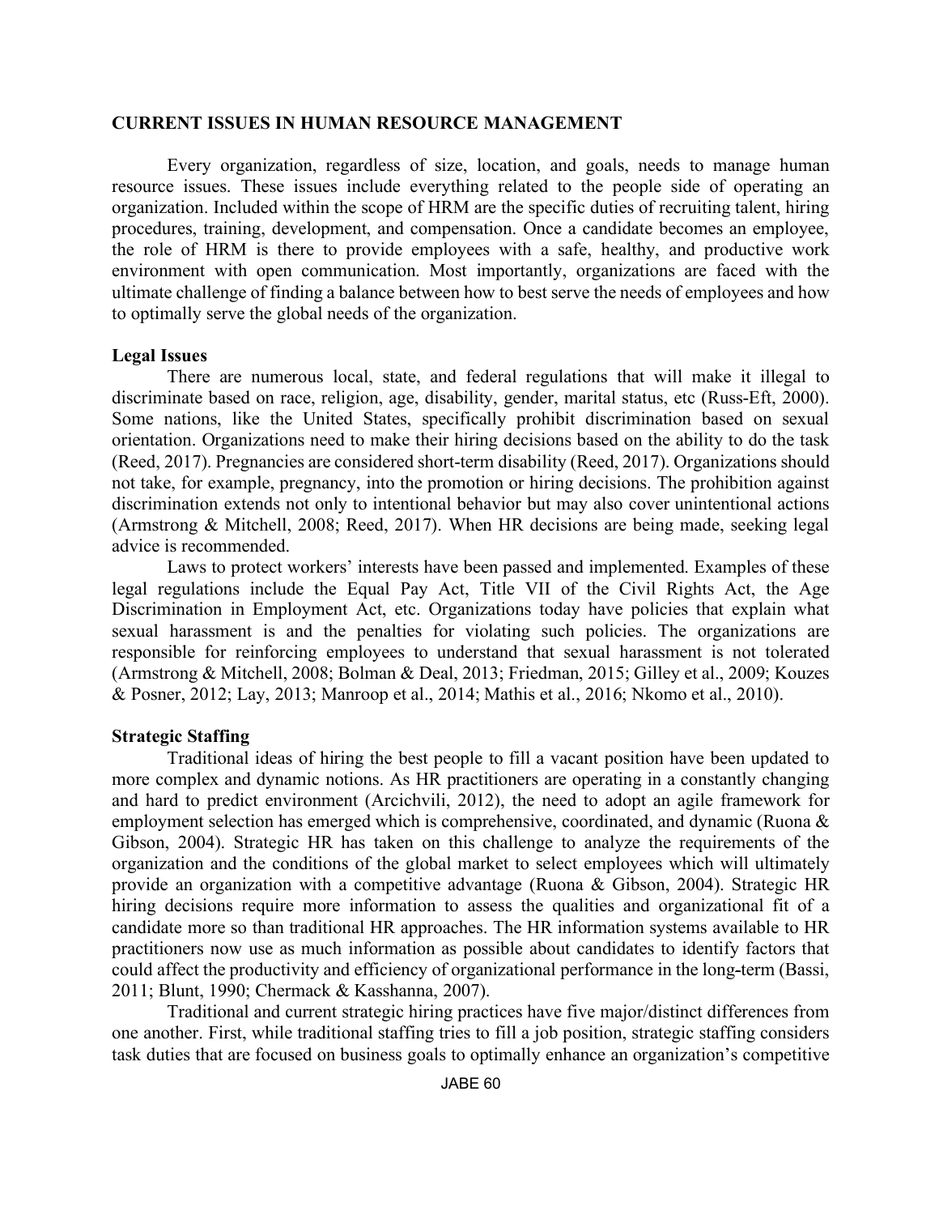## CURRENT ISSUES IN HUMAN RESOURCE MANAGEMENT

Every organization, regardless of size, location, and goals, needs to manage human resource issues. These issues include everything related to the people side of operating an organization. Included within the scope of HRM are the specific duties of recruiting talent, hiring procedures, training, development, and compensation. Once a candidate becomes an employee, the role of HRM is there to provide employees with a safe, healthy, and productive work environment with open communication. Most importantly, organizations are faced with the ultimate challenge of finding a balance between how to best serve the needs of employees and how to optimally serve the global needs of the organization.

### Legal Issues

There are numerous local, state, and federal regulations that will make it illegal to discriminate based on race, religion, age, disability, gender, marital status, etc (Russ-Eft, 2000). Some nations, like the United States, specifically prohibit discrimination based on sexual orientation. Organizations need to make their hiring decisions based on the ability to do the task (Reed, 2017). Pregnancies are considered short-term disability (Reed, 2017). Organizations should not take, for example, pregnancy, into the promotion or hiring decisions. The prohibition against discrimination extends not only to intentional behavior but may also cover unintentional actions (Armstrong & Mitchell, 2008; Reed, 2017). When HR decisions are being made, seeking legal advice is recommended.

Laws to protect workers' interests have been passed and implemented. Examples of these legal regulations include the Equal Pay Act, Title VII of the Civil Rights Act, the Age Discrimination in Employment Act, etc. Organizations today have policies that explain what sexual harassment is and the penalties for violating such policies. The organizations are responsible for reinforcing employees to understand that sexual harassment is not tolerated (Armstrong & Mitchell, 2008; Bolman & Deal, 2013; Friedman, 2015; Gilley et al., 2009; Kouzes & Posner, 2012; Lay, 2013; Manroop et al., 2014; Mathis et al., 2016; Nkomo et al., 2010).

### Strategic Staffing

Traditional ideas of hiring the best people to fill a vacant position have been updated to more complex and dynamic notions. As HR practitioners are operating in a constantly changing and hard to predict environment (Arcichvili, 2012), the need to adopt an agile framework for employment selection has emerged which is comprehensive, coordinated, and dynamic (Ruona & Gibson, 2004). Strategic HR has taken on this challenge to analyze the requirements of the organization and the conditions of the global market to select employees which will ultimately provide an organization with a competitive advantage (Ruona & Gibson, 2004). Strategic HR hiring decisions require more information to assess the qualities and organizational fit of a candidate more so than traditional HR approaches. The HR information systems available to HR practitioners now use as much information as possible about candidates to identify factors that could affect the productivity and efficiency of organizational performance in the long-term (Bassi, 2011; Blunt, 1990; Chermack & Kasshanna, 2007).

Traditional and current strategic hiring practices have five major/distinct differences from one another. First, while traditional staffing tries to fill a job position, strategic staffing considers task duties that are focused on business goals to optimally enhance an organization's competitive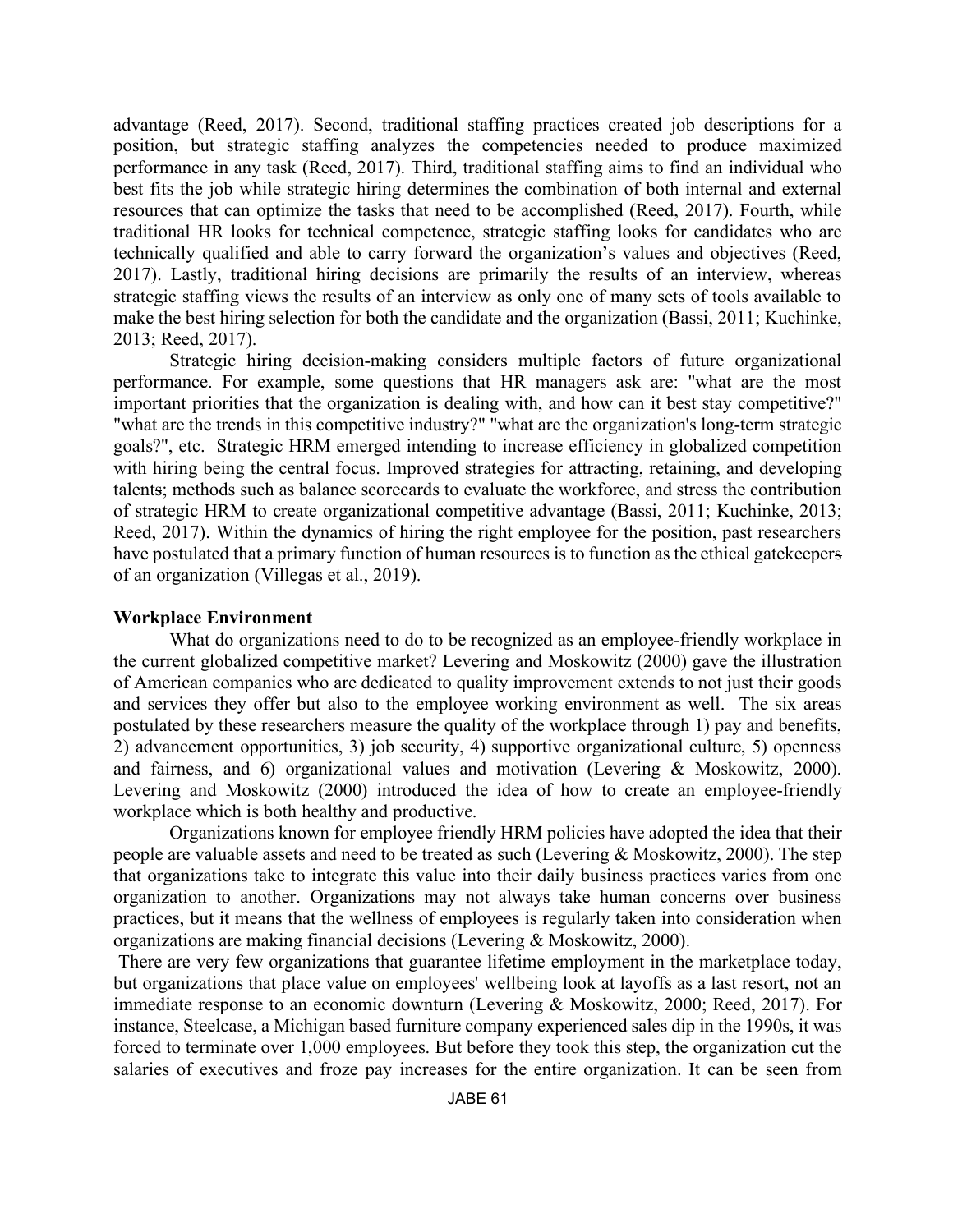advantage (Reed, 2017). Second, traditional staffing practices created job descriptions for a position, but strategic staffing analyzes the competencies needed to produce maximized performance in any task (Reed, 2017). Third, traditional staffing aims to find an individual who best fits the job while strategic hiring determines the combination of both internal and external resources that can optimize the tasks that need to be accomplished (Reed, 2017). Fourth, while traditional HR looks for technical competence, strategic staffing looks for candidates who are technically qualified and able to carry forward the organization's values and objectives (Reed, 2017). Lastly, traditional hiring decisions are primarily the results of an interview, whereas strategic staffing views the results of an interview as only one of many sets of tools available to make the best hiring selection for both the candidate and the organization (Bassi, 2011; Kuchinke, 2013; Reed, 2017).

Strategic hiring decision-making considers multiple factors of future organizational performance. For example, some questions that HR managers ask are: "what are the most important priorities that the organization is dealing with, and how can it best stay competitive?" "what are the trends in this competitive industry?" "what are the organization's long-term strategic goals?", etc. Strategic HRM emerged intending to increase efficiency in globalized competition with hiring being the central focus. Improved strategies for attracting, retaining, and developing talents; methods such as balance scorecards to evaluate the workforce, and stress the contribution of strategic HRM to create organizational competitive advantage (Bassi, 2011; Kuchinke, 2013; Reed, 2017). Within the dynamics of hiring the right employee for the position, past researchers have postulated that a primary function of human resources is to function as the ethical gatekeepers of an organization (Villegas et al., 2019).

**Workplace Environment**

What do organizations need to do to be recognized as an employee-friendly workplace in the current globalized competitive market? Levering and Moskowitz (2000) gave the illustration of American companies who are dedicated to quality improvement extends to not just their goods and services they offer but also to the employee working environment as well. The six areas postulated by these researchers measure the quality of the workplace through 1) pay and benefits, 2) advancement opportunities, 3) job security, 4) supportive organizational culture, 5) openness and fairness, and 6) organizational values and motivation (Levering & Moskowitz, 2000). Levering and Moskowitz (2000) introduced the idea of how to create an employee-friendly workplace which is both healthy and productive.

Organizations known for employee friendly HRM policies have adopted the idea that their people are valuable assets and need to be treated as such (Levering & Moskowitz, 2000). The step that organizations take to integrate this value into their daily business practices varies from one organization to another. Organizations may not always take human concerns over business practices, but it means that the wellness of employees is regularly taken into consideration when organizations are making financial decisions (Levering & Moskowitz, 2000).

There are very few organizations that guarantee lifetime employment in the marketplace today, but organizations that place value on employees' wellbeing look at layoffs as a last resort, not an immediate response to an economic downturn (Levering & Moskowitz, 2000; Reed, 2017). For instance, Steelcase, a Michigan based furniture company experienced sales dip in the 1990s, it was forced to terminate over 1,000 employees. But before they took this step, the organization cut the salaries of executives and froze pay increases for the entire organization. It can be seen from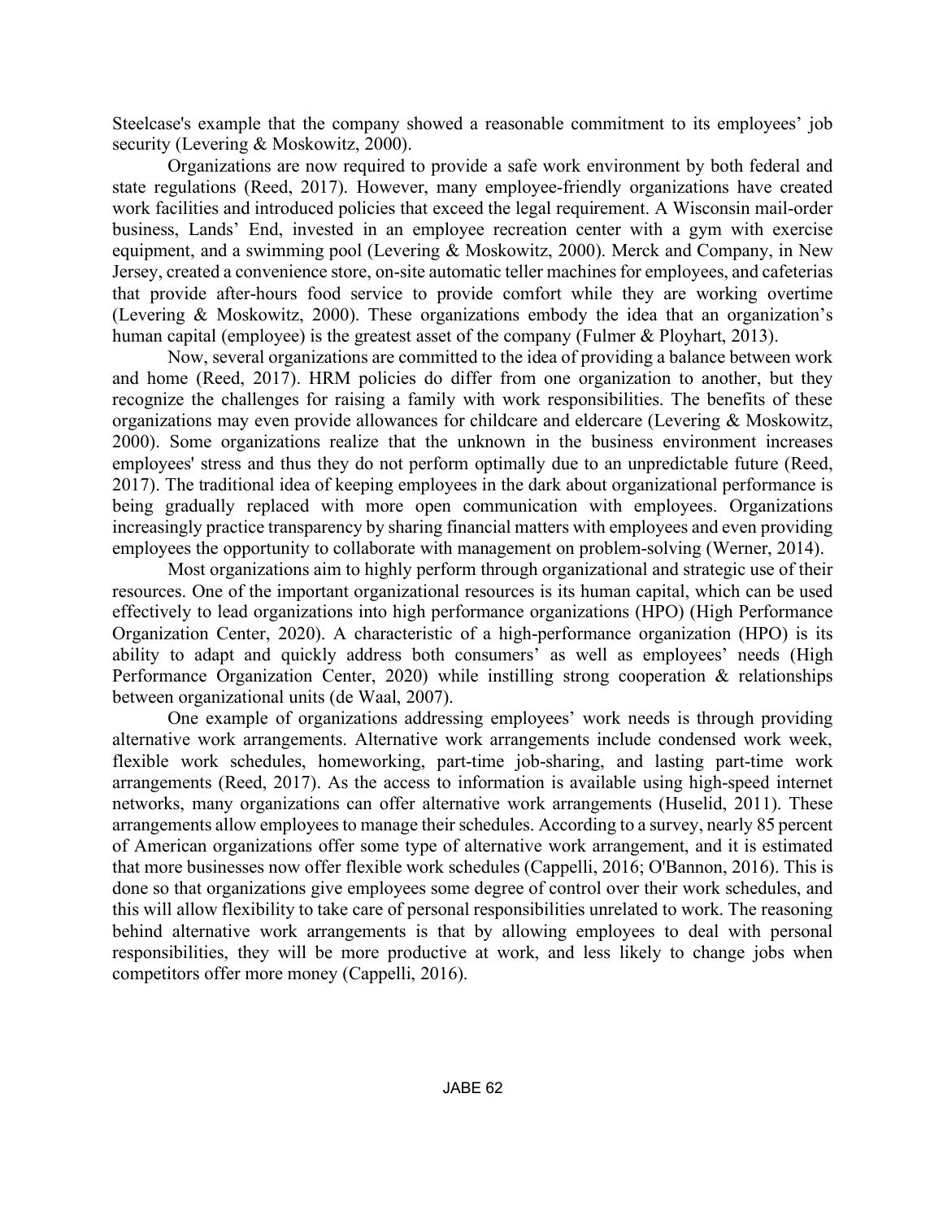Steelcase's example that the company showed a reasonable commitment to its employees' job security (Levering & Moskowitz, 2000).

Organizations are now required to provide a safe work environment by both federal and state regulations (Reed, 2017). However, many employee-friendly organizations have created work facilities and introduced policies that exceed the legal requirement. A Wisconsin mail-order business, Lands' End, invested in an employee recreation center with a gym with exercise equipment, and a swimming pool (Levering & Moskowitz, 2000). Merck and Company, in New Jersey, created a convenience store, on-site automatic teller machines for employees, and cafeterias that provide after-hours food service to provide comfort while they are working overtime (Levering & Moskowitz, 2000). These organizations embody the idea that an organization's human capital (employee) is the greatest asset of the company (Fulmer & Ployhart, 2013).

Now, several organizations are committed to the idea of providing a balance between work and home (Reed, 2017). HRM policies do differ from one organization to another, but they recognize the challenges for raising a family with work responsibilities. The benefits of these organizations may even provide allowances for childcare and eldercare (Levering & Moskowitz, 2000). Some organizations realize that the unknown in the business environment increases employees' stress and thus they do not perform optimally due to an unpredictable future (Reed, 2017). The traditional idea of keeping employees in the dark about organizational performance is being gradually replaced with more open communication with employees. Organizations increasingly practice transparency by sharing financial matters with employees and even providing employees the opportunity to collaborate with management on problem-solving (Werner, 2014).

Most organizations aim to highly perform through organizational and strategic use of their resources. One of the important organizational resources is its human capital, which can be used effectively to lead organizations into high performance organizations (HPO) (High Performance Organization Center, 2020). A characteristic of a high-performance organization (HPO) is its ability to adapt and quickly address both consumers' as well as employees' needs (High Performance Organization Center, 2020) while instilling strong cooperation & relationships between organizational units (de Waal, 2007).

One example of organizations addressing employees' work needs is through providing alternative work arrangements. Alternative work arrangements include condensed work week, flexible work schedules, homeworking, part-time job-sharing, and lasting part-time work arrangements (Reed, 2017). As the access to information is available using high-speed internet networks, many organizations can offer alternative work arrangements (Huselid, 2011). These arrangements allow employees to manage their schedules. According to a survey, nearly 85 percent of American organizations offer some type of alternative work arrangement, and it is estimated that more businesses now offer flexible work schedules (Cappelli, 2016; O'Bannon, 2016). This is done so that organizations give employees some degree of control over their work schedules, and this will allow flexibility to take care of personal responsibilities unrelated to work. The reasoning behind alternative work arrangements is that by allowing employees to deal with personal responsibilities, they will be more productive at work, and less likely to change jobs when competitors offer more money (Cappelli, 2016).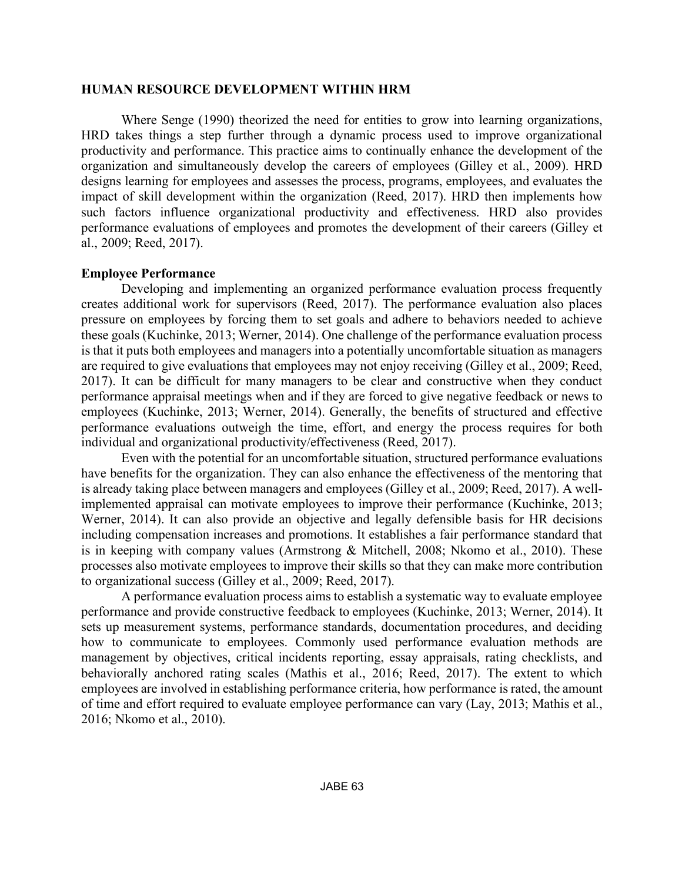## HUMAN RESOURCE DEVELOPMENT WITHIN HRM

Where Senge (1990) theorized the need for entities to grow into learning organizations, HRD takes things a step further through a dynamic process used to improve organizational productivity and performance. This practice aims to continually enhance the development of the organization and simultaneously develop the careers of employees (Gilley et al., 2009). HRD designs learning for employees and assesses the process, programs, employees, and evaluates the impact of skill development within the organization (Reed, 2017). HRD then implements how such factors influence organizational productivity and effectiveness. HRD also provides performance evaluations of employees and promotes the development of their careers (Gilley et al., 2009; Reed, 2017).

### Employee Performance

Developing and implementing an organized performance evaluation process frequently creates additional work for supervisors (Reed, 2017). The performance evaluation also places pressure on employees by forcing them to set goals and adhere to behaviors needed to achieve these goals (Kuchinke, 2013; Werner, 2014). One challenge of the performance evaluation process is that it puts both employees and managers into a potentially uncomfortable situation as managers are required to give evaluations that employees may not enjoy receiving (Gilley et al., 2009; Reed, 2017). It can be difficult for many managers to be clear and constructive when they conduct performance appraisal meetings when and if they are forced to give negative feedback or news to employees (Kuchinke, 2013; Werner, 2014). Generally, the benefits of structured and effective performance evaluations outweigh the time, effort, and energy the process requires for both individual and organizational productivity/effectiveness (Reed, 2017).

Even with the potential for an uncomfortable situation, structured performance evaluations have benefits for the organization. They can also enhance the effectiveness of the mentoring that is already taking place between managers and employees (Gilley et al., 2009; Reed, 2017). A well-implemented appraisal can motivate employees to improve their performance (Kuchinke, 2013; Werner, 2014). It can also provide an objective and legally defensible basis for HR decisions including compensation increases and promotions. It establishes a fair performance standard that is in keeping with company values (Armstrong & Mitchell, 2008; Nkomo et al., 2010). These processes also motivate employees to improve their skills so that they can make more contribution to organizational success (Gilley et al., 2009; Reed, 2017).

A performance evaluation process aims to establish a systematic way to evaluate employee performance and provide constructive feedback to employees (Kuchinke, 2013; Werner, 2014). It sets up measurement systems, performance standards, documentation procedures, and deciding how to communicate to employees. Commonly used performance evaluation methods are management by objectives, critical incidents reporting, essay appraisals, rating checklists, and behaviorally anchored rating scales (Mathis et al., 2016; Reed, 2017). The extent to which employees are involved in establishing performance criteria, how performance is rated, the amount of time and effort required to evaluate employee performance can vary (Lay, 2013; Mathis et al., 2016; Nkomo et al., 2010).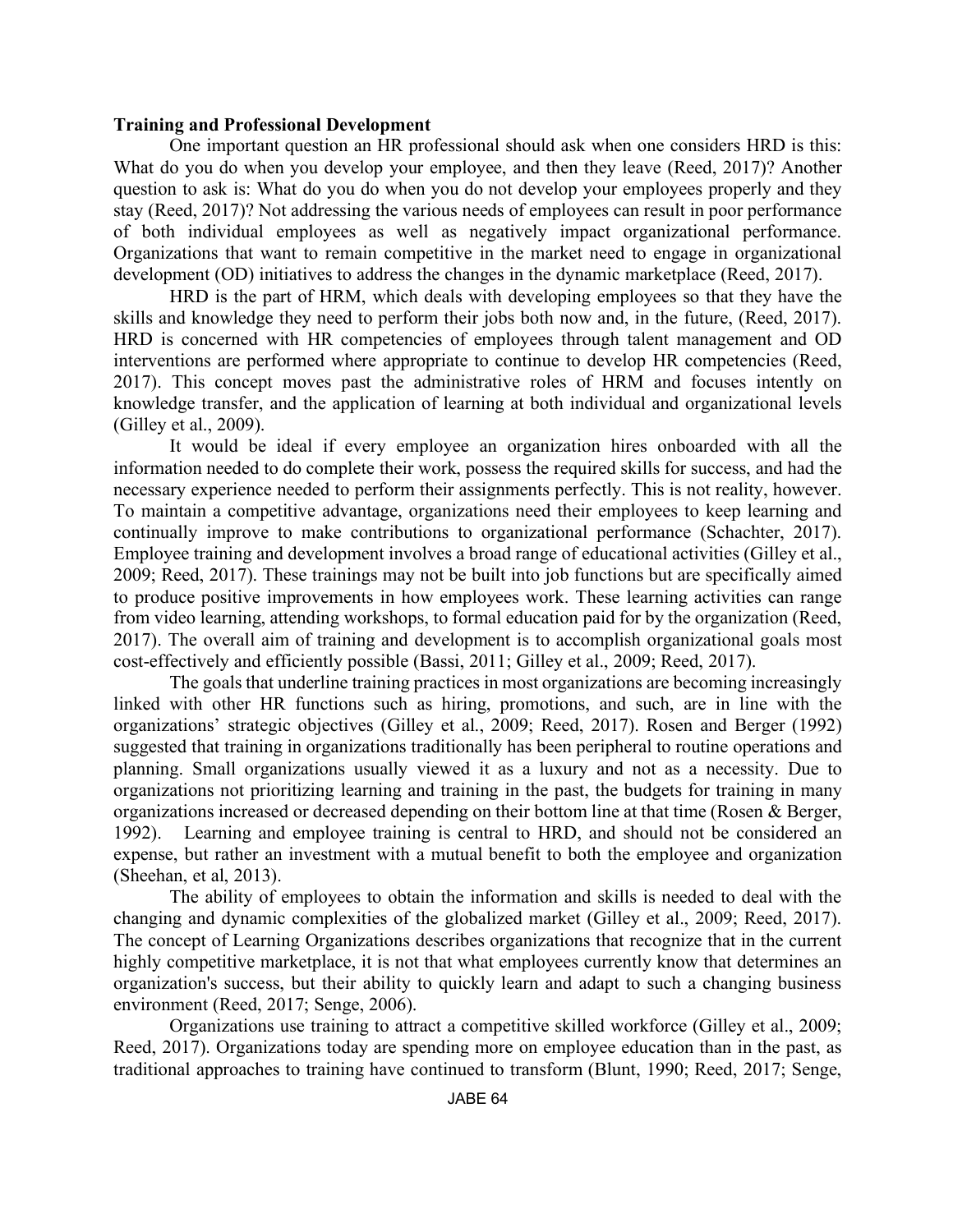**Training and Professional Development**

One important question an HR professional should ask when one considers HRD is this: What do you do when you develop your employee, and then they leave (Reed, 2017)? Another question to ask is: What do you do when you do not develop your employees properly and they stay (Reed, 2017)? Not addressing the various needs of employees can result in poor performance of both individual employees as well as negatively impact organizational performance. Organizations that want to remain competitive in the market need to engage in organizational development (OD) initiatives to address the changes in the dynamic marketplace (Reed, 2017).

HRD is the part of HRM, which deals with developing employees so that they have the skills and knowledge they need to perform their jobs both now and, in the future, (Reed, 2017). HRD is concerned with HR competencies of employees through talent management and OD interventions are performed where appropriate to continue to develop HR competencies (Reed, 2017). This concept moves past the administrative roles of HRM and focuses intently on knowledge transfer, and the application of learning at both individual and organizational levels (Gilley et al., 2009).

It would be ideal if every employee an organization hires onboarded with all the information needed to do complete their work, possess the required skills for success, and had the necessary experience needed to perform their assignments perfectly. This is not reality, however. To maintain a competitive advantage, organizations need their employees to keep learning and continually improve to make contributions to organizational performance (Schachter, 2017). Employee training and development involves a broad range of educational activities (Gilley et al., 2009; Reed, 2017). These trainings may not be built into job functions but are specifically aimed to produce positive improvements in how employees work. These learning activities can range from video learning, attending workshops, to formal education paid for by the organization (Reed, 2017). The overall aim of training and development is to accomplish organizational goals most cost-effectively and efficiently possible (Bassi, 2011; Gilley et al., 2009; Reed, 2017).

The goals that underline training practices in most organizations are becoming increasingly linked with other HR functions such as hiring, promotions, and such, are in line with the organizations' strategic objectives (Gilley et al., 2009; Reed, 2017). Rosen and Berger (1992) suggested that training in organizations traditionally has been peripheral to routine operations and planning. Small organizations usually viewed it as a luxury and not as a necessity. Due to organizations not prioritizing learning and training in the past, the budgets for training in many organizations increased or decreased depending on their bottom line at that time (Rosen & Berger, 1992). Learning and employee training is central to HRD, and should not be considered an expense, but rather an investment with a mutual benefit to both the employee and organization (Sheehan, et al, 2013).

The ability of employees to obtain the information and skills is needed to deal with the changing and dynamic complexities of the globalized market (Gilley et al., 2009; Reed, 2017). The concept of Learning Organizations describes organizations that recognize that in the current highly competitive marketplace, it is not that what employees currently know that determines an organization's success, but their ability to quickly learn and adapt to such a changing business environment (Reed, 2017; Senge, 2006).

Organizations use training to attract a competitive skilled workforce (Gilley et al., 2009; Reed, 2017). Organizations today are spending more on employee education than in the past, as traditional approaches to training have continued to transform (Blunt, 1990; Reed, 2017; Senge,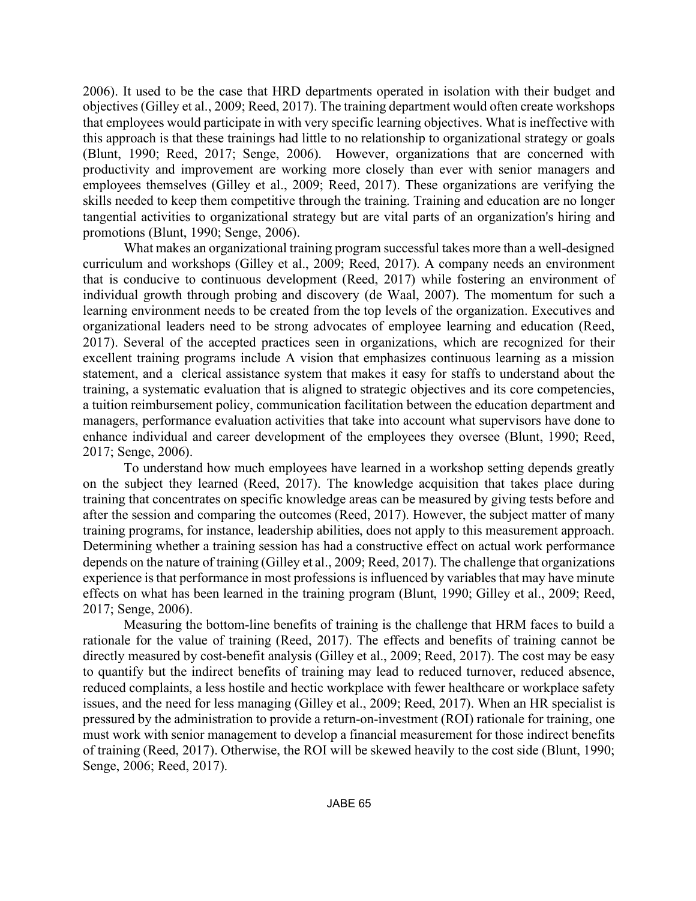2006). It used to be the case that HRD departments operated in isolation with their budget and objectives (Gilley et al., 2009; Reed, 2017). The training department would often create workshops that employees would participate in with very specific learning objectives. What is ineffective with this approach is that these trainings had little to no relationship to organizational strategy or goals (Blunt, 1990; Reed, 2017; Senge, 2006). However, organizations that are concerned with productivity and improvement are working more closely than ever with senior managers and employees themselves (Gilley et al., 2009; Reed, 2017). These organizations are verifying the skills needed to keep them competitive through the training. Training and education are no longer tangential activities to organizational strategy but are vital parts of an organization's hiring and promotions (Blunt, 1990; Senge, 2006).

What makes an organizational training program successful takes more than a well-designed curriculum and workshops (Gilley et al., 2009; Reed, 2017). A company needs an environment that is conducive to continuous development (Reed, 2017) while fostering an environment of individual growth through probing and discovery (de Waal, 2007). The momentum for such a learning environment needs to be created from the top levels of the organization. Executives and organizational leaders need to be strong advocates of employee learning and education (Reed, 2017). Several of the accepted practices seen in organizations, which are recognized for their excellent training programs include A vision that emphasizes continuous learning as a mission statement, and a clerical assistance system that makes it easy for staffs to understand about the training, a systematic evaluation that is aligned to strategic objectives and its core competencies, a tuition reimbursement policy, communication facilitation between the education department and managers, performance evaluation activities that take into account what supervisors have done to enhance individual and career development of the employees they oversee (Blunt, 1990; Reed, 2017; Senge, 2006).

To understand how much employees have learned in a workshop setting depends greatly on the subject they learned (Reed, 2017). The knowledge acquisition that takes place during training that concentrates on specific knowledge areas can be measured by giving tests before and after the session and comparing the outcomes (Reed, 2017). However, the subject matter of many training programs, for instance, leadership abilities, does not apply to this measurement approach. Determining whether a training session has had a constructive effect on actual work performance depends on the nature of training (Gilley et al., 2009; Reed, 2017). The challenge that organizations experience is that performance in most professions is influenced by variables that may have minute effects on what has been learned in the training program (Blunt, 1990; Gilley et al., 2009; Reed, 2017; Senge, 2006).

Measuring the bottom-line benefits of training is the challenge that HRM faces to build a rationale for the value of training (Reed, 2017). The effects and benefits of training cannot be directly measured by cost-benefit analysis (Gilley et al., 2009; Reed, 2017). The cost may be easy to quantify but the indirect benefits of training may lead to reduced turnover, reduced absence, reduced complaints, a less hostile and hectic workplace with fewer healthcare or workplace safety issues, and the need for less managing (Gilley et al., 2009; Reed, 2017). When an HR specialist is pressured by the administration to provide a return-on-investment (ROI) rationale for training, one must work with senior management to develop a financial measurement for those indirect benefits of training (Reed, 2017). Otherwise, the ROI will be skewed heavily to the cost side (Blunt, 1990; Senge, 2006; Reed, 2017).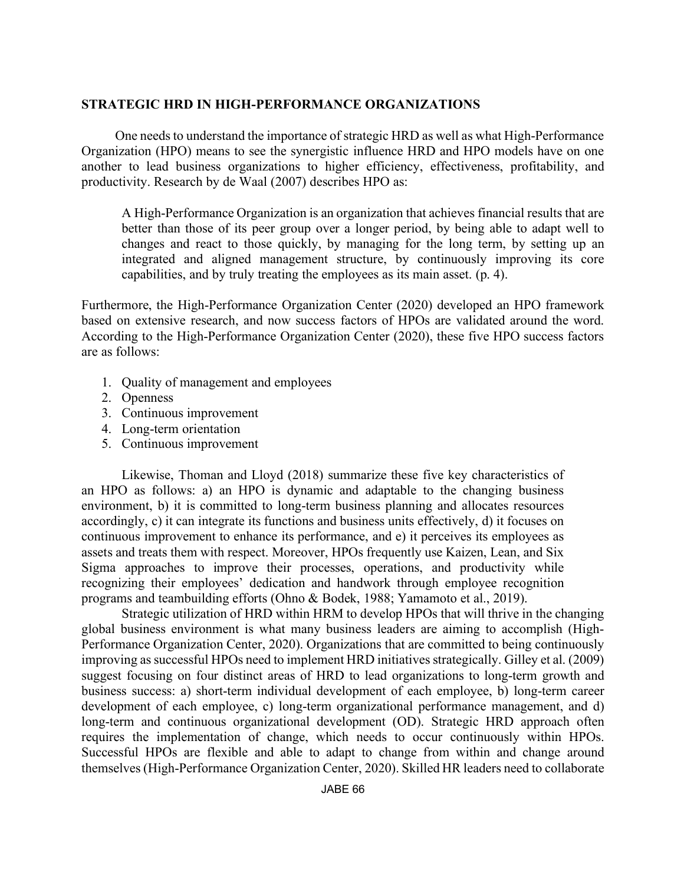## STRATEGIC HRD IN HIGH-PERFORMANCE ORGANIZATIONS

One needs to understand the importance of strategic HRD as well as what High-Performance Organization (HPO) means to see the synergistic influence HRD and HPO models have on one another to lead business organizations to higher efficiency, effectiveness, profitability, and productivity. Research by de Waal (2007) describes HPO as:

> A High-Performance Organization is an organization that achieves financial results that are better than those of its peer group over a longer period, by being able to adapt well to changes and react to those quickly, by managing for the long term, by setting up an integrated and aligned management structure, by continuously improving its core capabilities, and by truly treating the employees as its main asset. (p. 4).

Furthermore, the High-Performance Organization Center (2020) developed an HPO framework based on extensive research, and now success factors of HPOs are validated around the word. According to the High-Performance Organization Center (2020), these five HPO success factors are as follows:

1. Quality of management and employees
2. Openness
3. Continuous improvement
4. Long-term orientation
5. Continuous improvement

Likewise, Thoman and Lloyd (2018) summarize these five key characteristics of an HPO as follows: a) an HPO is dynamic and adaptable to the changing business environment, b) it is committed to long-term business planning and allocates resources accordingly, c) it can integrate its functions and business units effectively, d) it focuses on continuous improvement to enhance its performance, and e) it perceives its employees as assets and treats them with respect. Moreover, HPOs frequently use Kaizen, Lean, and Six Sigma approaches to improve their processes, operations, and productivity while recognizing their employees' dedication and handwork through employee recognition programs and teambuilding efforts (Ohno & Bodek, 1988; Yamamoto et al., 2019).

Strategic utilization of HRD within HRM to develop HPOs that will thrive in the changing global business environment is what many business leaders are aiming to accomplish (High-Performance Organization Center, 2020). Organizations that are committed to being continuously improving as successful HPOs need to implement HRD initiatives strategically. Gilley et al. (2009) suggest focusing on four distinct areas of HRD to lead organizations to long-term growth and business success: a) short-term individual development of each employee, b) long-term career development of each employee, c) long-term organizational performance management, and d) long-term and continuous organizational development (OD). Strategic HRD approach often requires the implementation of change, which needs to occur continuously within HPOs. Successful HPOs are flexible and able to adapt to change from within and change around themselves (High-Performance Organization Center, 2020). Skilled HR leaders need to collaborate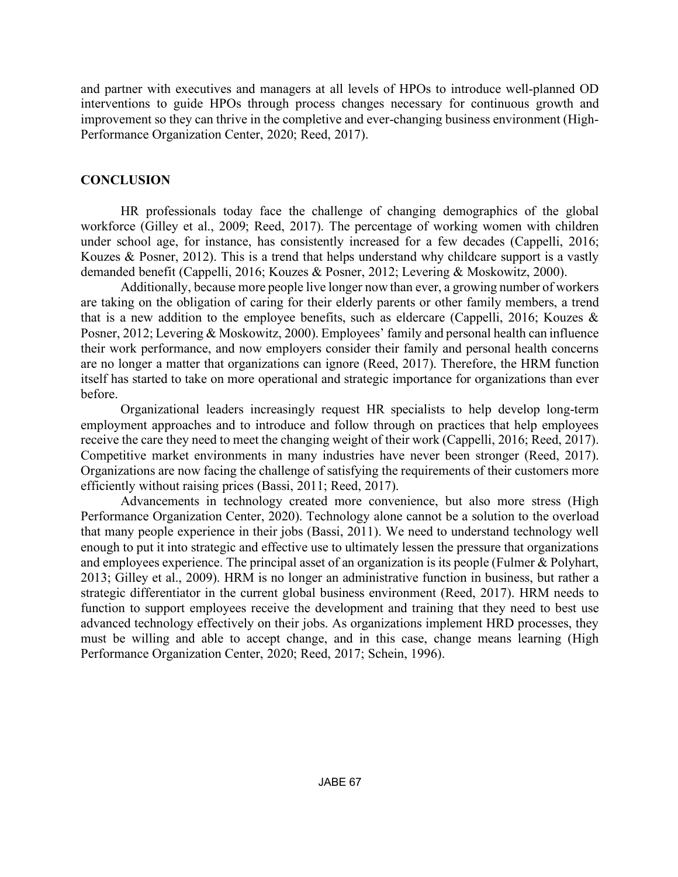and partner with executives and managers at all levels of HPOs to introduce well-planned OD interventions to guide HPOs through process changes necessary for continuous growth and improvement so they can thrive in the completive and ever-changing business environment (High-Performance Organization Center, 2020; Reed, 2017).

## CONCLUSION

HR professionals today face the challenge of changing demographics of the global workforce (Gilley et al., 2009; Reed, 2017). The percentage of working women with children under school age, for instance, has consistently increased for a few decades (Cappelli, 2016; Kouzes & Posner, 2012). This is a trend that helps understand why childcare support is a vastly demanded benefit (Cappelli, 2016; Kouzes & Posner, 2012; Levering & Moskowitz, 2000).

Additionally, because more people live longer now than ever, a growing number of workers are taking on the obligation of caring for their elderly parents or other family members, a trend that is a new addition to the employee benefits, such as eldercare (Cappelli, 2016; Kouzes & Posner, 2012; Levering & Moskowitz, 2000). Employees' family and personal health can influence their work performance, and now employers consider their family and personal health concerns are no longer a matter that organizations can ignore (Reed, 2017). Therefore, the HRM function itself has started to take on more operational and strategic importance for organizations than ever before.

Organizational leaders increasingly request HR specialists to help develop long-term employment approaches and to introduce and follow through on practices that help employees receive the care they need to meet the changing weight of their work (Cappelli, 2016; Reed, 2017). Competitive market environments in many industries have never been stronger (Reed, 2017). Organizations are now facing the challenge of satisfying the requirements of their customers more efficiently without raising prices (Bassi, 2011; Reed, 2017).

Advancements in technology created more convenience, but also more stress (High Performance Organization Center, 2020). Technology alone cannot be a solution to the overload that many people experience in their jobs (Bassi, 2011). We need to understand technology well enough to put it into strategic and effective use to ultimately lessen the pressure that organizations and employees experience. The principal asset of an organization is its people (Fulmer & Polyhart, 2013; Gilley et al., 2009). HRM is no longer an administrative function in business, but rather a strategic differentiator in the current global business environment (Reed, 2017). HRM needs to function to support employees receive the development and training that they need to best use advanced technology effectively on their jobs. As organizations implement HRD processes, they must be willing and able to accept change, and in this case, change means learning (High Performance Organization Center, 2020; Reed, 2017; Schein, 1996).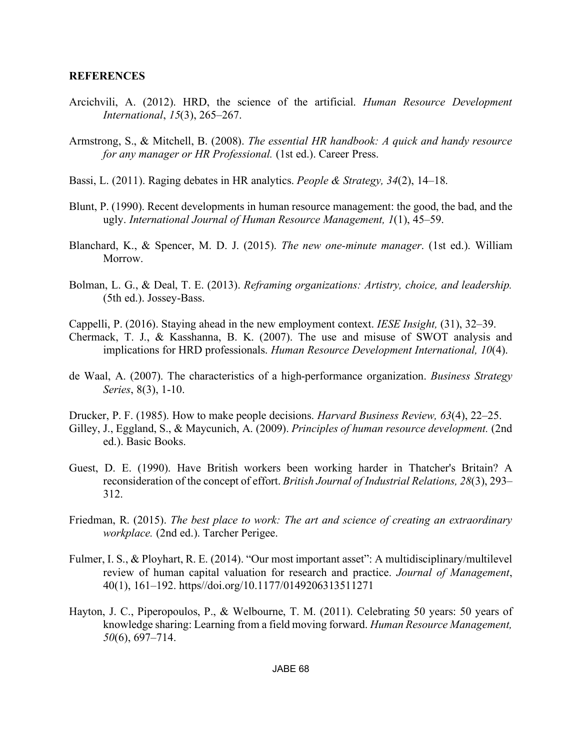**REFERENCES**

Arcichvili, A. (2012). HRD, the science of the artificial. *Human Resource Development International*, *15*(3), 265–267.

Armstrong, S., & Mitchell, B. (2008). *The essential HR handbook: A quick and handy resource for any manager or HR Professional.* (1st ed.). Career Press.

Bassi, L. (2011). Raging debates in HR analytics. *People & Strategy, 34*(2), 14–18.

Blunt, P. (1990). Recent developments in human resource management: the good, the bad, and the ugly. *International Journal of Human Resource Management, 1*(1), 45–59.

Blanchard, K., & Spencer, M. D. J. (2015). *The new one-minute manager*. (1st ed.). William Morrow.

Bolman, L. G., & Deal, T. E. (2013). *Reframing organizations: Artistry, choice, and leadership.* (5th ed.). Jossey-Bass.

Cappelli, P. (2016). Staying ahead in the new employment context. *IESE Insight,* (31), 32–39.

Chermack, T. J., & Kasshanna, B. K. (2007). The use and misuse of SWOT analysis and implications for HRD professionals. *Human Resource Development International, 10*(4).

de Waal, A. (2007). The characteristics of a high-performance organization. *Business Strategy Series*, 8(3), 1-10.

Drucker, P. F. (1985). How to make people decisions. *Harvard Business Review, 63*(4), 22–25.

Gilley, J., Eggland, S., & Maycunich, A. (2009). *Principles of human resource development.* (2nd ed.). Basic Books.

Guest, D. E. (1990). Have British workers been working harder in Thatcher's Britain? A reconsideration of the concept of effort. *British Journal of Industrial Relations, 28*(3), 293–312.

Friedman, R. (2015). *The best place to work: The art and science of creating an extraordinary workplace.* (2nd ed.). Tarcher Perigee.

Fulmer, I. S., & Ployhart, R. E. (2014). "Our most important asset": A multidisciplinary/multilevel review of human capital valuation for research and practice. *Journal of Management*, 40(1), 161–192. https//doi.org/10.1177/0149206313511271

Hayton, J. C., Piperopoulos, P., & Welbourne, T. M. (2011). Celebrating 50 years: 50 years of knowledge sharing: Learning from a field moving forward. *Human Resource Management, 50*(6), 697–714.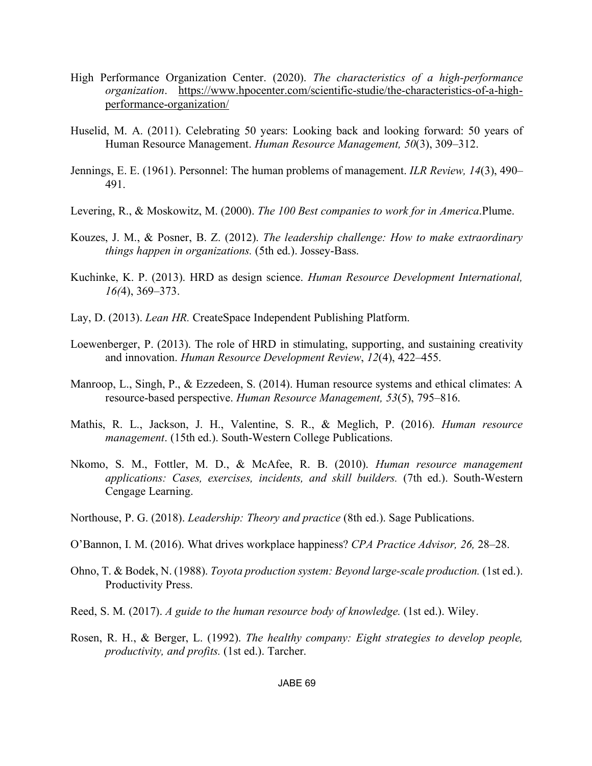High Performance Organization Center. (2020). *The characteristics of a high-performance organization*. https://www.hpocenter.com/scientific-studie/the-characteristics-of-a-high-performance-organization/

Huselid, M. A. (2011). Celebrating 50 years: Looking back and looking forward: 50 years of Human Resource Management. *Human Resource Management, 50*(3), 309–312.

Jennings, E. E. (1961). Personnel: The human problems of management. *ILR Review, 14*(3), 490–491.

Levering, R., & Moskowitz, M. (2000). *The 100 Best companies to work for in America*.Plume.

Kouzes, J. M., & Posner, B. Z. (2012). *The leadership challenge: How to make extraordinary things happen in organizations.* (5th ed.). Jossey-Bass.

Kuchinke, K. P. (2013). HRD as design science. *Human Resource Development International, 16(*4), 369–373.

Lay, D. (2013). *Lean HR.* CreateSpace Independent Publishing Platform.

Loewenberger, P. (2013). The role of HRD in stimulating, supporting, and sustaining creativity and innovation. *Human Resource Development Review*, *12*(4), 422–455.

Manroop, L., Singh, P., & Ezzedeen, S. (2014). Human resource systems and ethical climates: A resource-based perspective. *Human Resource Management, 53*(5), 795–816.

Mathis, R. L., Jackson, J. H., Valentine, S. R., & Meglich, P. (2016). *Human resource management*. (15th ed.). South-Western College Publications.

Nkomo, S. M., Fottler, M. D., & McAfee, R. B. (2010). *Human resource management applications: Cases, exercises, incidents, and skill builders.* (7th ed.). South-Western Cengage Learning.

Northouse, P. G. (2018). *Leadership: Theory and practice* (8th ed.). Sage Publications.

O'Bannon, I. M. (2016). What drives workplace happiness? *CPA Practice Advisor, 26,* 28–28.

Ohno, T. & Bodek, N. (1988). *Toyota production system: Beyond large-scale production.* (1st ed.). Productivity Press.

Reed, S. M. (2017). *A guide to the human resource body of knowledge.* (1st ed.). Wiley.

Rosen, R. H., & Berger, L. (1992). *The healthy company: Eight strategies to develop people, productivity, and profits.* (1st ed.). Tarcher.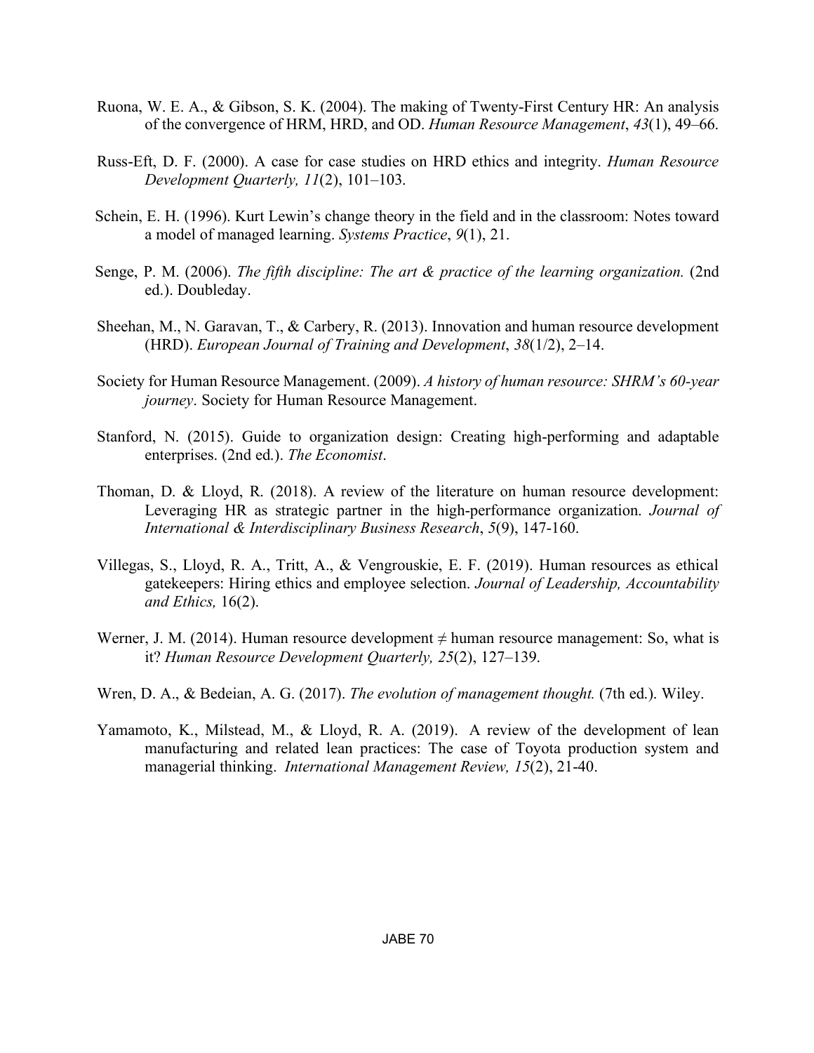Ruona, W. E. A., & Gibson, S. K. (2004). The making of Twenty-First Century HR: An analysis of the convergence of HRM, HRD, and OD. *Human Resource Management*, *43*(1), 49–66.

Russ-Eft, D. F. (2000). A case for case studies on HRD ethics and integrity. *Human Resource Development Quarterly, 11*(2), 101–103.

Schein, E. H. (1996). Kurt Lewin's change theory in the field and in the classroom: Notes toward a model of managed learning. *Systems Practice*, *9*(1), 21.

Senge, P. M. (2006). *The fifth discipline: The art & practice of the learning organization.* (2nd ed.). Doubleday.

Sheehan, M., N. Garavan, T., & Carbery, R. (2013). Innovation and human resource development (HRD). *European Journal of Training and Development*, *38*(1/2), 2–14.

Society for Human Resource Management. (2009). *A history of human resource: SHRM's 60-year journey*. Society for Human Resource Management.

Stanford, N. (2015). Guide to organization design: Creating high-performing and adaptable enterprises. (2nd ed.). *The Economist*.

Thoman, D. & Lloyd, R. (2018). A review of the literature on human resource development: Leveraging HR as strategic partner in the high-performance organization. *Journal of International & Interdisciplinary Business Research*, *5*(9), 147-160.

Villegas, S., Lloyd, R. A., Tritt, A., & Vengrouskie, E. F. (2019). Human resources as ethical gatekeepers: Hiring ethics and employee selection. *Journal of Leadership, Accountability and Ethics,* 16(2).

Werner, J. M. (2014). Human resource development ≠ human resource management: So, what is it? *Human Resource Development Quarterly, 25*(2), 127–139.

Wren, D. A., & Bedeian, A. G. (2017). *The evolution of management thought.* (7th ed.). Wiley.

Yamamoto, K., Milstead, M., & Lloyd, R. A. (2019). A review of the development of lean manufacturing and related lean practices: The case of Toyota production system and managerial thinking. *International Management Review, 15*(2), 21-40.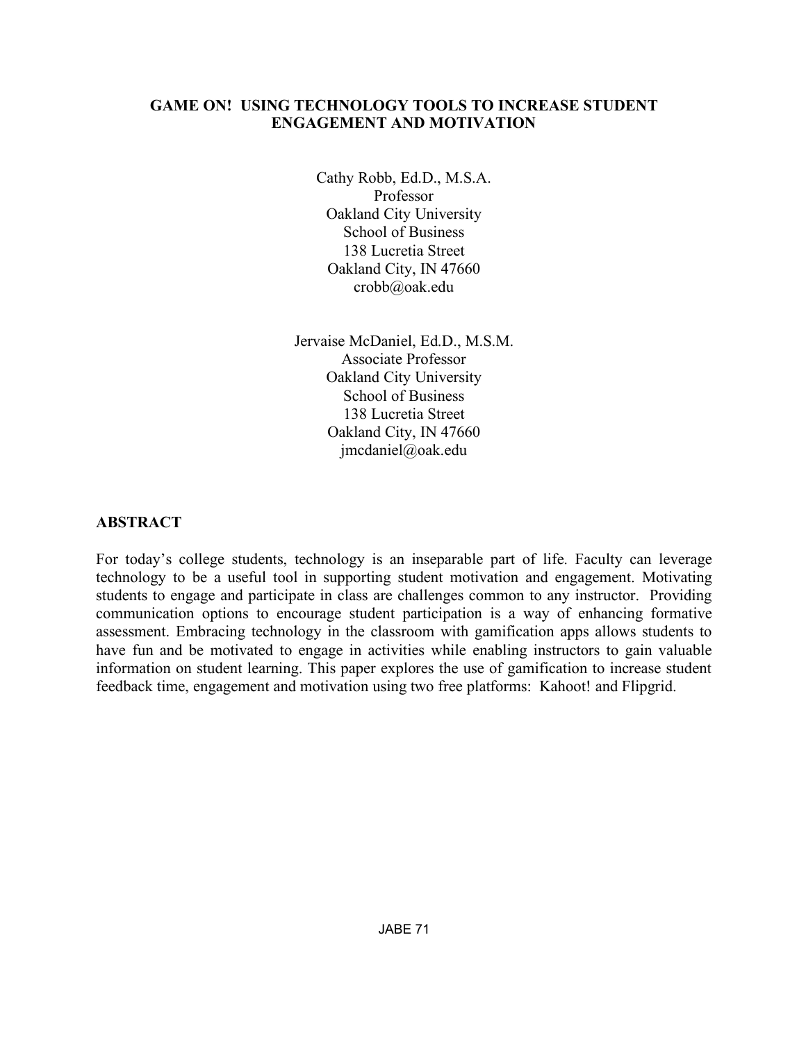# GAME ON! USING TECHNOLOGY TOOLS TO INCREASE STUDENT ENGAGEMENT AND MOTIVATION

Cathy Robb, Ed.D., M.S.A.
Professor
Oakland City University
School of Business
138 Lucretia Street
Oakland City, IN 47660
crobb@oak.edu

Jervaise McDaniel, Ed.D., M.S.M.
Associate Professor
Oakland City University
School of Business
138 Lucretia Street
Oakland City, IN 47660
jmcdaniel@oak.edu

## ABSTRACT

For today's college students, technology is an inseparable part of life. Faculty can leverage technology to be a useful tool in supporting student motivation and engagement. Motivating students to engage and participate in class are challenges common to any instructor. Providing communication options to encourage student participation is a way of enhancing formative assessment. Embracing technology in the classroom with gamification apps allows students to have fun and be motivated to engage in activities while enabling instructors to gain valuable information on student learning. This paper explores the use of gamification to increase student feedback time, engagement and motivation using two free platforms: Kahoot! and Flipgrid.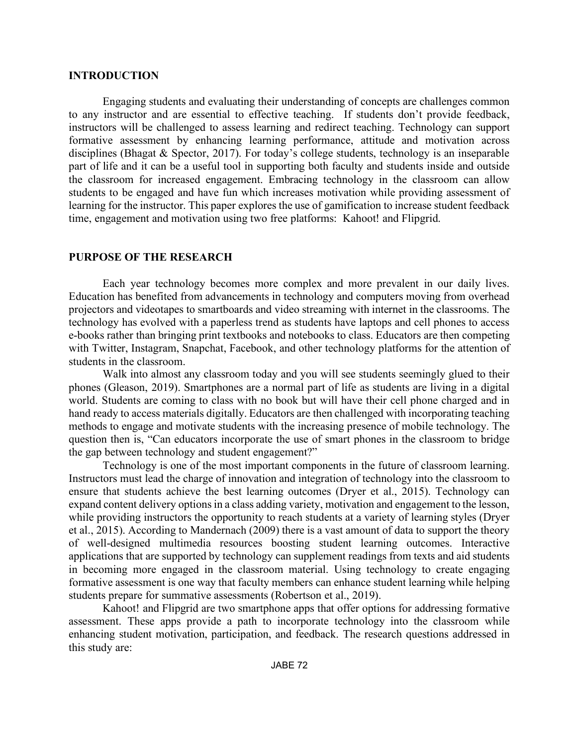## INTRODUCTION

Engaging students and evaluating their understanding of concepts are challenges common to any instructor and are essential to effective teaching. If students don't provide feedback, instructors will be challenged to assess learning and redirect teaching. Technology can support formative assessment by enhancing learning performance, attitude and motivation across disciplines (Bhagat & Spector, 2017). For today's college students, technology is an inseparable part of life and it can be a useful tool in supporting both faculty and students inside and outside the classroom for increased engagement. Embracing technology in the classroom can allow students to be engaged and have fun which increases motivation while providing assessment of learning for the instructor. This paper explores the use of gamification to increase student feedback time, engagement and motivation using two free platforms: Kahoot! and Flipgrid.

## PURPOSE OF THE RESEARCH

Each year technology becomes more complex and more prevalent in our daily lives. Education has benefited from advancements in technology and computers moving from overhead projectors and videotapes to smartboards and video streaming with internet in the classrooms. The technology has evolved with a paperless trend as students have laptops and cell phones to access e-books rather than bringing print textbooks and notebooks to class. Educators are then competing with Twitter, Instagram, Snapchat, Facebook, and other technology platforms for the attention of students in the classroom.

Walk into almost any classroom today and you will see students seemingly glued to their phones (Gleason, 2019). Smartphones are a normal part of life as students are living in a digital world. Students are coming to class with no book but will have their cell phone charged and in hand ready to access materials digitally. Educators are then challenged with incorporating teaching methods to engage and motivate students with the increasing presence of mobile technology. The question then is, "Can educators incorporate the use of smart phones in the classroom to bridge the gap between technology and student engagement?"

Technology is one of the most important components in the future of classroom learning. Instructors must lead the charge of innovation and integration of technology into the classroom to ensure that students achieve the best learning outcomes (Dryer et al., 2015). Technology can expand content delivery options in a class adding variety, motivation and engagement to the lesson, while providing instructors the opportunity to reach students at a variety of learning styles (Dryer et al., 2015). According to Mandernach (2009) there is a vast amount of data to support the theory of well-designed multimedia resources boosting student learning outcomes. Interactive applications that are supported by technology can supplement readings from texts and aid students in becoming more engaged in the classroom material. Using technology to create engaging formative assessment is one way that faculty members can enhance student learning while helping students prepare for summative assessments (Robertson et al., 2019).

Kahoot! and Flipgrid are two smartphone apps that offer options for addressing formative assessment. These apps provide a path to incorporate technology into the classroom while enhancing student motivation, participation, and feedback. The research questions addressed in this study are: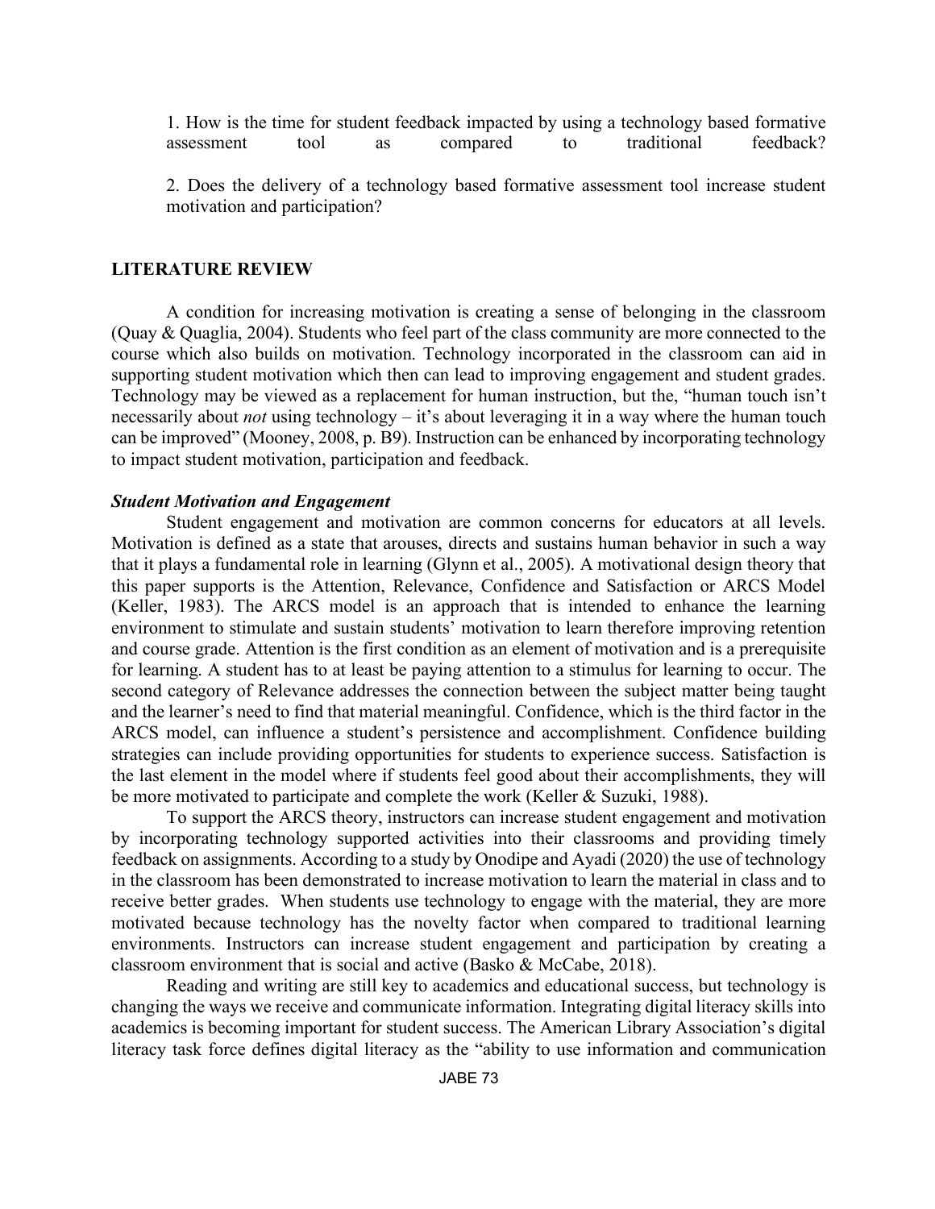1. How is the time for student feedback impacted by using a technology based formative assessment tool as compared to traditional feedback?

2. Does the delivery of a technology based formative assessment tool increase student motivation and participation?

## LITERATURE REVIEW

A condition for increasing motivation is creating a sense of belonging in the classroom (Quay & Quaglia, 2004). Students who feel part of the class community are more connected to the course which also builds on motivation. Technology incorporated in the classroom can aid in supporting student motivation which then can lead to improving engagement and student grades. Technology may be viewed as a replacement for human instruction, but the, "human touch isn't necessarily about *not* using technology – it's about leveraging it in a way where the human touch can be improved" (Mooney, 2008, p. B9). Instruction can be enhanced by incorporating technology to impact student motivation, participation and feedback.

### *Student Motivation and Engagement*

Student engagement and motivation are common concerns for educators at all levels. Motivation is defined as a state that arouses, directs and sustains human behavior in such a way that it plays a fundamental role in learning (Glynn et al., 2005). A motivational design theory that this paper supports is the Attention, Relevance, Confidence and Satisfaction or ARCS Model (Keller, 1983). The ARCS model is an approach that is intended to enhance the learning environment to stimulate and sustain students' motivation to learn therefore improving retention and course grade. Attention is the first condition as an element of motivation and is a prerequisite for learning. A student has to at least be paying attention to a stimulus for learning to occur. The second category of Relevance addresses the connection between the subject matter being taught and the learner's need to find that material meaningful. Confidence, which is the third factor in the ARCS model, can influence a student's persistence and accomplishment. Confidence building strategies can include providing opportunities for students to experience success. Satisfaction is the last element in the model where if students feel good about their accomplishments, they will be more motivated to participate and complete the work (Keller & Suzuki, 1988).

To support the ARCS theory, instructors can increase student engagement and motivation by incorporating technology supported activities into their classrooms and providing timely feedback on assignments. According to a study by Onodipe and Ayadi (2020) the use of technology in the classroom has been demonstrated to increase motivation to learn the material in class and to receive better grades. When students use technology to engage with the material, they are more motivated because technology has the novelty factor when compared to traditional learning environments. Instructors can increase student engagement and participation by creating a classroom environment that is social and active (Basko & McCabe, 2018).

Reading and writing are still key to academics and educational success, but technology is changing the ways we receive and communicate information. Integrating digital literacy skills into academics is becoming important for student success. The American Library Association's digital literacy task force defines digital literacy as the "ability to use information and communication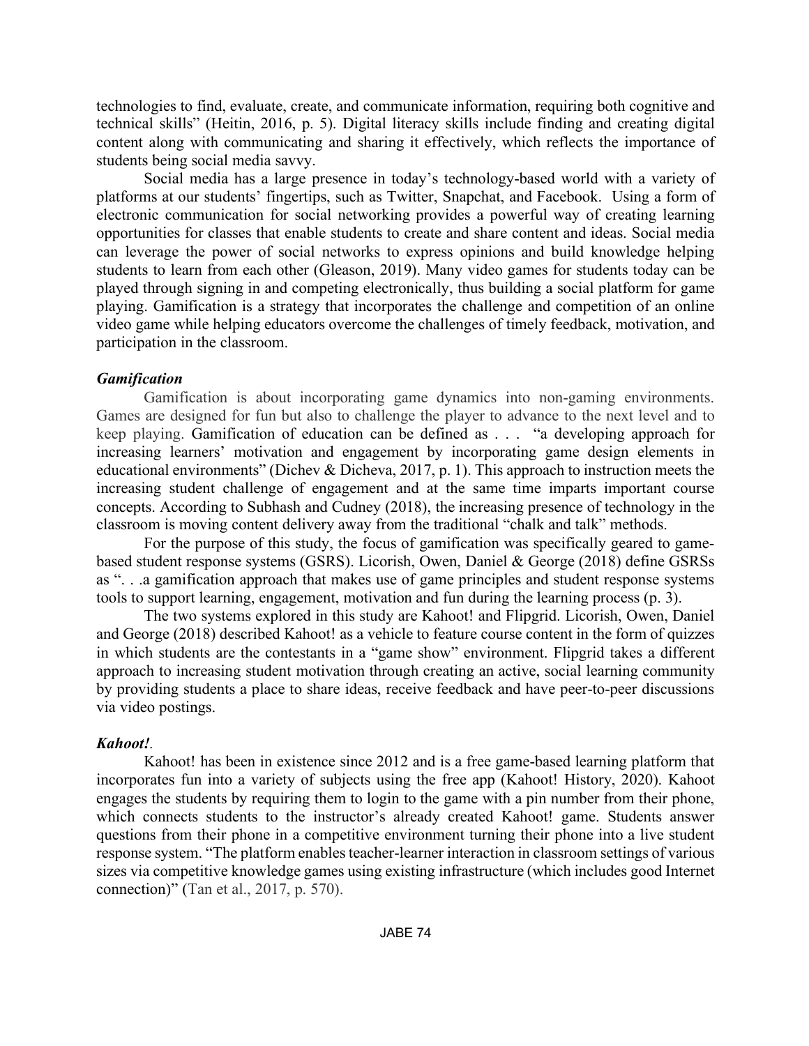technologies to find, evaluate, create, and communicate information, requiring both cognitive and technical skills" (Heitin, 2016, p. 5). Digital literacy skills include finding and creating digital content along with communicating and sharing it effectively, which reflects the importance of students being social media savvy.

Social media has a large presence in today's technology-based world with a variety of platforms at our students' fingertips, such as Twitter, Snapchat, and Facebook. Using a form of electronic communication for social networking provides a powerful way of creating learning opportunities for classes that enable students to create and share content and ideas. Social media can leverage the power of social networks to express opinions and build knowledge helping students to learn from each other (Gleason, 2019). Many video games for students today can be played through signing in and competing electronically, thus building a social platform for game playing. Gamification is a strategy that incorporates the challenge and competition of an online video game while helping educators overcome the challenges of timely feedback, motivation, and participation in the classroom.

### *Gamification*

Gamification is about incorporating game dynamics into non-gaming environments. Games are designed for fun but also to challenge the player to advance to the next level and to keep playing. Gamification of education can be defined as . . . "a developing approach for increasing learners' motivation and engagement by incorporating game design elements in educational environments" (Dichev & Dicheva, 2017, p. 1). This approach to instruction meets the increasing student challenge of engagement and at the same time imparts important course concepts. According to Subhash and Cudney (2018), the increasing presence of technology in the classroom is moving content delivery away from the traditional "chalk and talk" methods.

For the purpose of this study, the focus of gamification was specifically geared to game-based student response systems (GSRS). Licorish, Owen, Daniel & George (2018) define GSRSs as ". . .a gamification approach that makes use of game principles and student response systems tools to support learning, engagement, motivation and fun during the learning process (p. 3).

The two systems explored in this study are Kahoot! and Flipgrid. Licorish, Owen, Daniel and George (2018) described Kahoot! as a vehicle to feature course content in the form of quizzes in which students are the contestants in a "game show" environment. Flipgrid takes a different approach to increasing student motivation through creating an active, social learning community by providing students a place to share ideas, receive feedback and have peer-to-peer discussions via video postings.

#### *Kahoot!*.

Kahoot! has been in existence since 2012 and is a free game-based learning platform that incorporates fun into a variety of subjects using the free app (Kahoot! History, 2020). Kahoot engages the students by requiring them to login to the game with a pin number from their phone, which connects students to the instructor's already created Kahoot! game. Students answer questions from their phone in a competitive environment turning their phone into a live student response system. "The platform enables teacher-learner interaction in classroom settings of various sizes via competitive knowledge games using existing infrastructure (which includes good Internet connection)" (Tan et al., 2017, p. 570).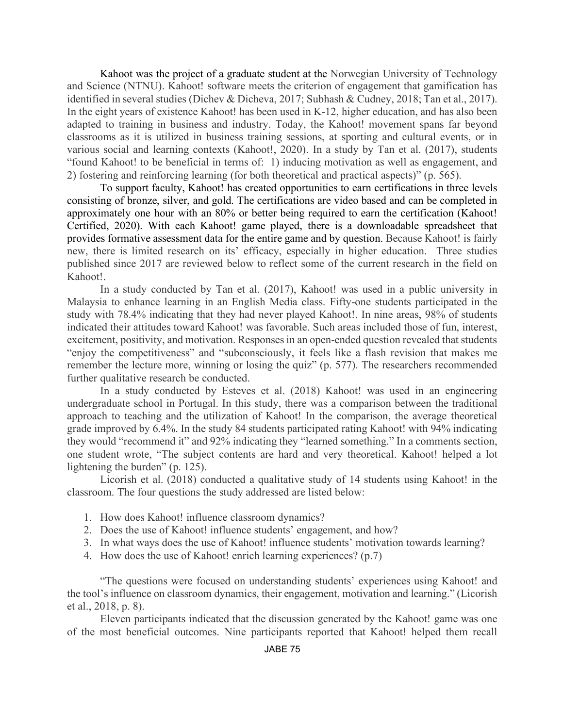Kahoot was the project of a graduate student at the Norwegian University of Technology and Science (NTNU). Kahoot! software meets the criterion of engagement that gamification has identified in several studies (Dichev & Dicheva, 2017; Subhash & Cudney, 2018; Tan et al., 2017). In the eight years of existence Kahoot! has been used in K-12, higher education, and has also been adapted to training in business and industry. Today, the Kahoot! movement spans far beyond classrooms as it is utilized in business training sessions, at sporting and cultural events, or in various social and learning contexts (Kahoot!, 2020). In a study by Tan et al. (2017), students "found Kahoot! to be beneficial in terms of: 1) inducing motivation as well as engagement, and 2) fostering and reinforcing learning (for both theoretical and practical aspects)" (p. 565).

To support faculty, Kahoot! has created opportunities to earn certifications in three levels consisting of bronze, silver, and gold. The certifications are video based and can be completed in approximately one hour with an 80% or better being required to earn the certification (Kahoot! Certified, 2020). With each Kahoot! game played, there is a downloadable spreadsheet that provides formative assessment data for the entire game and by question. Because Kahoot! is fairly new, there is limited research on its' efficacy, especially in higher education. Three studies published since 2017 are reviewed below to reflect some of the current research in the field on Kahoot!.

In a study conducted by Tan et al. (2017), Kahoot! was used in a public university in Malaysia to enhance learning in an English Media class. Fifty-one students participated in the study with 78.4% indicating that they had never played Kahoot!. In nine areas, 98% of students indicated their attitudes toward Kahoot! was favorable. Such areas included those of fun, interest, excitement, positivity, and motivation. Responses in an open-ended question revealed that students "enjoy the competitiveness" and "subconsciously, it feels like a flash revision that makes me remember the lecture more, winning or losing the quiz" (p. 577). The researchers recommended further qualitative research be conducted.

In a study conducted by Esteves et al. (2018) Kahoot! was used in an engineering undergraduate school in Portugal. In this study, there was a comparison between the traditional approach to teaching and the utilization of Kahoot! In the comparison, the average theoretical grade improved by 6.4%. In the study 84 students participated rating Kahoot! with 94% indicating they would "recommend it" and 92% indicating they "learned something." In a comments section, one student wrote, "The subject contents are hard and very theoretical. Kahoot! helped a lot lightening the burden" (p. 125).

Licorish et al. (2018) conducted a qualitative study of 14 students using Kahoot! in the classroom. The four questions the study addressed are listed below:

1. How does Kahoot! influence classroom dynamics?
2. Does the use of Kahoot! influence students' engagement, and how?
3. In what ways does the use of Kahoot! influence students' motivation towards learning?
4. How does the use of Kahoot! enrich learning experiences? (p.7)

"The questions were focused on understanding students' experiences using Kahoot! and the tool's influence on classroom dynamics, their engagement, motivation and learning." (Licorish et al., 2018, p. 8).

Eleven participants indicated that the discussion generated by the Kahoot! game was one of the most beneficial outcomes. Nine participants reported that Kahoot! helped them recall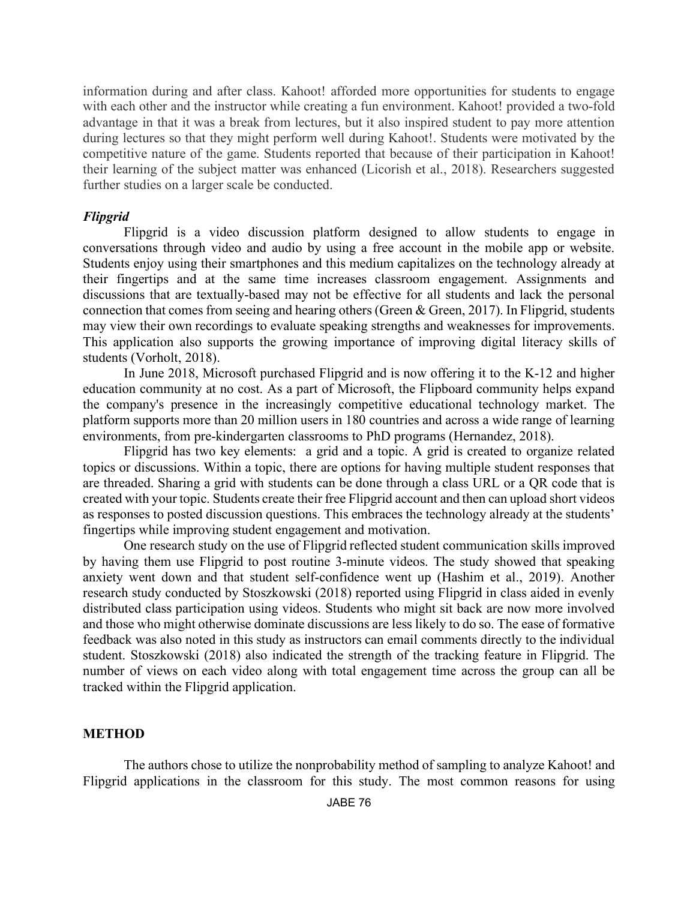information during and after class. Kahoot! afforded more opportunities for students to engage with each other and the instructor while creating a fun environment. Kahoot! provided a two-fold advantage in that it was a break from lectures, but it also inspired student to pay more attention during lectures so that they might perform well during Kahoot!. Students were motivated by the competitive nature of the game. Students reported that because of their participation in Kahoot! their learning of the subject matter was enhanced (Licorish et al., 2018). Researchers suggested further studies on a larger scale be conducted.

### *Flipgrid*

Flipgrid is a video discussion platform designed to allow students to engage in conversations through video and audio by using a free account in the mobile app or website. Students enjoy using their smartphones and this medium capitalizes on the technology already at their fingertips and at the same time increases classroom engagement. Assignments and discussions that are textually-based may not be effective for all students and lack the personal connection that comes from seeing and hearing others (Green & Green, 2017). In Flipgrid, students may view their own recordings to evaluate speaking strengths and weaknesses for improvements. This application also supports the growing importance of improving digital literacy skills of students (Vorholt, 2018).

In June 2018, Microsoft purchased Flipgrid and is now offering it to the K-12 and higher education community at no cost. As a part of Microsoft, the Flipboard community helps expand the company's presence in the increasingly competitive educational technology market. The platform supports more than 20 million users in 180 countries and across a wide range of learning environments, from pre-kindergarten classrooms to PhD programs (Hernandez, 2018).

Flipgrid has two key elements: a grid and a topic. A grid is created to organize related topics or discussions. Within a topic, there are options for having multiple student responses that are threaded. Sharing a grid with students can be done through a class URL or a QR code that is created with your topic. Students create their free Flipgrid account and then can upload short videos as responses to posted discussion questions. This embraces the technology already at the students' fingertips while improving student engagement and motivation.

One research study on the use of Flipgrid reflected student communication skills improved by having them use Flipgrid to post routine 3-minute videos. The study showed that speaking anxiety went down and that student self-confidence went up (Hashim et al., 2019). Another research study conducted by Stoszkowski (2018) reported using Flipgrid in class aided in evenly distributed class participation using videos. Students who might sit back are now more involved and those who might otherwise dominate discussions are less likely to do so. The ease of formative feedback was also noted in this study as instructors can email comments directly to the individual student. Stoszkowski (2018) also indicated the strength of the tracking feature in Flipgrid. The number of views on each video along with total engagement time across the group can all be tracked within the Flipgrid application.

## METHOD

The authors chose to utilize the nonprobability method of sampling to analyze Kahoot! and Flipgrid applications in the classroom for this study. The most common reasons for using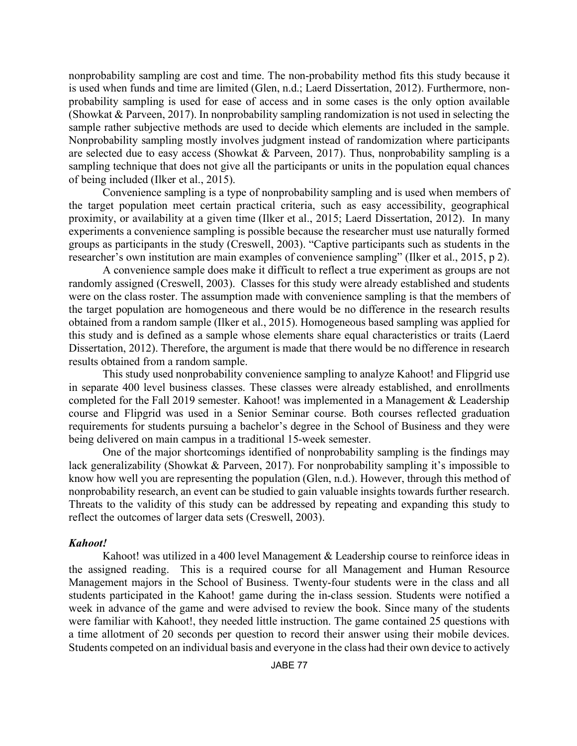nonprobability sampling are cost and time. The non-probability method fits this study because it is used when funds and time are limited (Glen, n.d.; Laerd Dissertation, 2012). Furthermore, non-probability sampling is used for ease of access and in some cases is the only option available (Showkat & Parveen, 2017). In nonprobability sampling randomization is not used in selecting the sample rather subjective methods are used to decide which elements are included in the sample. Nonprobability sampling mostly involves judgment instead of randomization where participants are selected due to easy access (Showkat & Parveen, 2017). Thus, nonprobability sampling is a sampling technique that does not give all the participants or units in the population equal chances of being included (Ilker et al., 2015).

Convenience sampling is a type of nonprobability sampling and is used when members of the target population meet certain practical criteria, such as easy accessibility, geographical proximity, or availability at a given time (Ilker et al., 2015; Laerd Dissertation, 2012). In many experiments a convenience sampling is possible because the researcher must use naturally formed groups as participants in the study (Creswell, 2003). "Captive participants such as students in the researcher's own institution are main examples of convenience sampling" (Ilker et al., 2015, p 2).

A convenience sample does make it difficult to reflect a true experiment as groups are not randomly assigned (Creswell, 2003). Classes for this study were already established and students were on the class roster. The assumption made with convenience sampling is that the members of the target population are homogeneous and there would be no difference in the research results obtained from a random sample (Ilker et al., 2015). Homogeneous based sampling was applied for this study and is defined as a sample whose elements share equal characteristics or traits (Laerd Dissertation, 2012). Therefore, the argument is made that there would be no difference in research results obtained from a random sample.

This study used nonprobability convenience sampling to analyze Kahoot! and Flipgrid use in separate 400 level business classes. These classes were already established, and enrollments completed for the Fall 2019 semester. Kahoot! was implemented in a Management & Leadership course and Flipgrid was used in a Senior Seminar course. Both courses reflected graduation requirements for students pursuing a bachelor's degree in the School of Business and they were being delivered on main campus in a traditional 15-week semester.

One of the major shortcomings identified of nonprobability sampling is the findings may lack generalizability (Showkat & Parveen, 2017). For nonprobability sampling it's impossible to know how well you are representing the population (Glen, n.d.). However, through this method of nonprobability research, an event can be studied to gain valuable insights towards further research. Threats to the validity of this study can be addressed by repeating and expanding this study to reflect the outcomes of larger data sets (Creswell, 2003).

### *Kahoot!*

Kahoot! was utilized in a 400 level Management & Leadership course to reinforce ideas in the assigned reading. This is a required course for all Management and Human Resource Management majors in the School of Business. Twenty-four students were in the class and all students participated in the Kahoot! game during the in-class session. Students were notified a week in advance of the game and were advised to review the book. Since many of the students were familiar with Kahoot!, they needed little instruction. The game contained 25 questions with a time allotment of 20 seconds per question to record their answer using their mobile devices. Students competed on an individual basis and everyone in the class had their own device to actively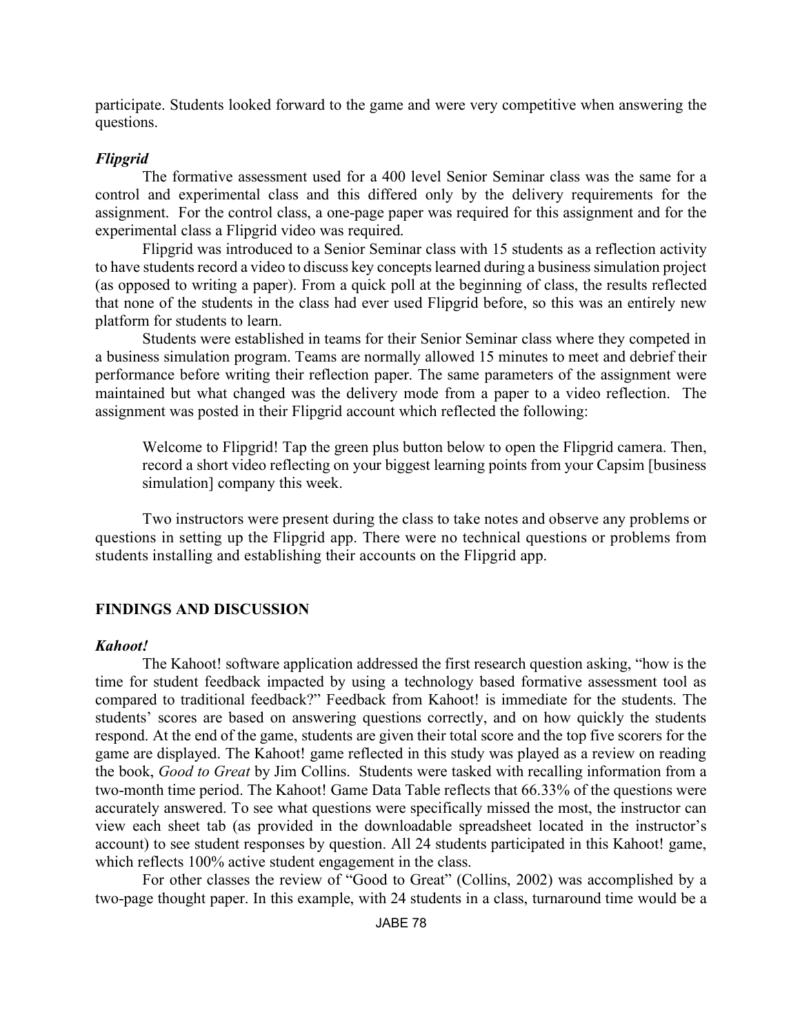participate. Students looked forward to the game and were very competitive when answering the questions.

### *Flipgrid*

The formative assessment used for a 400 level Senior Seminar class was the same for a control and experimental class and this differed only by the delivery requirements for the assignment. For the control class, a one-page paper was required for this assignment and for the experimental class a Flipgrid video was required.

Flipgrid was introduced to a Senior Seminar class with 15 students as a reflection activity to have students record a video to discuss key concepts learned during a business simulation project (as opposed to writing a paper). From a quick poll at the beginning of class, the results reflected that none of the students in the class had ever used Flipgrid before, so this was an entirely new platform for students to learn.

Students were established in teams for their Senior Seminar class where they competed in a business simulation program. Teams are normally allowed 15 minutes to meet and debrief their performance before writing their reflection paper. The same parameters of the assignment were maintained but what changed was the delivery mode from a paper to a video reflection. The assignment was posted in their Flipgrid account which reflected the following:

> Welcome to Flipgrid! Tap the green plus button below to open the Flipgrid camera. Then, record a short video reflecting on your biggest learning points from your Capsim [business simulation] company this week.

Two instructors were present during the class to take notes and observe any problems or questions in setting up the Flipgrid app. There were no technical questions or problems from students installing and establishing their accounts on the Flipgrid app.

## FINDINGS AND DISCUSSION

### *Kahoot!*

The Kahoot! software application addressed the first research question asking, "how is the time for student feedback impacted by using a technology based formative assessment tool as compared to traditional feedback?" Feedback from Kahoot! is immediate for the students. The students' scores are based on answering questions correctly, and on how quickly the students respond. At the end of the game, students are given their total score and the top five scorers for the game are displayed. The Kahoot! game reflected in this study was played as a review on reading the book, *Good to Great* by Jim Collins. Students were tasked with recalling information from a two-month time period. The Kahoot! Game Data Table reflects that 66.33% of the questions were accurately answered. To see what questions were specifically missed the most, the instructor can view each sheet tab (as provided in the downloadable spreadsheet located in the instructor's account) to see student responses by question. All 24 students participated in this Kahoot! game, which reflects 100% active student engagement in the class.

For other classes the review of "Good to Great" (Collins, 2002) was accomplished by a two-page thought paper. In this example, with 24 students in a class, turnaround time would be a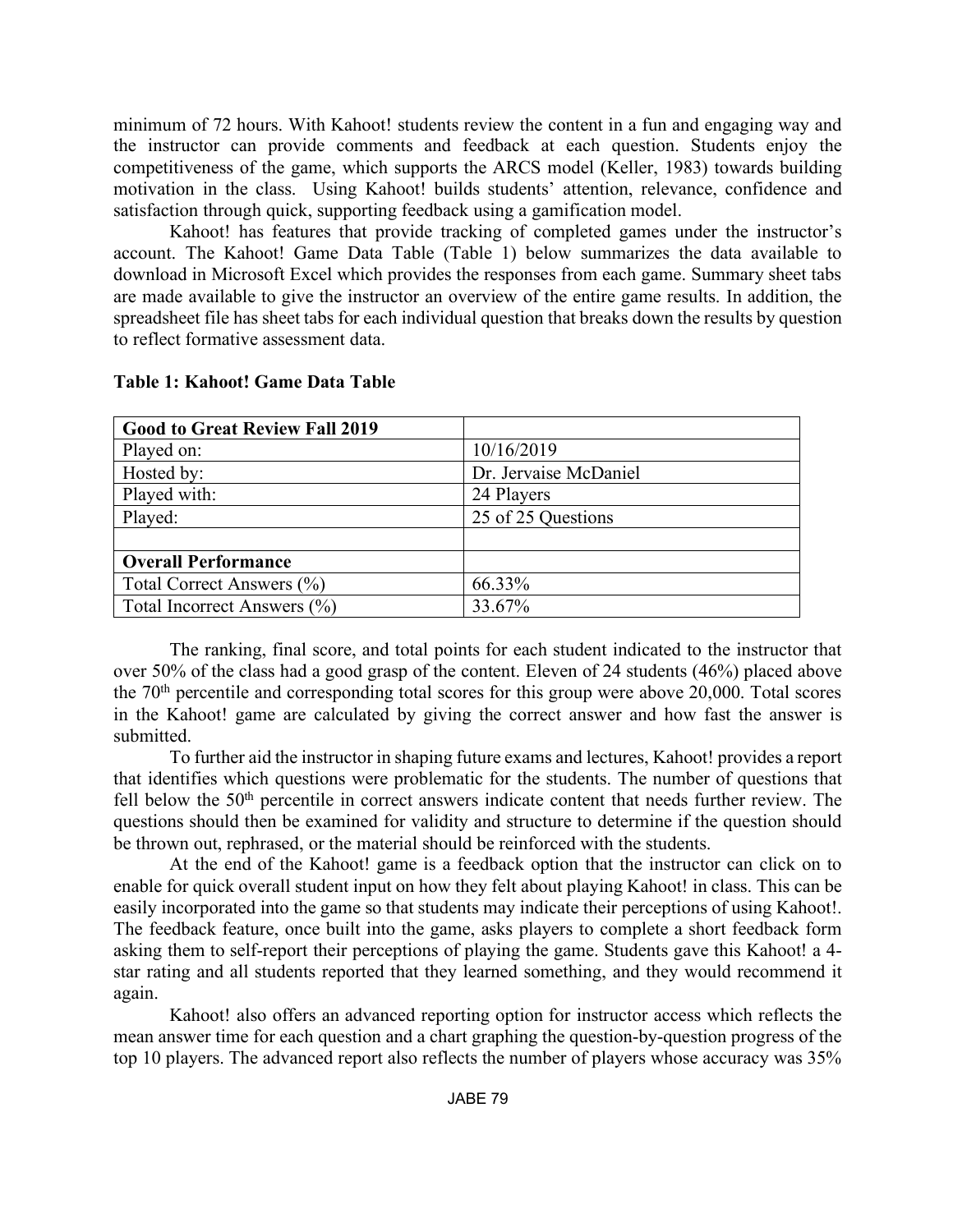minimum of 72 hours. With Kahoot! students review the content in a fun and engaging way and the instructor can provide comments and feedback at each question. Students enjoy the competitiveness of the game, which supports the ARCS model (Keller, 1983) towards building motivation in the class. Using Kahoot! builds students' attention, relevance, confidence and satisfaction through quick, supporting feedback using a gamification model.

Kahoot! has features that provide tracking of completed games under the instructor's account. The Kahoot! Game Data Table (Table 1) below summarizes the data available to download in Microsoft Excel which provides the responses from each game. Summary sheet tabs are made available to give the instructor an overview of the entire game results. In addition, the spreadsheet file has sheet tabs for each individual question that breaks down the results by question to reflect formative assessment data.

**Table 1: Kahoot! Game Data Table**

| **Good to Great Review Fall 2019** | |
|---|---|
| Played on: | 10/16/2019 |
| Hosted by: | Dr. Jervaise McDaniel |
| Played with: | 24 Players |
| Played: | 25 of 25 Questions |
| | |
| **Overall Performance** | |
| Total Correct Answers (%) | 66.33% |
| Total Incorrect Answers (%) | 33.67% |

The ranking, final score, and total points for each student indicated to the instructor that over 50% of the class had a good grasp of the content. Eleven of 24 students (46%) placed above the 70th percentile and corresponding total scores for this group were above 20,000. Total scores in the Kahoot! game are calculated by giving the correct answer and how fast the answer is submitted.

To further aid the instructor in shaping future exams and lectures, Kahoot! provides a report that identifies which questions were problematic for the students. The number of questions that fell below the 50th percentile in correct answers indicate content that needs further review. The questions should then be examined for validity and structure to determine if the question should be thrown out, rephrased, or the material should be reinforced with the students.

At the end of the Kahoot! game is a feedback option that the instructor can click on to enable for quick overall student input on how they felt about playing Kahoot! in class. This can be easily incorporated into the game so that students may indicate their perceptions of using Kahoot!. The feedback feature, once built into the game, asks players to complete a short feedback form asking them to self-report their perceptions of playing the game. Students gave this Kahoot! a 4-star rating and all students reported that they learned something, and they would recommend it again.

Kahoot! also offers an advanced reporting option for instructor access which reflects the mean answer time for each question and a chart graphing the question-by-question progress of the top 10 players. The advanced report also reflects the number of players whose accuracy was 35%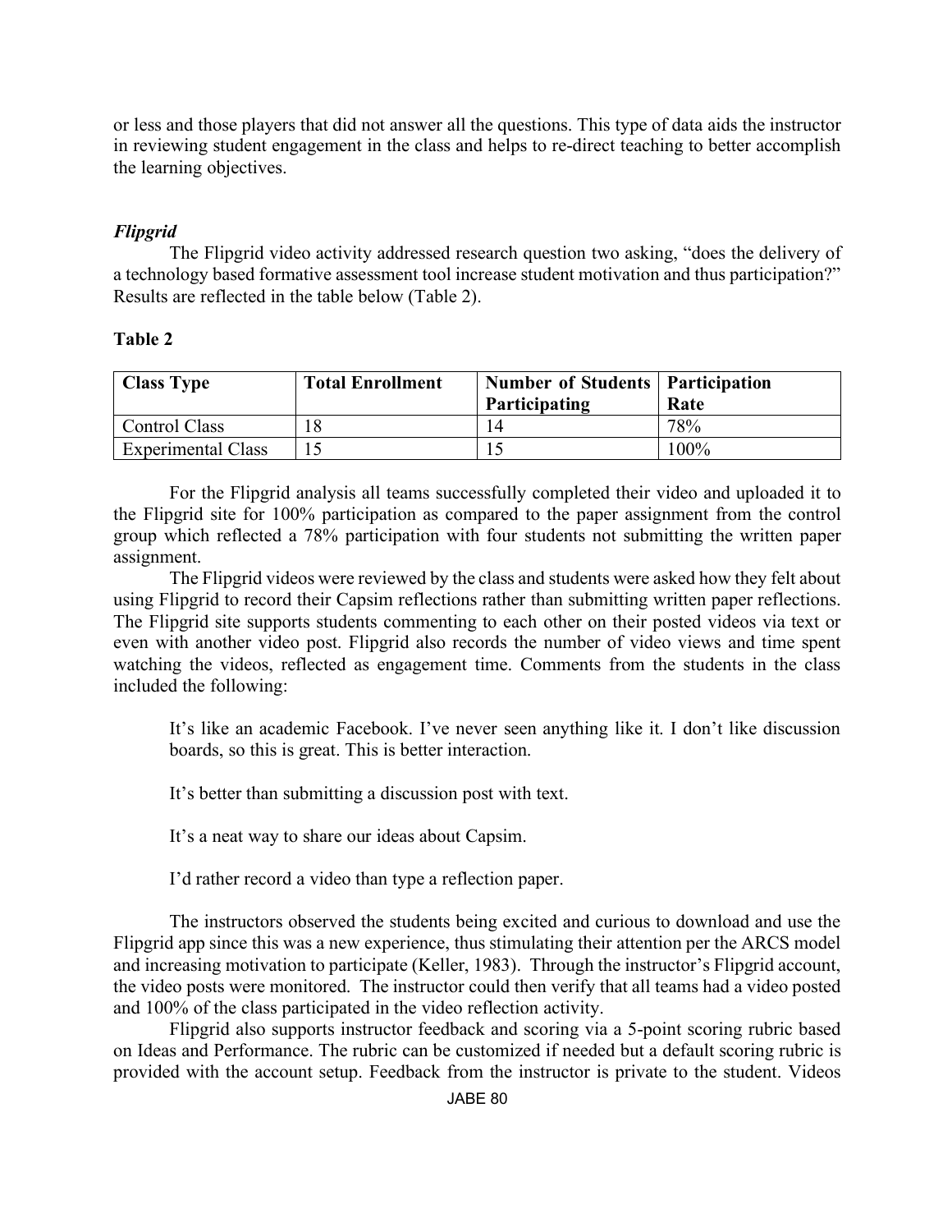or less and those players that did not answer all the questions. This type of data aids the instructor in reviewing student engagement in the class and helps to re-direct teaching to better accomplish the learning objectives.

### *Flipgrid*

The Flipgrid video activity addressed research question two asking, "does the delivery of a technology based formative assessment tool increase student motivation and thus participation?" Results are reflected in the table below (Table 2).

**Table 2**

| Class Type | Total Enrollment | Number of Students Participating | Participation Rate |
|---|---|---|---|
| Control Class | 18 | 14 | 78% |
| Experimental Class | 15 | 15 | 100% |

For the Flipgrid analysis all teams successfully completed their video and uploaded it to the Flipgrid site for 100% participation as compared to the paper assignment from the control group which reflected a 78% participation with four students not submitting the written paper assignment.

The Flipgrid videos were reviewed by the class and students were asked how they felt about using Flipgrid to record their Capsim reflections rather than submitting written paper reflections. The Flipgrid site supports students commenting to each other on their posted videos via text or even with another video post. Flipgrid also records the number of video views and time spent watching the videos, reflected as engagement time. Comments from the students in the class included the following:

> It's like an academic Facebook. I've never seen anything like it. I don't like discussion boards, so this is great. This is better interaction.
>
> It's better than submitting a discussion post with text.
>
> It's a neat way to share our ideas about Capsim.
>
> I'd rather record a video than type a reflection paper.

The instructors observed the students being excited and curious to download and use the Flipgrid app since this was a new experience, thus stimulating their attention per the ARCS model and increasing motivation to participate (Keller, 1983). Through the instructor's Flipgrid account, the video posts were monitored. The instructor could then verify that all teams had a video posted and 100% of the class participated in the video reflection activity.

Flipgrid also supports instructor feedback and scoring via a 5-point scoring rubric based on Ideas and Performance. The rubric can be customized if needed but a default scoring rubric is provided with the account setup. Feedback from the instructor is private to the student. Videos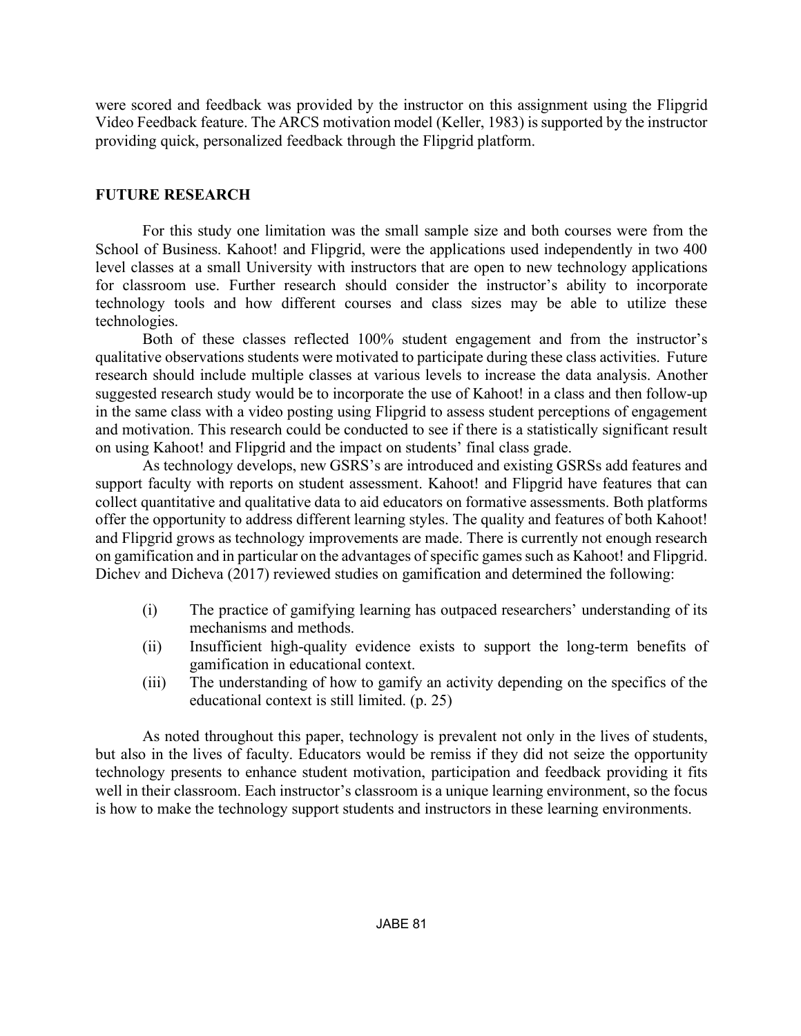were scored and feedback was provided by the instructor on this assignment using the Flipgrid Video Feedback feature. The ARCS motivation model (Keller, 1983) is supported by the instructor providing quick, personalized feedback through the Flipgrid platform.

## FUTURE RESEARCH

For this study one limitation was the small sample size and both courses were from the School of Business. Kahoot! and Flipgrid, were the applications used independently in two 400 level classes at a small University with instructors that are open to new technology applications for classroom use. Further research should consider the instructor's ability to incorporate technology tools and how different courses and class sizes may be able to utilize these technologies.

Both of these classes reflected 100% student engagement and from the instructor's qualitative observations students were motivated to participate during these class activities. Future research should include multiple classes at various levels to increase the data analysis. Another suggested research study would be to incorporate the use of Kahoot! in a class and then follow-up in the same class with a video posting using Flipgrid to assess student perceptions of engagement and motivation. This research could be conducted to see if there is a statistically significant result on using Kahoot! and Flipgrid and the impact on students' final class grade.

As technology develops, new GSRS's are introduced and existing GSRSs add features and support faculty with reports on student assessment. Kahoot! and Flipgrid have features that can collect quantitative and qualitative data to aid educators on formative assessments. Both platforms offer the opportunity to address different learning styles. The quality and features of both Kahoot! and Flipgrid grows as technology improvements are made. There is currently not enough research on gamification and in particular on the advantages of specific games such as Kahoot! and Flipgrid. Dichev and Dicheva (2017) reviewed studies on gamification and determined the following:

(i) The practice of gamifying learning has outpaced researchers' understanding of its mechanisms and methods.

(ii) Insufficient high-quality evidence exists to support the long-term benefits of gamification in educational context.

(iii) The understanding of how to gamify an activity depending on the specifics of the educational context is still limited. (p. 25)

As noted throughout this paper, technology is prevalent not only in the lives of students, but also in the lives of faculty. Educators would be remiss if they did not seize the opportunity technology presents to enhance student motivation, participation and feedback providing it fits well in their classroom. Each instructor's classroom is a unique learning environment, so the focus is how to make the technology support students and instructors in these learning environments.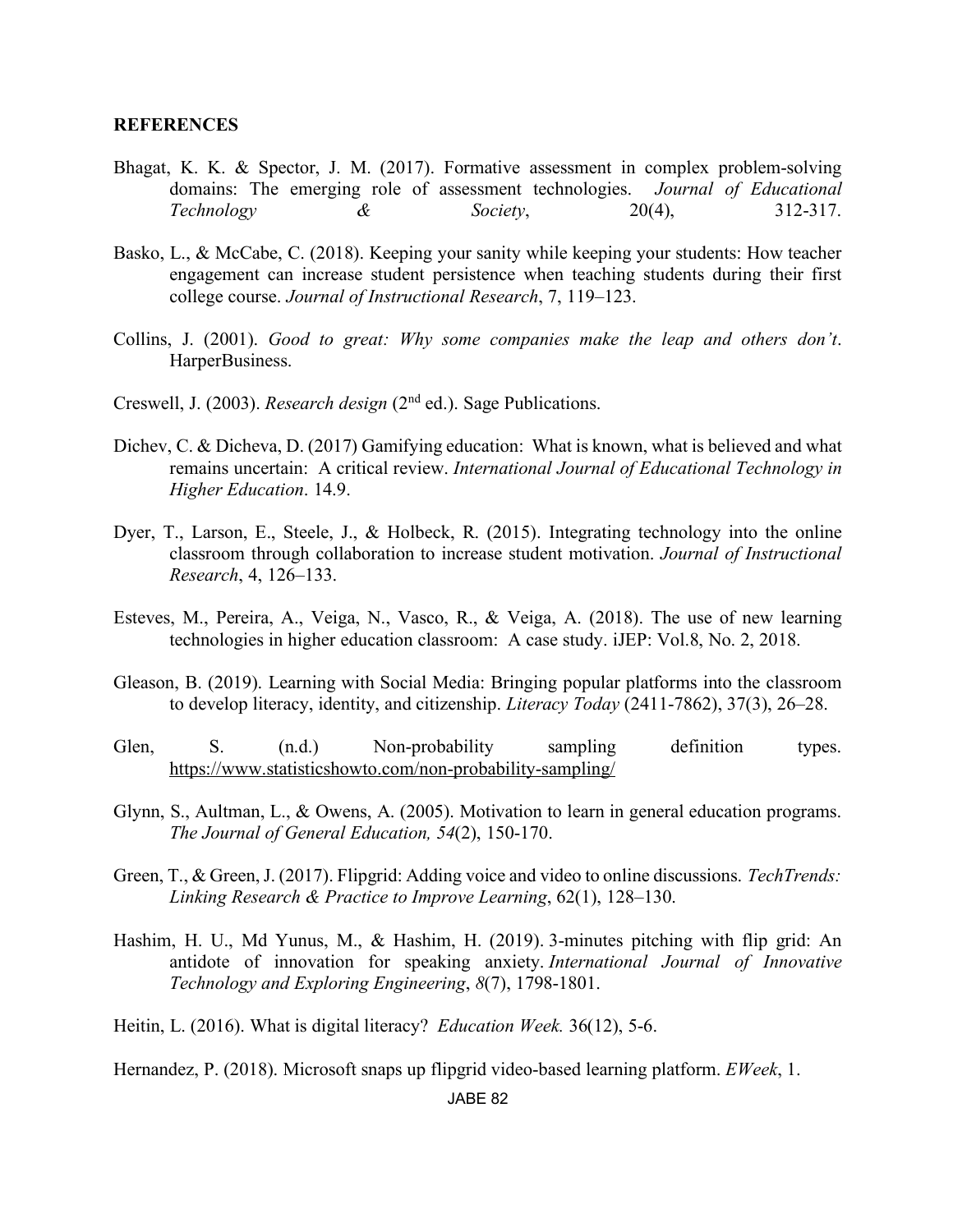**REFERENCES**

Bhagat, K. K. & Spector, J. M. (2017). Formative assessment in complex problem-solving domains: The emerging role of assessment technologies. *Journal of Educational Technology & Society*, 20(4), 312-317.

Basko, L., & McCabe, C. (2018). Keeping your sanity while keeping your students: How teacher engagement can increase student persistence when teaching students during their first college course. *Journal of Instructional Research*, 7, 119–123.

Collins, J. (2001). *Good to great: Why some companies make the leap and others don't*. HarperBusiness.

Creswell, J. (2003). *Research design* (2nd ed.). Sage Publications.

Dichev, C. & Dicheva, D. (2017) Gamifying education: What is known, what is believed and what remains uncertain: A critical review. *International Journal of Educational Technology in Higher Education*. 14.9.

Dyer, T., Larson, E., Steele, J., & Holbeck, R. (2015). Integrating technology into the online classroom through collaboration to increase student motivation. *Journal of Instructional Research*, 4, 126–133.

Esteves, M., Pereira, A., Veiga, N., Vasco, R., & Veiga, A. (2018). The use of new learning technologies in higher education classroom: A case study. iJEP: Vol.8, No. 2, 2018.

Gleason, B. (2019). Learning with Social Media: Bringing popular platforms into the classroom to develop literacy, identity, and citizenship. *Literacy Today* (2411-7862), 37(3), 26–28.

Glen, S. (n.d.) Non-probability sampling definition types. https://www.statisticshowto.com/non-probability-sampling/

Glynn, S., Aultman, L., & Owens, A. (2005). Motivation to learn in general education programs. *The Journal of General Education, 54*(2), 150-170.

Green, T., & Green, J. (2017). Flipgrid: Adding voice and video to online discussions. *TechTrends: Linking Research & Practice to Improve Learning*, 62(1), 128–130.

Hashim, H. U., Md Yunus, M., & Hashim, H. (2019). 3-minutes pitching with flip grid: An antidote of innovation for speaking anxiety. *International Journal of Innovative Technology and Exploring Engineering*, *8*(7), 1798-1801.

Heitin, L. (2016). What is digital literacy? *Education Week.* 36(12), 5-6.

Hernandez, P. (2018). Microsoft snaps up flipgrid video-based learning platform. *EWeek*, 1.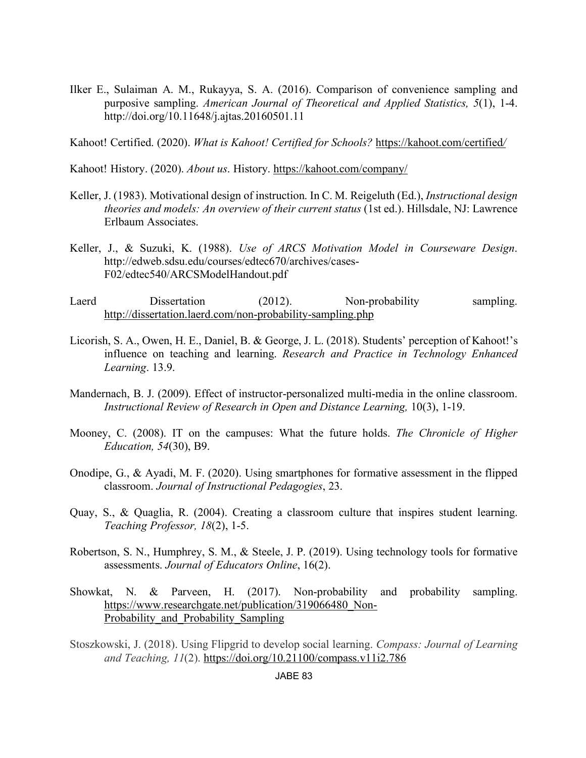Ilker E., Sulaiman A. M., Rukayya, S. A. (2016). Comparison of convenience sampling and purposive sampling. *American Journal of Theoretical and Applied Statistics, 5*(1), 1-4. http://doi.org/10.11648/j.ajtas.20160501.11

Kahoot! Certified. (2020). *What is Kahoot! Certified for Schools?* https://kahoot.com/certified/

Kahoot! History. (2020). *About us*. History. https://kahoot.com/company/

Keller, J. (1983). Motivational design of instruction. In C. M. Reigeluth (Ed.), *Instructional design theories and models: An overview of their current status* (1st ed.). Hillsdale, NJ: Lawrence Erlbaum Associates.

Keller, J., & Suzuki, K. (1988). *Use of ARCS Motivation Model in Courseware Design*. http://edweb.sdsu.edu/courses/edtec670/archives/cases-F02/edtec540/ARCSModelHandout.pdf

Laerd Dissertation (2012). Non-probability sampling. http://dissertation.laerd.com/non-probability-sampling.php

Licorish, S. A., Owen, H. E., Daniel, B. & George, J. L. (2018). Students' perception of Kahoot!'s influence on teaching and learning. *Research and Practice in Technology Enhanced Learning*. 13.9.

Mandernach, B. J. (2009). Effect of instructor-personalized multi-media in the online classroom. *Instructional Review of Research in Open and Distance Learning,* 10(3), 1-19.

Mooney, C. (2008). IT on the campuses: What the future holds. *The Chronicle of Higher Education, 54*(30), B9.

Onodipe, G., & Ayadi, M. F. (2020). Using smartphones for formative assessment in the flipped classroom. *Journal of Instructional Pedagogies*, 23.

Quay, S., & Quaglia, R. (2004). Creating a classroom culture that inspires student learning. *Teaching Professor, 18*(2), 1-5.

Robertson, S. N., Humphrey, S. M., & Steele, J. P. (2019). Using technology tools for formative assessments. *Journal of Educators Online*, 16(2).

Showkat, N. & Parveen, H. (2017). Non-probability and probability sampling. https://www.researchgate.net/publication/319066480_Non-Probability_and_Probability_Sampling

Stoszkowski, J. (2018). Using Flipgrid to develop social learning. *Compass: Journal of Learning and Teaching, 11*(2). https://doi.org/10.21100/compass.v11i2.786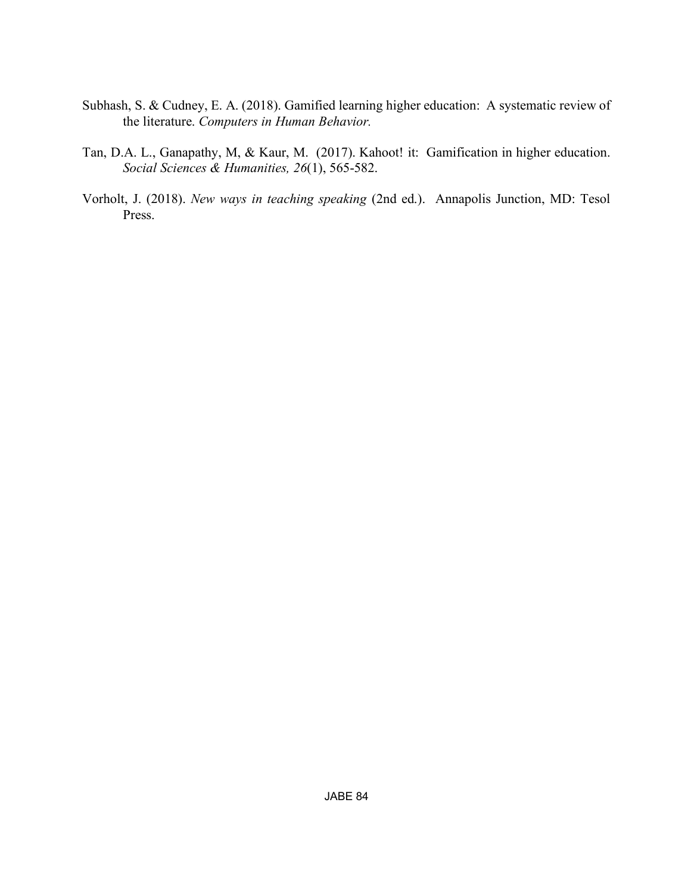Subhash, S. & Cudney, E. A. (2018). Gamified learning higher education: A systematic review of the literature. *Computers in Human Behavior.*

Tan, D.A. L., Ganapathy, M, & Kaur, M. (2017). Kahoot! it: Gamification in higher education. *Social Sciences & Humanities, 26*(1), 565-582.

Vorholt, J. (2018). *New ways in teaching speaking* (2nd ed.). Annapolis Junction, MD: Tesol Press.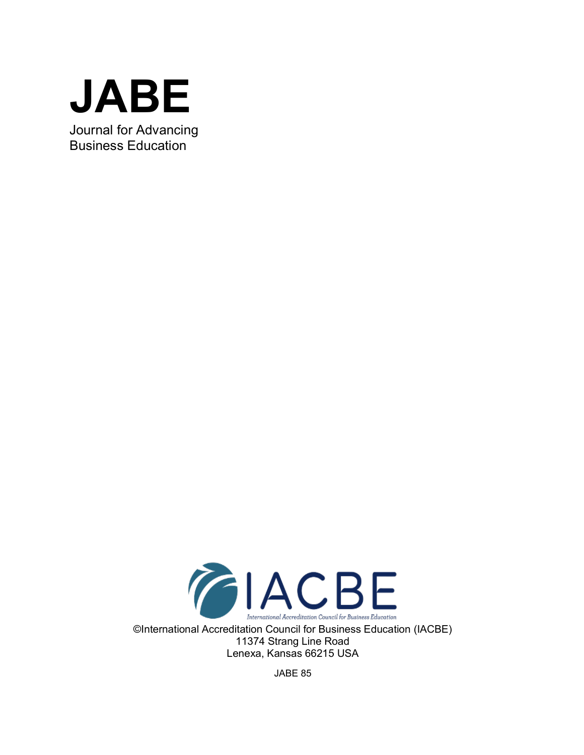# JABE

Journal for Advancing Business Education

IACBE

International Accreditation Council for Business Education

©International Accreditation Council for Business Education (IACBE)
11374 Strang Line Road
Lenexa, Kansas 66215 USA